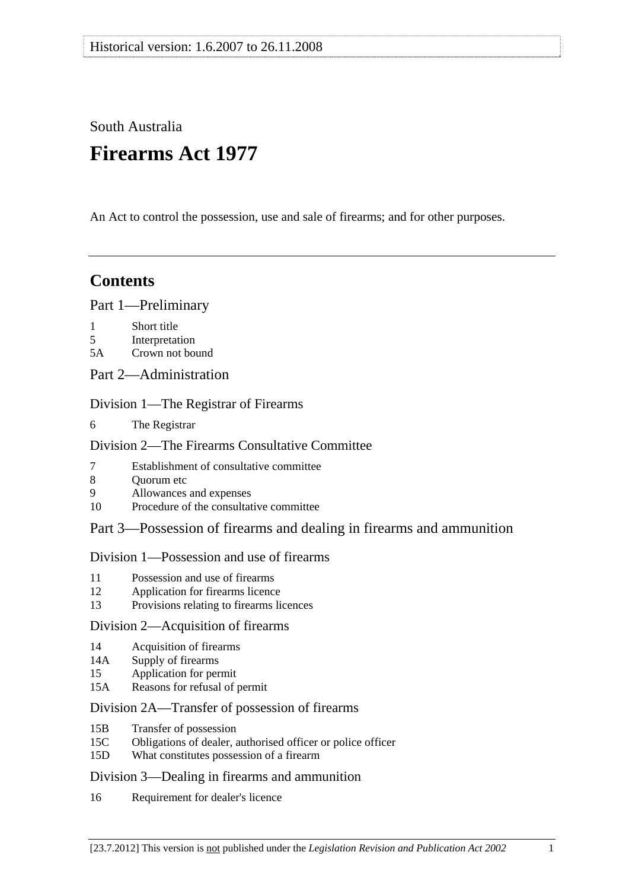Historical version: 1.6.2007 to 26.11.2008

South Australia

# Firearms Act 1977

An Act to control the possession, use and sale of firearms; and for other purposes.

---

## Contents

### Part 1—Preliminary

1 Short title
5 Interpretation
5A Crown not bound

### Part 2—Administration

#### Division 1—The Registrar of Firearms

6 The Registrar

#### Division 2—The Firearms Consultative Committee

7 Establishment of consultative committee
8 Quorum etc
9 Allowances and expenses
10 Procedure of the consultative committee

### Part 3—Possession of firearms and dealing in firearms and ammunition

#### Division 1—Possession and use of firearms

11 Possession and use of firearms
12 Application for firearms licence
13 Provisions relating to firearms licences

#### Division 2—Acquisition of firearms

14 Acquisition of firearms
14A Supply of firearms
15 Application for permit
15A Reasons for refusal of permit

#### Division 2A—Transfer of possession of firearms

15B Transfer of possession
15C Obligations of dealer, authorised officer or police officer
15D What constitutes possession of a firearm

#### Division 3—Dealing in firearms and ammunition

16 Requirement for dealer's licence

[23.7.2012] This version is not published under the *Legislation Revision and Publication Act 2002*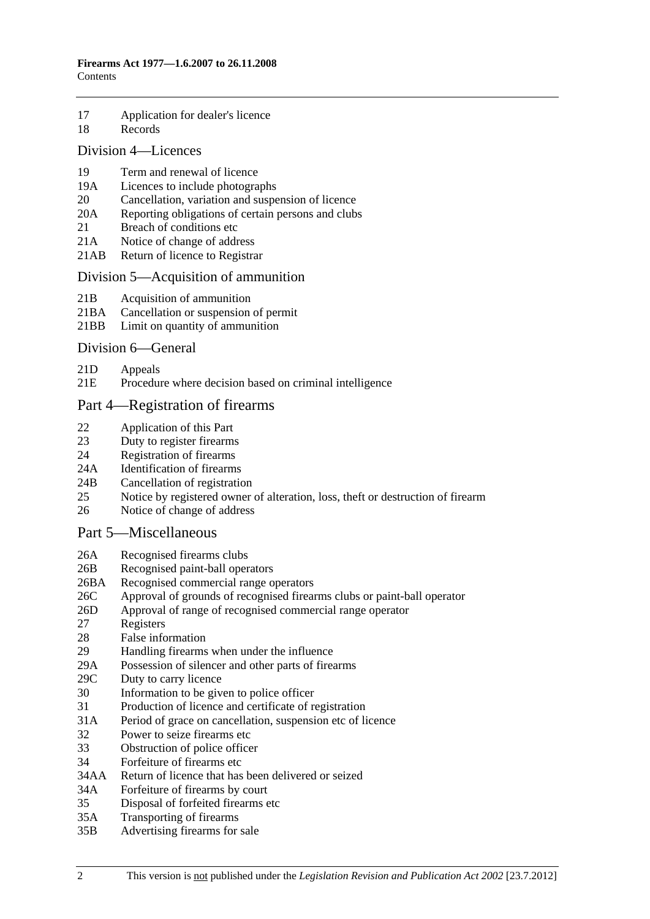17 Application for dealer's licence
18 Records

## Division 4—Licences

19 Term and renewal of licence
19A Licences to include photographs
20 Cancellation, variation and suspension of licence
20A Reporting obligations of certain persons and clubs
21 Breach of conditions etc
21A Notice of change of address
21AB Return of licence to Registrar

## Division 5—Acquisition of ammunition

21B Acquisition of ammunition
21BA Cancellation or suspension of permit
21BB Limit on quantity of ammunition

## Division 6—General

21D Appeals
21E Procedure where decision based on criminal intelligence

# Part 4—Registration of firearms

22 Application of this Part
23 Duty to register firearms
24 Registration of firearms
24A Identification of firearms
24B Cancellation of registration
25 Notice by registered owner of alteration, loss, theft or destruction of firearm
26 Notice of change of address

# Part 5—Miscellaneous

26A Recognised firearms clubs
26B Recognised paint-ball operators
26BA Recognised commercial range operators
26C Approval of grounds of recognised firearms clubs or paint-ball operator
26D Approval of range of recognised commercial range operator
27 Registers
28 False information
29 Handling firearms when under the influence
29A Possession of silencer and other parts of firearms
29C Duty to carry licence
30 Information to be given to police officer
31 Production of licence and certificate of registration
31A Period of grace on cancellation, suspension etc of licence
32 Power to seize firearms etc
33 Obstruction of police officer
34 Forfeiture of firearms etc
34AA Return of licence that has been delivered or seized
34A Forfeiture of firearms by court
35 Disposal of forfeited firearms etc
35A Transporting of firearms
35B Advertising firearms for sale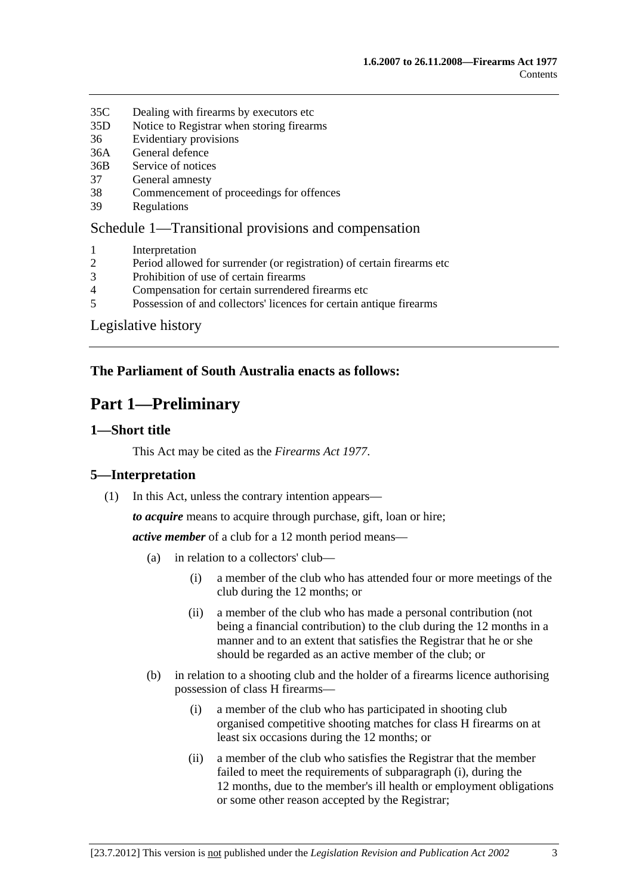35C Dealing with firearms by executors etc
35D Notice to Registrar when storing firearms
36 Evidentiary provisions
36A General defence
36B Service of notices
37 General amnesty
38 Commencement of proceedings for offences
39 Regulations

Schedule 1—Transitional provisions and compensation

1 Interpretation
2 Period allowed for surrender (or registration) of certain firearms etc
3 Prohibition of use of certain firearms
4 Compensation for certain surrendered firearms etc
5 Possession of and collectors' licences for certain antique firearms

Legislative history

**The Parliament of South Australia enacts as follows:**

# Part 1—Preliminary

## 1—Short title

This Act may be cited as the *Firearms Act 1977*.

## 5—Interpretation

(1) In this Act, unless the contrary intention appears—

***to acquire*** means to acquire through purchase, gift, loan or hire;

***active member*** of a club for a 12 month period means—

(a) in relation to a collectors' club—

(i) a member of the club who has attended four or more meetings of the club during the 12 months; or

(ii) a member of the club who has made a personal contribution (not being a financial contribution) to the club during the 12 months in a manner and to an extent that satisfies the Registrar that he or she should be regarded as an active member of the club; or

(b) in relation to a shooting club and the holder of a firearms licence authorising possession of class H firearms—

(i) a member of the club who has participated in shooting club organised competitive shooting matches for class H firearms on at least six occasions during the 12 months; or

(ii) a member of the club who satisfies the Registrar that the member failed to meet the requirements of subparagraph (i), during the 12 months, due to the member's ill health or employment obligations or some other reason accepted by the Registrar;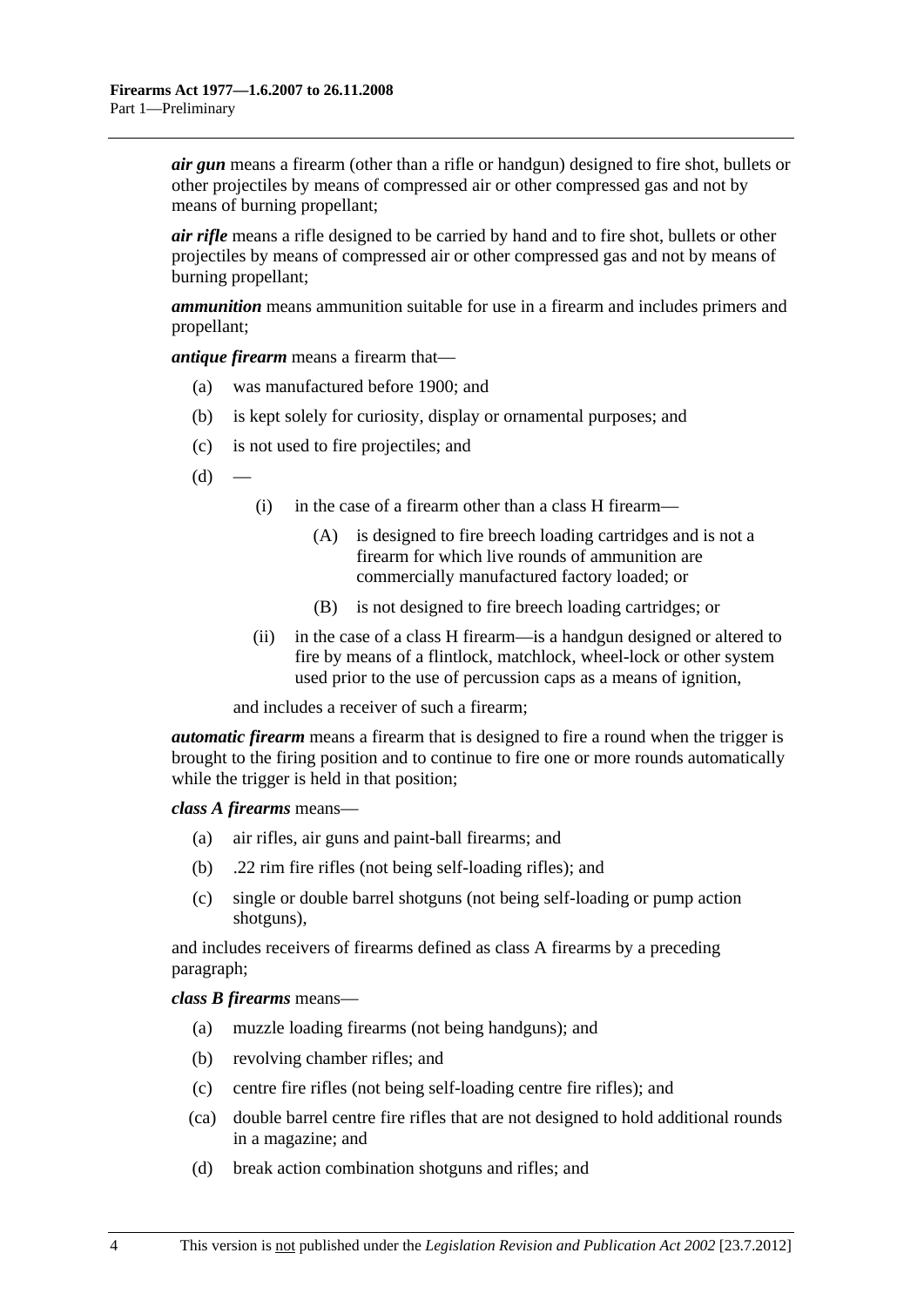***air gun*** means a firearm (other than a rifle or handgun) designed to fire shot, bullets or other projectiles by means of compressed air or other compressed gas and not by means of burning propellant;

***air rifle*** means a rifle designed to be carried by hand and to fire shot, bullets or other projectiles by means of compressed air or other compressed gas and not by means of burning propellant;

***ammunition*** means ammunition suitable for use in a firearm and includes primers and propellant;

***antique firearm*** means a firearm that—

- (a) was manufactured before 1900; and
- (b) is kept solely for curiosity, display or ornamental purposes; and
- (c) is not used to fire projectiles; and
- (d) —
  - (i) in the case of a firearm other than a class H firearm—
    - (A) is designed to fire breech loading cartridges and is not a firearm for which live rounds of ammunition are commercially manufactured factory loaded; or
    - (B) is not designed to fire breech loading cartridges; or
  - (ii) in the case of a class H firearm—is a handgun designed or altered to fire by means of a flintlock, matchlock, wheel-lock or other system used prior to the use of percussion caps as a means of ignition,

and includes a receiver of such a firearm;

***automatic firearm*** means a firearm that is designed to fire a round when the trigger is brought to the firing position and to continue to fire one or more rounds automatically while the trigger is held in that position;

***class A firearms*** means—

- (a) air rifles, air guns and paint-ball firearms; and
- (b) .22 rim fire rifles (not being self-loading rifles); and
- (c) single or double barrel shotguns (not being self-loading or pump action shotguns),

and includes receivers of firearms defined as class A firearms by a preceding paragraph;

***class B firearms*** means—

- (a) muzzle loading firearms (not being handguns); and
- (b) revolving chamber rifles; and
- (c) centre fire rifles (not being self-loading centre fire rifles); and
- (ca) double barrel centre fire rifles that are not designed to hold additional rounds in a magazine; and
- (d) break action combination shotguns and rifles; and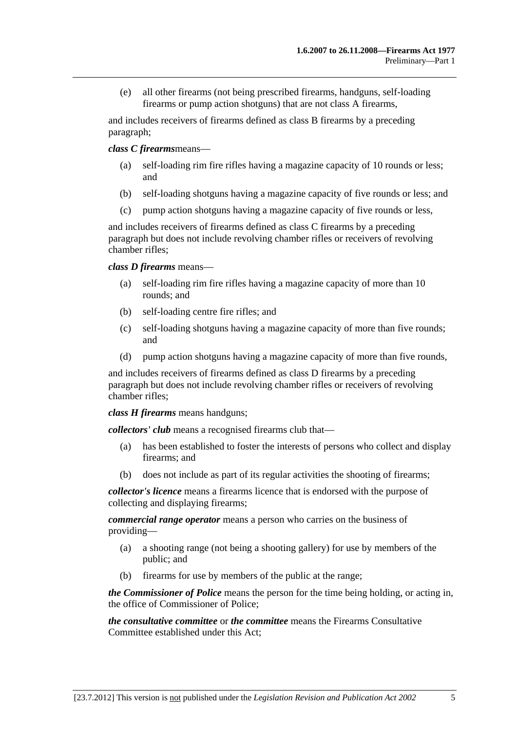(e) all other firearms (not being prescribed firearms, handguns, self-loading firearms or pump action shotguns) that are not class A firearms,

and includes receivers of firearms defined as class B firearms by a preceding paragraph;

***class C firearms***means—

(a) self-loading rim fire rifles having a magazine capacity of 10 rounds or less; and

(b) self-loading shotguns having a magazine capacity of five rounds or less; and

(c) pump action shotguns having a magazine capacity of five rounds or less,

and includes receivers of firearms defined as class C firearms by a preceding paragraph but does not include revolving chamber rifles or receivers of revolving chamber rifles;

***class D firearms*** means—

(a) self-loading rim fire rifles having a magazine capacity of more than 10 rounds; and

(b) self-loading centre fire rifles; and

(c) self-loading shotguns having a magazine capacity of more than five rounds; and

(d) pump action shotguns having a magazine capacity of more than five rounds,

and includes receivers of firearms defined as class D firearms by a preceding paragraph but does not include revolving chamber rifles or receivers of revolving chamber rifles;

***class H firearms*** means handguns;

***collectors' club*** means a recognised firearms club that—

(a) has been established to foster the interests of persons who collect and display firearms; and

(b) does not include as part of its regular activities the shooting of firearms;

***collector's licence*** means a firearms licence that is endorsed with the purpose of collecting and displaying firearms;

***commercial range operator*** means a person who carries on the business of providing—

(a) a shooting range (not being a shooting gallery) for use by members of the public; and

(b) firearms for use by members of the public at the range;

***the Commissioner of Police*** means the person for the time being holding, or acting in, the office of Commissioner of Police;

***the consultative committee*** or ***the committee*** means the Firearms Consultative Committee established under this Act;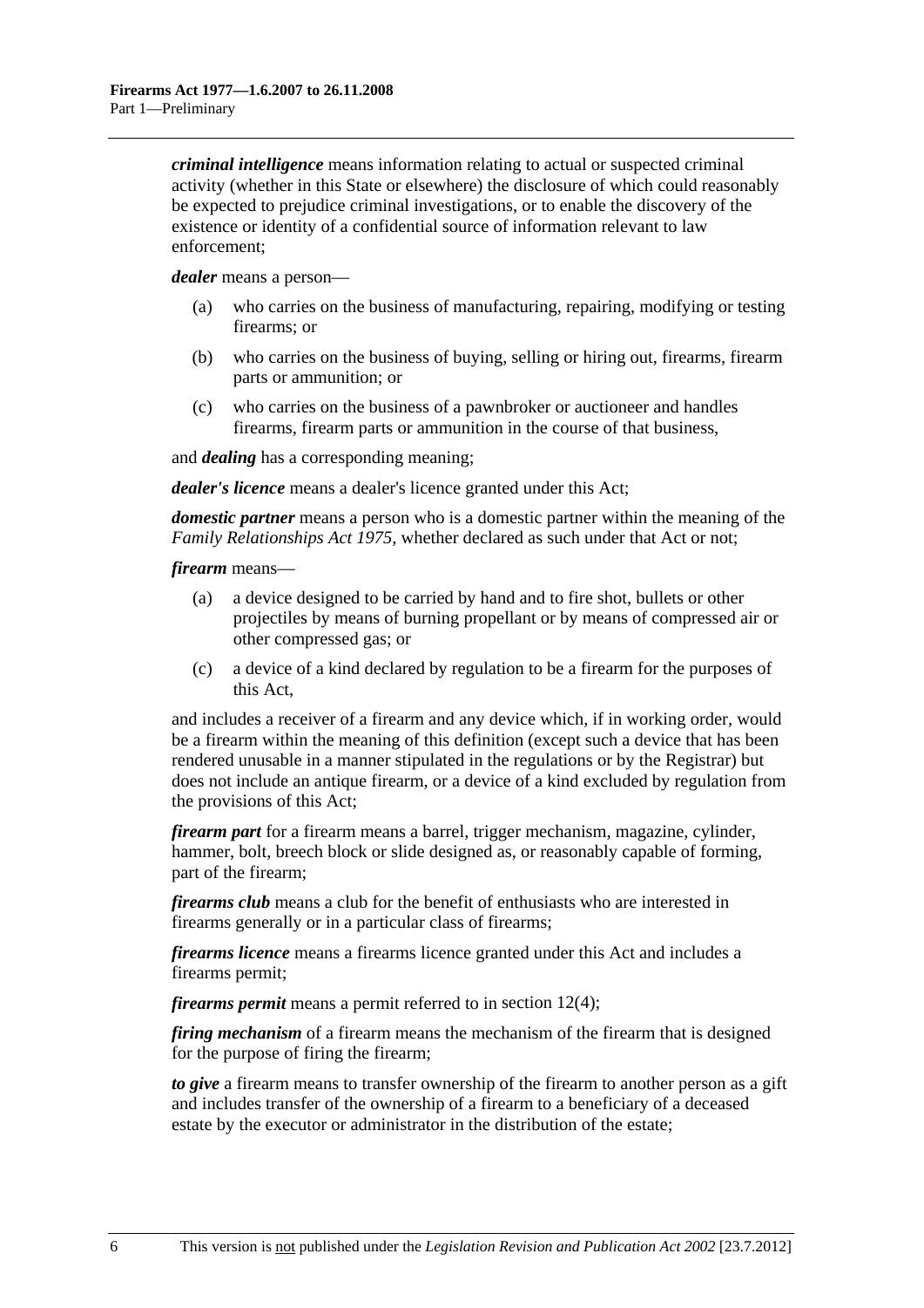***criminal intelligence*** means information relating to actual or suspected criminal activity (whether in this State or elsewhere) the disclosure of which could reasonably be expected to prejudice criminal investigations, or to enable the discovery of the existence or identity of a confidential source of information relevant to law enforcement;

***dealer*** means a person—

(a) who carries on the business of manufacturing, repairing, modifying or testing firearms; or

(b) who carries on the business of buying, selling or hiring out, firearms, firearm parts or ammunition; or

(c) who carries on the business of a pawnbroker or auctioneer and handles firearms, firearm parts or ammunition in the course of that business,

and ***dealing*** has a corresponding meaning;

***dealer's licence*** means a dealer's licence granted under this Act;

***domestic partner*** means a person who is a domestic partner within the meaning of the *Family Relationships Act 1975*, whether declared as such under that Act or not;

***firearm*** means—

(a) a device designed to be carried by hand and to fire shot, bullets or other projectiles by means of burning propellant or by means of compressed air or other compressed gas; or

(c) a device of a kind declared by regulation to be a firearm for the purposes of this Act,

and includes a receiver of a firearm and any device which, if in working order, would be a firearm within the meaning of this definition (except such a device that has been rendered unusable in a manner stipulated in the regulations or by the Registrar) but does not include an antique firearm, or a device of a kind excluded by regulation from the provisions of this Act;

***firearm part*** for a firearm means a barrel, trigger mechanism, magazine, cylinder, hammer, bolt, breech block or slide designed as, or reasonably capable of forming, part of the firearm;

***firearms club*** means a club for the benefit of enthusiasts who are interested in firearms generally or in a particular class of firearms;

***firearms licence*** means a firearms licence granted under this Act and includes a firearms permit;

***firearms permit*** means a permit referred to in section 12(4);

***firing mechanism*** of a firearm means the mechanism of the firearm that is designed for the purpose of firing the firearm;

***to give*** a firearm means to transfer ownership of the firearm to another person as a gift and includes transfer of the ownership of a firearm to a beneficiary of a deceased estate by the executor or administrator in the distribution of the estate;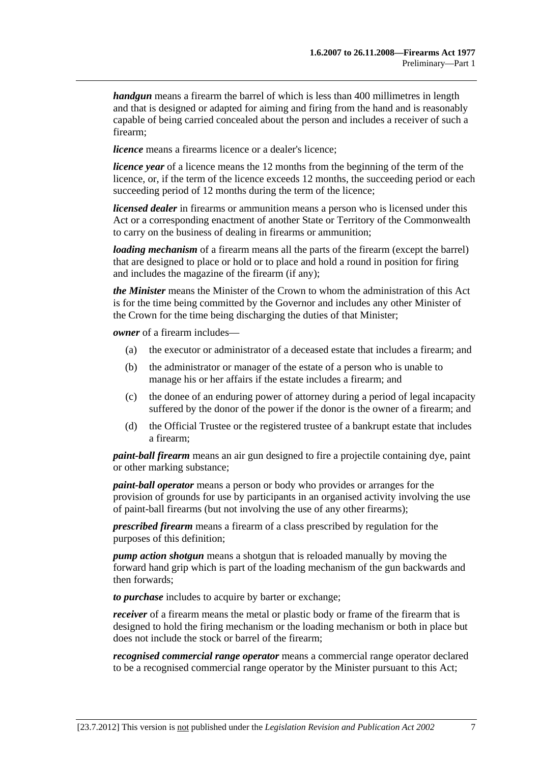***handgun*** means a firearm the barrel of which is less than 400 millimetres in length and that is designed or adapted for aiming and firing from the hand and is reasonably capable of being carried concealed about the person and includes a receiver of such a firearm;

***licence*** means a firearms licence or a dealer's licence;

***licence year*** of a licence means the 12 months from the beginning of the term of the licence, or, if the term of the licence exceeds 12 months, the succeeding period or each succeeding period of 12 months during the term of the licence;

***licensed dealer*** in firearms or ammunition means a person who is licensed under this Act or a corresponding enactment of another State or Territory of the Commonwealth to carry on the business of dealing in firearms or ammunition;

***loading mechanism*** of a firearm means all the parts of the firearm (except the barrel) that are designed to place or hold or to place and hold a round in position for firing and includes the magazine of the firearm (if any);

***the Minister*** means the Minister of the Crown to whom the administration of this Act is for the time being committed by the Governor and includes any other Minister of the Crown for the time being discharging the duties of that Minister;

***owner*** of a firearm includes—

- (a) the executor or administrator of a deceased estate that includes a firearm; and
- (b) the administrator or manager of the estate of a person who is unable to manage his or her affairs if the estate includes a firearm; and
- (c) the donee of an enduring power of attorney during a period of legal incapacity suffered by the donor of the power if the donor is the owner of a firearm; and
- (d) the Official Trustee or the registered trustee of a bankrupt estate that includes a firearm;

***paint-ball firearm*** means an air gun designed to fire a projectile containing dye, paint or other marking substance;

***paint-ball operator*** means a person or body who provides or arranges for the provision of grounds for use by participants in an organised activity involving the use of paint-ball firearms (but not involving the use of any other firearms);

***prescribed firearm*** means a firearm of a class prescribed by regulation for the purposes of this definition;

***pump action shotgun*** means a shotgun that is reloaded manually by moving the forward hand grip which is part of the loading mechanism of the gun backwards and then forwards;

***to purchase*** includes to acquire by barter or exchange;

***receiver*** of a firearm means the metal or plastic body or frame of the firearm that is designed to hold the firing mechanism or the loading mechanism or both in place but does not include the stock or barrel of the firearm;

***recognised commercial range operator*** means a commercial range operator declared to be a recognised commercial range operator by the Minister pursuant to this Act;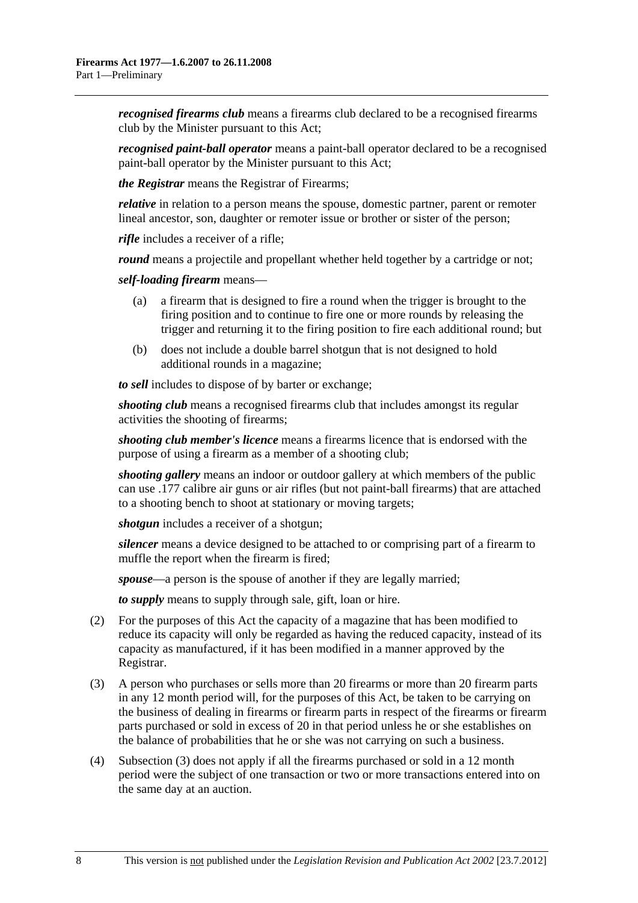***recognised firearms club*** means a firearms club declared to be a recognised firearms club by the Minister pursuant to this Act;

***recognised paint-ball operator*** means a paint-ball operator declared to be a recognised paint-ball operator by the Minister pursuant to this Act;

***the Registrar*** means the Registrar of Firearms;

***relative*** in relation to a person means the spouse, domestic partner, parent or remoter lineal ancestor, son, daughter or remoter issue or brother or sister of the person;

***rifle*** includes a receiver of a rifle;

***round*** means a projectile and propellant whether held together by a cartridge or not;

***self-loading firearm*** means—

(a) a firearm that is designed to fire a round when the trigger is brought to the firing position and to continue to fire one or more rounds by releasing the trigger and returning it to the firing position to fire each additional round; but

(b) does not include a double barrel shotgun that is not designed to hold additional rounds in a magazine;

***to sell*** includes to dispose of by barter or exchange;

***shooting club*** means a recognised firearms club that includes amongst its regular activities the shooting of firearms;

***shooting club member's licence*** means a firearms licence that is endorsed with the purpose of using a firearm as a member of a shooting club;

***shooting gallery*** means an indoor or outdoor gallery at which members of the public can use .177 calibre air guns or air rifles (but not paint-ball firearms) that are attached to a shooting bench to shoot at stationary or moving targets;

***shotgun*** includes a receiver of a shotgun;

***silencer*** means a device designed to be attached to or comprising part of a firearm to muffle the report when the firearm is fired;

***spouse***—a person is the spouse of another if they are legally married;

***to supply*** means to supply through sale, gift, loan or hire.

(2) For the purposes of this Act the capacity of a magazine that has been modified to reduce its capacity will only be regarded as having the reduced capacity, instead of its capacity as manufactured, if it has been modified in a manner approved by the Registrar.

(3) A person who purchases or sells more than 20 firearms or more than 20 firearm parts in any 12 month period will, for the purposes of this Act, be taken to be carrying on the business of dealing in firearms or firearm parts in respect of the firearms or firearm parts purchased or sold in excess of 20 in that period unless he or she establishes on the balance of probabilities that he or she was not carrying on such a business.

(4) Subsection (3) does not apply if all the firearms purchased or sold in a 12 month period were the subject of one transaction or two or more transactions entered into on the same day at an auction.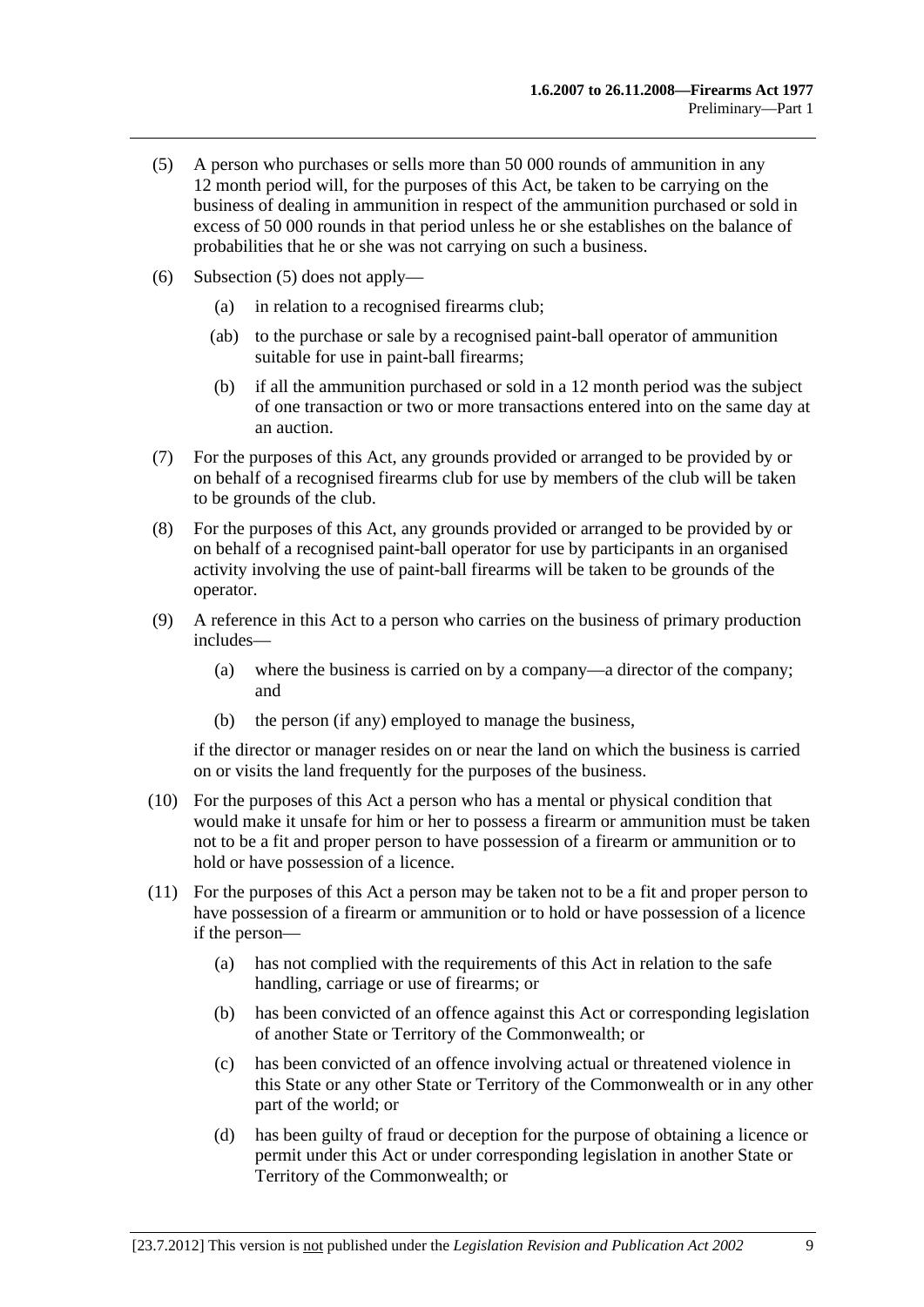(5) A person who purchases or sells more than 50 000 rounds of ammunition in any 12 month period will, for the purposes of this Act, be taken to be carrying on the business of dealing in ammunition in respect of the ammunition purchased or sold in excess of 50 000 rounds in that period unless he or she establishes on the balance of probabilities that he or she was not carrying on such a business.

(6) Subsection (5) does not apply—

- (a) in relation to a recognised firearms club;
- (ab) to the purchase or sale by a recognised paint-ball operator of ammunition suitable for use in paint-ball firearms;
- (b) if all the ammunition purchased or sold in a 12 month period was the subject of one transaction or two or more transactions entered into on the same day at an auction.

(7) For the purposes of this Act, any grounds provided or arranged to be provided by or on behalf of a recognised firearms club for use by members of the club will be taken to be grounds of the club.

(8) For the purposes of this Act, any grounds provided or arranged to be provided by or on behalf of a recognised paint-ball operator for use by participants in an organised activity involving the use of paint-ball firearms will be taken to be grounds of the operator.

(9) A reference in this Act to a person who carries on the business of primary production includes—

- (a) where the business is carried on by a company—a director of the company; and
- (b) the person (if any) employed to manage the business,

if the director or manager resides on or near the land on which the business is carried on or visits the land frequently for the purposes of the business.

(10) For the purposes of this Act a person who has a mental or physical condition that would make it unsafe for him or her to possess a firearm or ammunition must be taken not to be a fit and proper person to have possession of a firearm or ammunition or to hold or have possession of a licence.

(11) For the purposes of this Act a person may be taken not to be a fit and proper person to have possession of a firearm or ammunition or to hold or have possession of a licence if the person—

- (a) has not complied with the requirements of this Act in relation to the safe handling, carriage or use of firearms; or
- (b) has been convicted of an offence against this Act or corresponding legislation of another State or Territory of the Commonwealth; or
- (c) has been convicted of an offence involving actual or threatened violence in this State or any other State or Territory of the Commonwealth or in any other part of the world; or
- (d) has been guilty of fraud or deception for the purpose of obtaining a licence or permit under this Act or under corresponding legislation in another State or Territory of the Commonwealth; or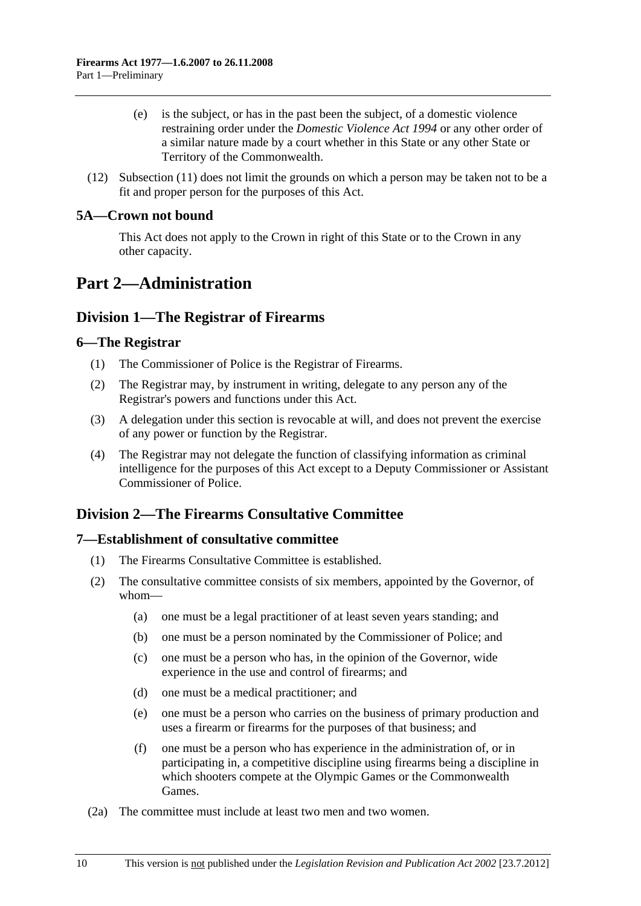(e) is the subject, or has in the past been the subject, of a domestic violence restraining order under the *Domestic Violence Act 1994* or any other order of a similar nature made by a court whether in this State or any other State or Territory of the Commonwealth.

(12) Subsection (11) does not limit the grounds on which a person may be taken not to be a fit and proper person for the purposes of this Act.

### 5A—Crown not bound

This Act does not apply to the Crown in right of this State or to the Crown in any other capacity.

# Part 2—Administration

## Division 1—The Registrar of Firearms

### 6—The Registrar

(1) The Commissioner of Police is the Registrar of Firearms.

(2) The Registrar may, by instrument in writing, delegate to any person any of the Registrar's powers and functions under this Act.

(3) A delegation under this section is revocable at will, and does not prevent the exercise of any power or function by the Registrar.

(4) The Registrar may not delegate the function of classifying information as criminal intelligence for the purposes of this Act except to a Deputy Commissioner or Assistant Commissioner of Police.

## Division 2—The Firearms Consultative Committee

### 7—Establishment of consultative committee

(1) The Firearms Consultative Committee is established.

(2) The consultative committee consists of six members, appointed by the Governor, of whom—

(a) one must be a legal practitioner of at least seven years standing; and

(b) one must be a person nominated by the Commissioner of Police; and

(c) one must be a person who has, in the opinion of the Governor, wide experience in the use and control of firearms; and

(d) one must be a medical practitioner; and

(e) one must be a person who carries on the business of primary production and uses a firearm or firearms for the purposes of that business; and

(f) one must be a person who has experience in the administration of, or in participating in, a competitive discipline using firearms being a discipline in which shooters compete at the Olympic Games or the Commonwealth Games.

(2a) The committee must include at least two men and two women.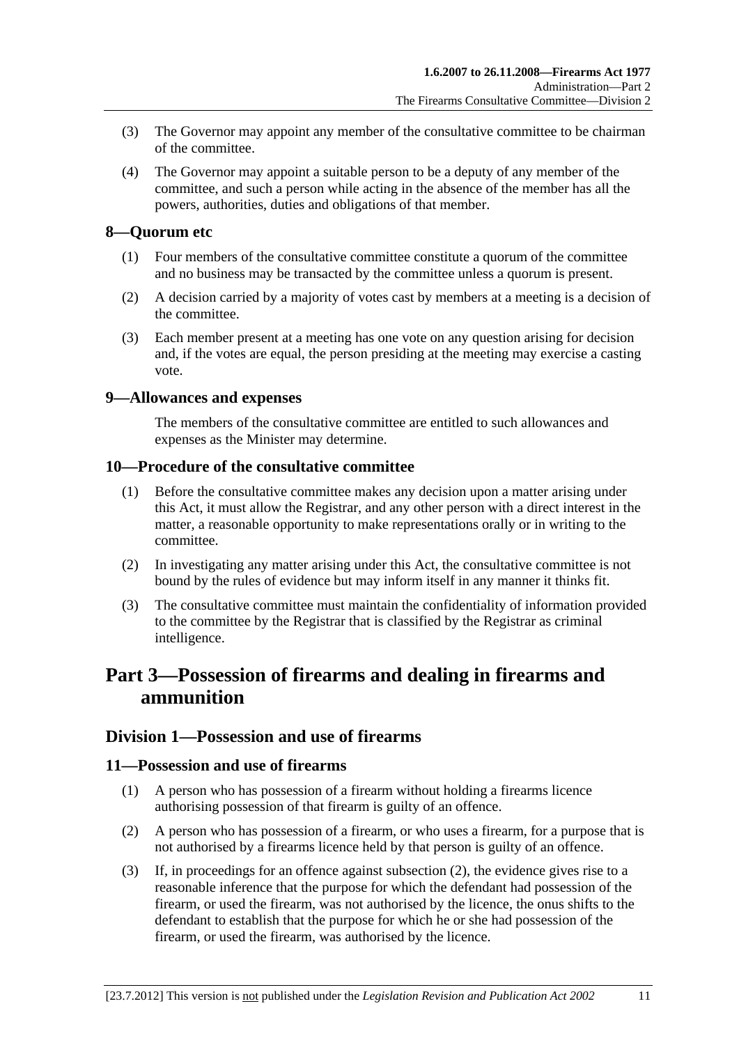(3) The Governor may appoint any member of the consultative committee to be chairman of the committee.

(4) The Governor may appoint a suitable person to be a deputy of any member of the committee, and such a person while acting in the absence of the member has all the powers, authorities, duties and obligations of that member.

### 8—Quorum etc

(1) Four members of the consultative committee constitute a quorum of the committee and no business may be transacted by the committee unless a quorum is present.

(2) A decision carried by a majority of votes cast by members at a meeting is a decision of the committee.

(3) Each member present at a meeting has one vote on any question arising for decision and, if the votes are equal, the person presiding at the meeting may exercise a casting vote.

### 9—Allowances and expenses

The members of the consultative committee are entitled to such allowances and expenses as the Minister may determine.

### 10—Procedure of the consultative committee

(1) Before the consultative committee makes any decision upon a matter arising under this Act, it must allow the Registrar, and any other person with a direct interest in the matter, a reasonable opportunity to make representations orally or in writing to the committee.

(2) In investigating any matter arising under this Act, the consultative committee is not bound by the rules of evidence but may inform itself in any manner it thinks fit.

(3) The consultative committee must maintain the confidentiality of information provided to the committee by the Registrar that is classified by the Registrar as criminal intelligence.

# Part 3—Possession of firearms and dealing in firearms and ammunition

## Division 1—Possession and use of firearms

### 11—Possession and use of firearms

(1) A person who has possession of a firearm without holding a firearms licence authorising possession of that firearm is guilty of an offence.

(2) A person who has possession of a firearm, or who uses a firearm, for a purpose that is not authorised by a firearms licence held by that person is guilty of an offence.

(3) If, in proceedings for an offence against subsection (2), the evidence gives rise to a reasonable inference that the purpose for which the defendant had possession of the firearm, or used the firearm, was not authorised by the licence, the onus shifts to the defendant to establish that the purpose for which he or she had possession of the firearm, or used the firearm, was authorised by the licence.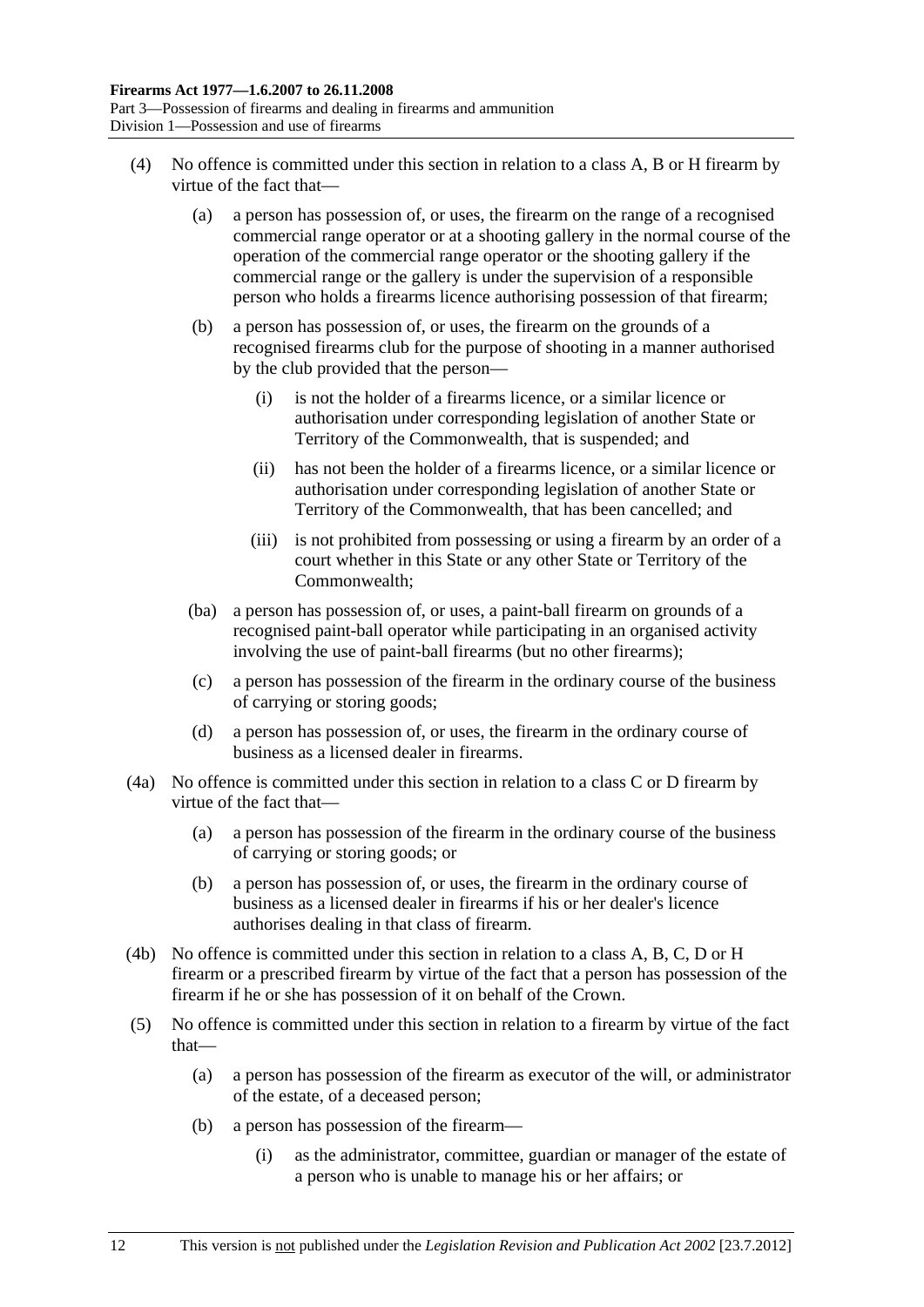(4) No offence is committed under this section in relation to a class A, B or H firearm by virtue of the fact that—

(a) a person has possession of, or uses, the firearm on the range of a recognised commercial range operator or at a shooting gallery in the normal course of the operation of the commercial range operator or the shooting gallery if the commercial range or the gallery is under the supervision of a responsible person who holds a firearms licence authorising possession of that firearm;

(b) a person has possession of, or uses, the firearm on the grounds of a recognised firearms club for the purpose of shooting in a manner authorised by the club provided that the person—

(i) is not the holder of a firearms licence, or a similar licence or authorisation under corresponding legislation of another State or Territory of the Commonwealth, that is suspended; and

(ii) has not been the holder of a firearms licence, or a similar licence or authorisation under corresponding legislation of another State or Territory of the Commonwealth, that has been cancelled; and

(iii) is not prohibited from possessing or using a firearm by an order of a court whether in this State or any other State or Territory of the Commonwealth;

(ba) a person has possession of, or uses, a paint-ball firearm on grounds of a recognised paint-ball operator while participating in an organised activity involving the use of paint-ball firearms (but no other firearms);

(c) a person has possession of the firearm in the ordinary course of the business of carrying or storing goods;

(d) a person has possession of, or uses, the firearm in the ordinary course of business as a licensed dealer in firearms.

(4a) No offence is committed under this section in relation to a class C or D firearm by virtue of the fact that—

(a) a person has possession of the firearm in the ordinary course of the business of carrying or storing goods; or

(b) a person has possession of, or uses, the firearm in the ordinary course of business as a licensed dealer in firearms if his or her dealer's licence authorises dealing in that class of firearm.

(4b) No offence is committed under this section in relation to a class A, B, C, D or H firearm or a prescribed firearm by virtue of the fact that a person has possession of the firearm if he or she has possession of it on behalf of the Crown.

(5) No offence is committed under this section in relation to a firearm by virtue of the fact that—

(a) a person has possession of the firearm as executor of the will, or administrator of the estate, of a deceased person;

(b) a person has possession of the firearm—

(i) as the administrator, committee, guardian or manager of the estate of a person who is unable to manage his or her affairs; or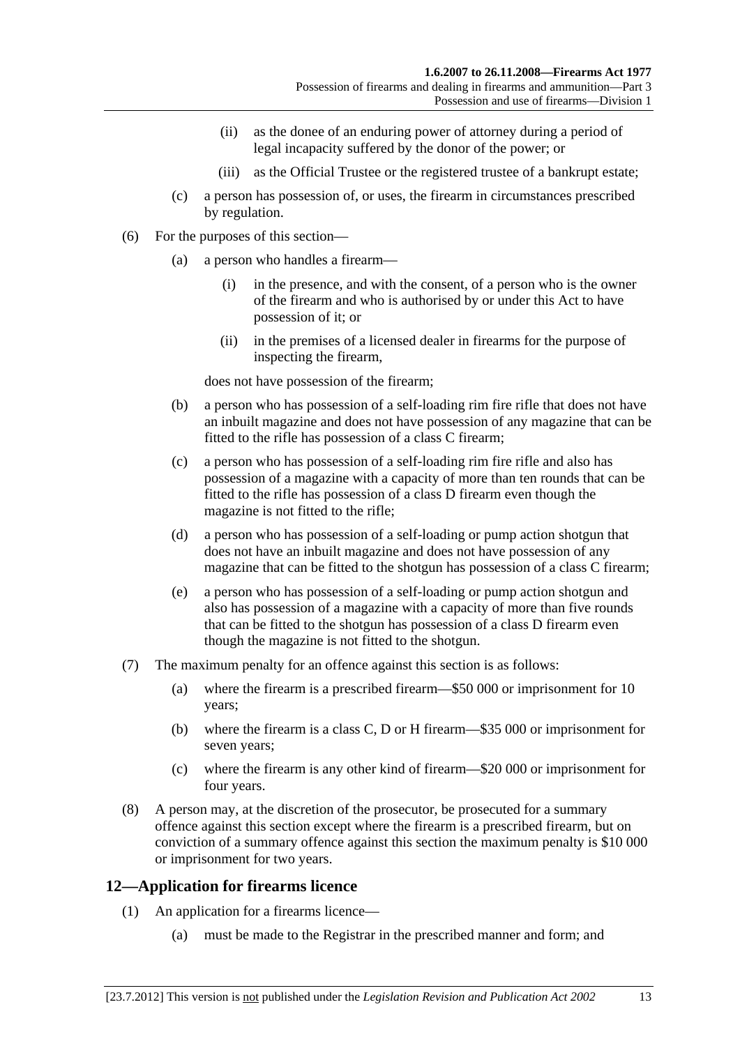(ii) as the donee of an enduring power of attorney during a period of legal incapacity suffered by the donor of the power; or

(iii) as the Official Trustee or the registered trustee of a bankrupt estate;

(c) a person has possession of, or uses, the firearm in circumstances prescribed by regulation.

(6) For the purposes of this section—

(a) a person who handles a firearm—

(i) in the presence, and with the consent, of a person who is the owner of the firearm and who is authorised by or under this Act to have possession of it; or

(ii) in the premises of a licensed dealer in firearms for the purpose of inspecting the firearm,

does not have possession of the firearm;

(b) a person who has possession of a self-loading rim fire rifle that does not have an inbuilt magazine and does not have possession of any magazine that can be fitted to the rifle has possession of a class C firearm;

(c) a person who has possession of a self-loading rim fire rifle and also has possession of a magazine with a capacity of more than ten rounds that can be fitted to the rifle has possession of a class D firearm even though the magazine is not fitted to the rifle;

(d) a person who has possession of a self-loading or pump action shotgun that does not have an inbuilt magazine and does not have possession of any magazine that can be fitted to the shotgun has possession of a class C firearm;

(e) a person who has possession of a self-loading or pump action shotgun and also has possession of a magazine with a capacity of more than five rounds that can be fitted to the shotgun has possession of a class D firearm even though the magazine is not fitted to the shotgun.

(7) The maximum penalty for an offence against this section is as follows:

(a) where the firearm is a prescribed firearm—$50 000 or imprisonment for 10 years;

(b) where the firearm is a class C, D or H firearm—$35 000 or imprisonment for seven years;

(c) where the firearm is any other kind of firearm—$20 000 or imprisonment for four years.

(8) A person may, at the discretion of the prosecutor, be prosecuted for a summary offence against this section except where the firearm is a prescribed firearm, but on conviction of a summary offence against this section the maximum penalty is $10 000 or imprisonment for two years.

## 12—Application for firearms licence

(1) An application for a firearms licence—

(a) must be made to the Registrar in the prescribed manner and form; and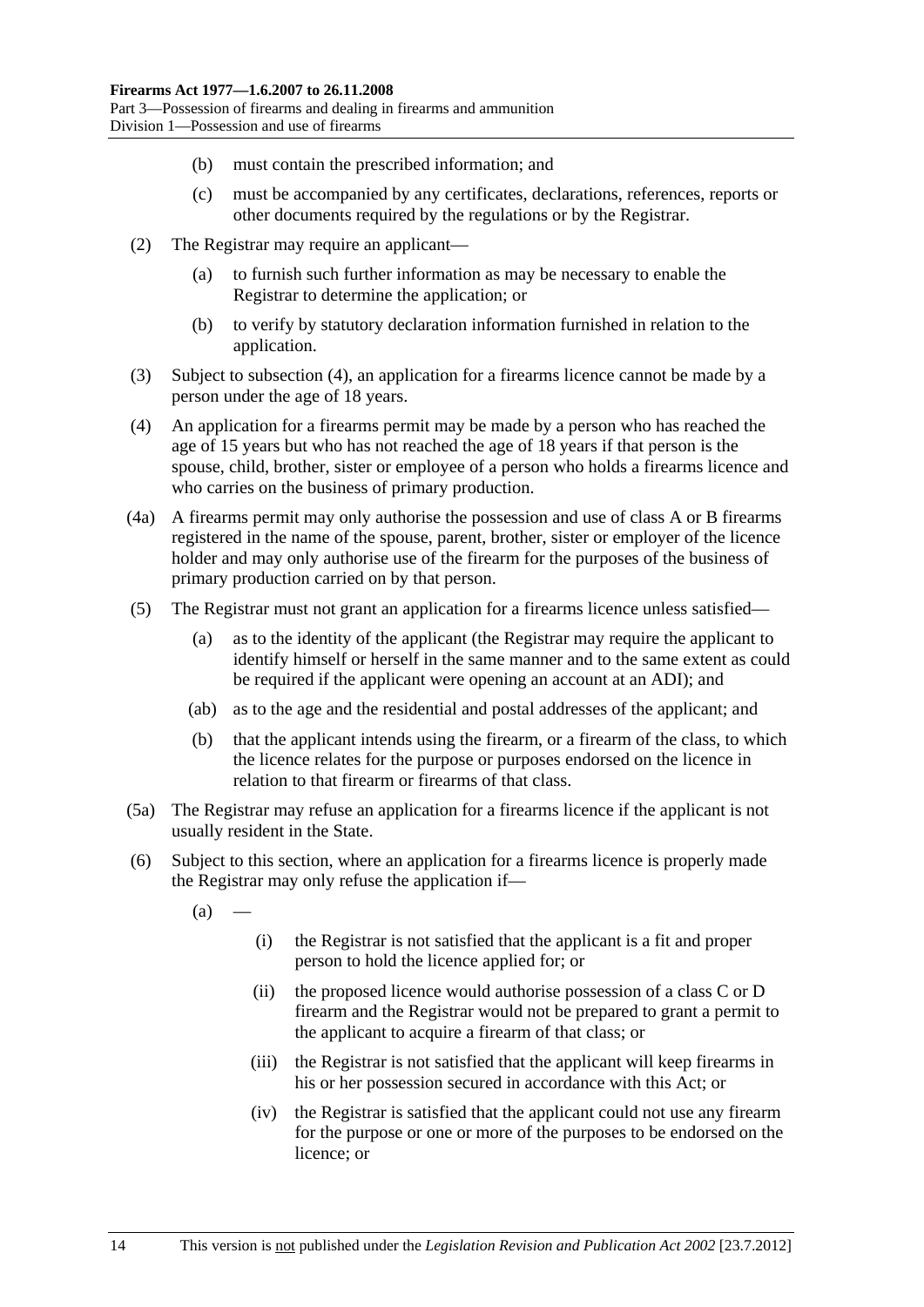(b) must contain the prescribed information; and

(c) must be accompanied by any certificates, declarations, references, reports or other documents required by the regulations or by the Registrar.

(2) The Registrar may require an applicant—

(a) to furnish such further information as may be necessary to enable the Registrar to determine the application; or

(b) to verify by statutory declaration information furnished in relation to the application.

(3) Subject to subsection (4), an application for a firearms licence cannot be made by a person under the age of 18 years.

(4) An application for a firearms permit may be made by a person who has reached the age of 15 years but who has not reached the age of 18 years if that person is the spouse, child, brother, sister or employee of a person who holds a firearms licence and who carries on the business of primary production.

(4a) A firearms permit may only authorise the possession and use of class A or B firearms registered in the name of the spouse, parent, brother, sister or employer of the licence holder and may only authorise use of the firearm for the purposes of the business of primary production carried on by that person.

(5) The Registrar must not grant an application for a firearms licence unless satisfied—

(a) as to the identity of the applicant (the Registrar may require the applicant to identify himself or herself in the same manner and to the same extent as could be required if the applicant were opening an account at an ADI); and

(ab) as to the age and the residential and postal addresses of the applicant; and

(b) that the applicant intends using the firearm, or a firearm of the class, to which the licence relates for the purpose or purposes endorsed on the licence in relation to that firearm or firearms of that class.

(5a) The Registrar may refuse an application for a firearms licence if the applicant is not usually resident in the State.

(6) Subject to this section, where an application for a firearms licence is properly made the Registrar may only refuse the application if—

(a) —

(i) the Registrar is not satisfied that the applicant is a fit and proper person to hold the licence applied for; or

(ii) the proposed licence would authorise possession of a class C or D firearm and the Registrar would not be prepared to grant a permit to the applicant to acquire a firearm of that class; or

(iii) the Registrar is not satisfied that the applicant will keep firearms in his or her possession secured in accordance with this Act; or

(iv) the Registrar is satisfied that the applicant could not use any firearm for the purpose or one or more of the purposes to be endorsed on the licence; or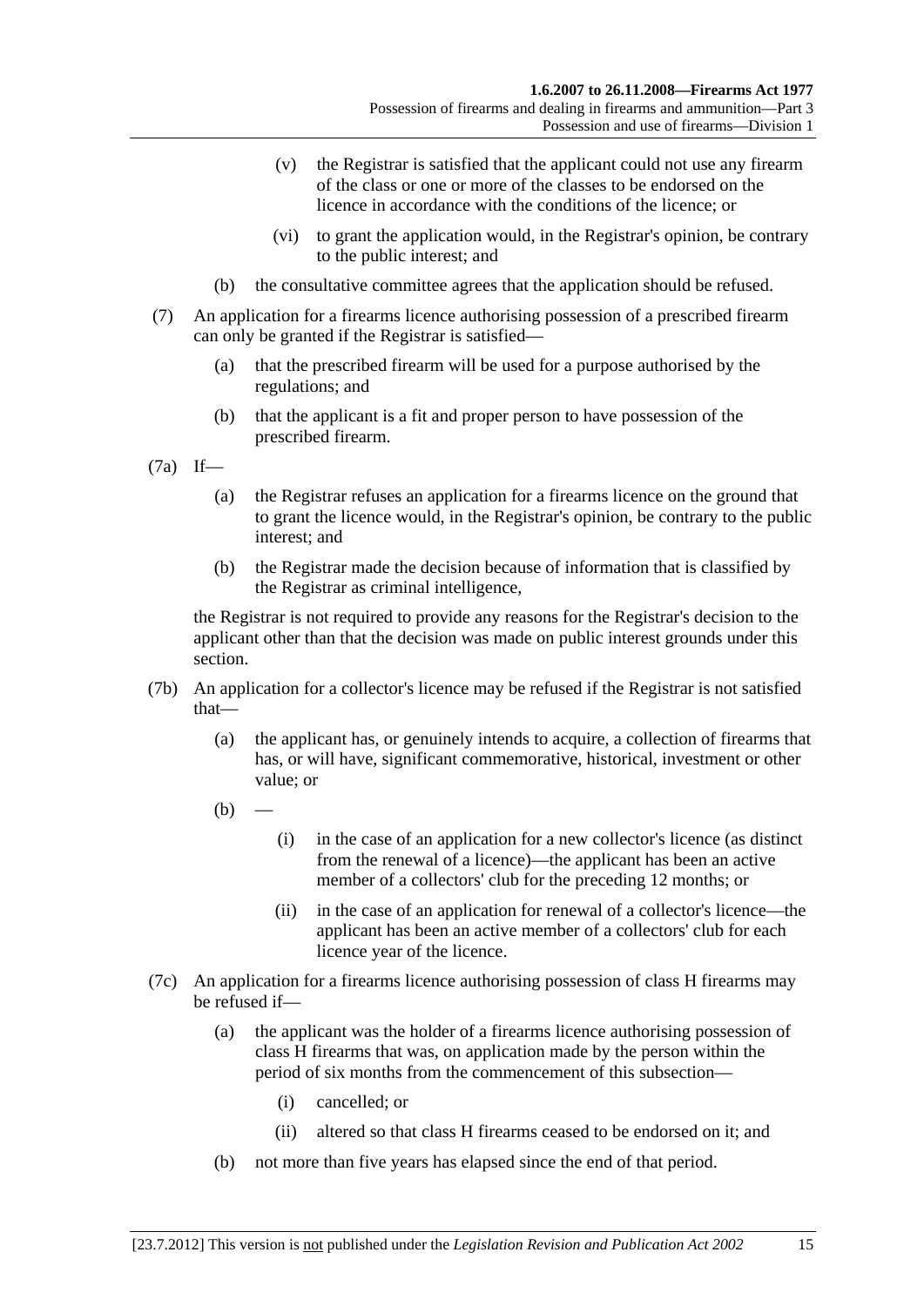(v) the Registrar is satisfied that the applicant could not use any firearm of the class or one or more of the classes to be endorsed on the licence in accordance with the conditions of the licence; or

(vi) to grant the application would, in the Registrar's opinion, be contrary to the public interest; and

(b) the consultative committee agrees that the application should be refused.

(7) An application for a firearms licence authorising possession of a prescribed firearm can only be granted if the Registrar is satisfied—

(a) that the prescribed firearm will be used for a purpose authorised by the regulations; and

(b) that the applicant is a fit and proper person to have possession of the prescribed firearm.

(7a) If—

(a) the Registrar refuses an application for a firearms licence on the ground that to grant the licence would, in the Registrar's opinion, be contrary to the public interest; and

(b) the Registrar made the decision because of information that is classified by the Registrar as criminal intelligence,

the Registrar is not required to provide any reasons for the Registrar's decision to the applicant other than that the decision was made on public interest grounds under this section.

(7b) An application for a collector's licence may be refused if the Registrar is not satisfied that—

(a) the applicant has, or genuinely intends to acquire, a collection of firearms that has, or will have, significant commemorative, historical, investment or other value; or

(b) —

(i) in the case of an application for a new collector's licence (as distinct from the renewal of a licence)—the applicant has been an active member of a collectors' club for the preceding 12 months; or

(ii) in the case of an application for renewal of a collector's licence—the applicant has been an active member of a collectors' club for each licence year of the licence.

(7c) An application for a firearms licence authorising possession of class H firearms may be refused if—

(a) the applicant was the holder of a firearms licence authorising possession of class H firearms that was, on application made by the person within the period of six months from the commencement of this subsection—

(i) cancelled; or

(ii) altered so that class H firearms ceased to be endorsed on it; and

(b) not more than five years has elapsed since the end of that period.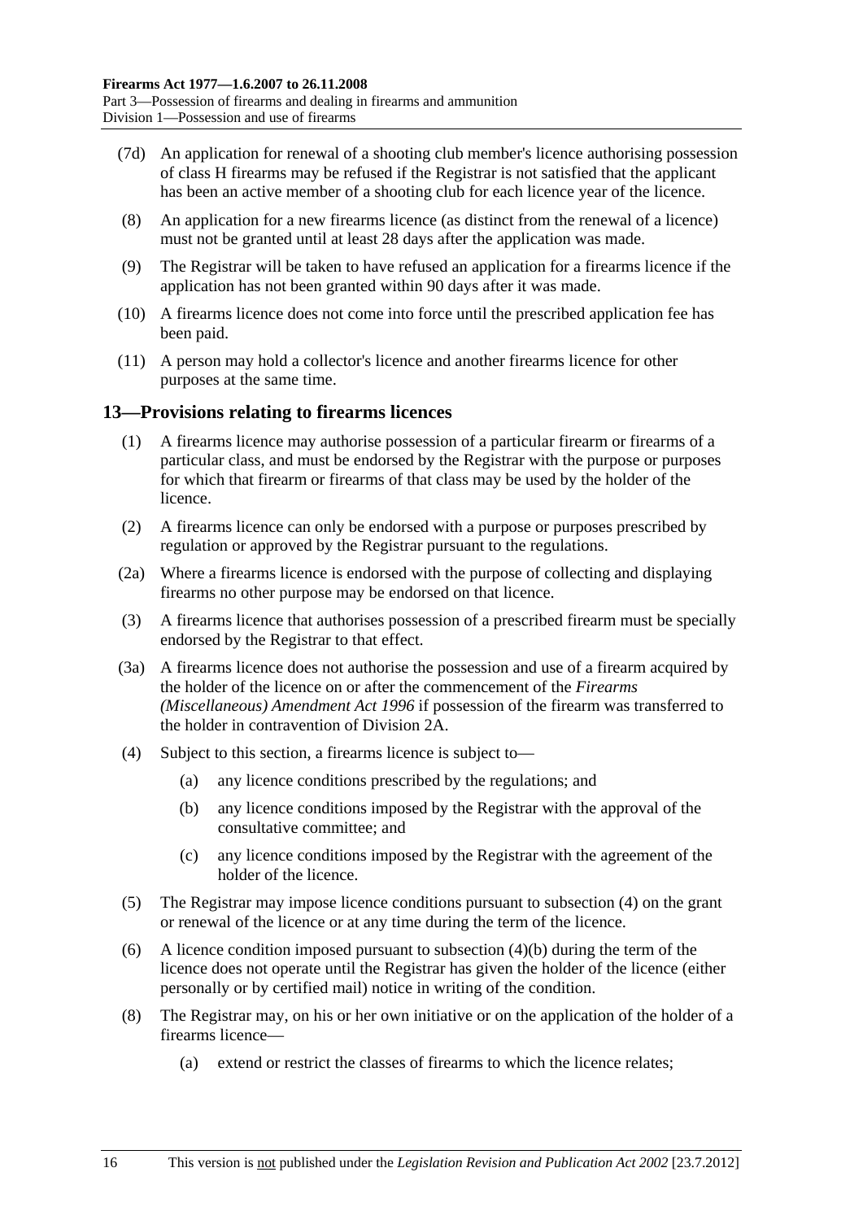(7d) An application for renewal of a shooting club member's licence authorising possession of class H firearms may be refused if the Registrar is not satisfied that the applicant has been an active member of a shooting club for each licence year of the licence.

(8) An application for a new firearms licence (as distinct from the renewal of a licence) must not be granted until at least 28 days after the application was made.

(9) The Registrar will be taken to have refused an application for a firearms licence if the application has not been granted within 90 days after it was made.

(10) A firearms licence does not come into force until the prescribed application fee has been paid.

(11) A person may hold a collector's licence and another firearms licence for other purposes at the same time.

## 13—Provisions relating to firearms licences

(1) A firearms licence may authorise possession of a particular firearm or firearms of a particular class, and must be endorsed by the Registrar with the purpose or purposes for which that firearm or firearms of that class may be used by the holder of the licence.

(2) A firearms licence can only be endorsed with a purpose or purposes prescribed by regulation or approved by the Registrar pursuant to the regulations.

(2a) Where a firearms licence is endorsed with the purpose of collecting and displaying firearms no other purpose may be endorsed on that licence.

(3) A firearms licence that authorises possession of a prescribed firearm must be specially endorsed by the Registrar to that effect.

(3a) A firearms licence does not authorise the possession and use of a firearm acquired by the holder of the licence on or after the commencement of the *Firearms (Miscellaneous) Amendment Act 1996* if possession of the firearm was transferred to the holder in contravention of Division 2A.

(4) Subject to this section, a firearms licence is subject to—

- (a) any licence conditions prescribed by the regulations; and
- (b) any licence conditions imposed by the Registrar with the approval of the consultative committee; and
- (c) any licence conditions imposed by the Registrar with the agreement of the holder of the licence.

(5) The Registrar may impose licence conditions pursuant to subsection (4) on the grant or renewal of the licence or at any time during the term of the licence.

(6) A licence condition imposed pursuant to subsection (4)(b) during the term of the licence does not operate until the Registrar has given the holder of the licence (either personally or by certified mail) notice in writing of the condition.

(8) The Registrar may, on his or her own initiative or on the application of the holder of a firearms licence—

- (a) extend or restrict the classes of firearms to which the licence relates;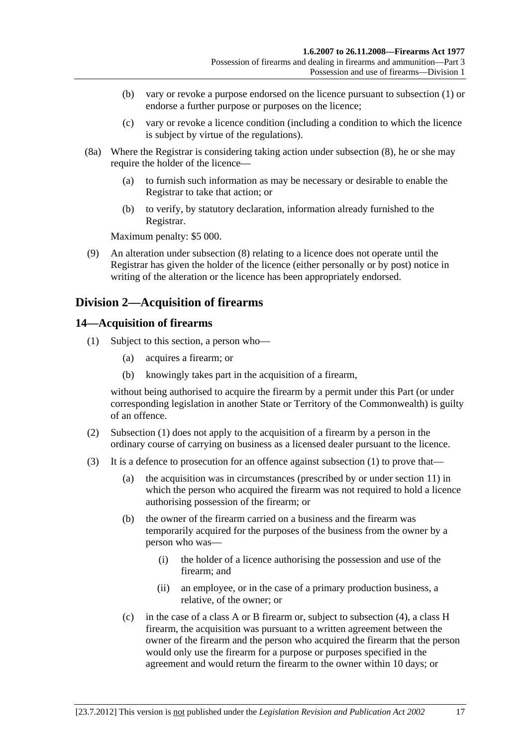(b) vary or revoke a purpose endorsed on the licence pursuant to subsection (1) or endorse a further purpose or purposes on the licence;

(c) vary or revoke a licence condition (including a condition to which the licence is subject by virtue of the regulations).

(8a) Where the Registrar is considering taking action under subsection (8), he or she may require the holder of the licence—

(a) to furnish such information as may be necessary or desirable to enable the Registrar to take that action; or

(b) to verify, by statutory declaration, information already furnished to the Registrar.

Maximum penalty: $5 000.

(9) An alteration under subsection (8) relating to a licence does not operate until the Registrar has given the holder of the licence (either personally or by post) notice in writing of the alteration or the licence has been appropriately endorsed.

## Division 2—Acquisition of firearms

### 14—Acquisition of firearms

(1) Subject to this section, a person who—

(a) acquires a firearm; or

(b) knowingly takes part in the acquisition of a firearm,

without being authorised to acquire the firearm by a permit under this Part (or under corresponding legislation in another State or Territory of the Commonwealth) is guilty of an offence.

(2) Subsection (1) does not apply to the acquisition of a firearm by a person in the ordinary course of carrying on business as a licensed dealer pursuant to the licence.

(3) It is a defence to prosecution for an offence against subsection (1) to prove that—

(a) the acquisition was in circumstances (prescribed by or under section 11) in which the person who acquired the firearm was not required to hold a licence authorising possession of the firearm; or

(b) the owner of the firearm carried on a business and the firearm was temporarily acquired for the purposes of the business from the owner by a person who was—

(i) the holder of a licence authorising the possession and use of the firearm; and

(ii) an employee, or in the case of a primary production business, a relative, of the owner; or

(c) in the case of a class A or B firearm or, subject to subsection (4), a class H firearm, the acquisition was pursuant to a written agreement between the owner of the firearm and the person who acquired the firearm that the person would only use the firearm for a purpose or purposes specified in the agreement and would return the firearm to the owner within 10 days; or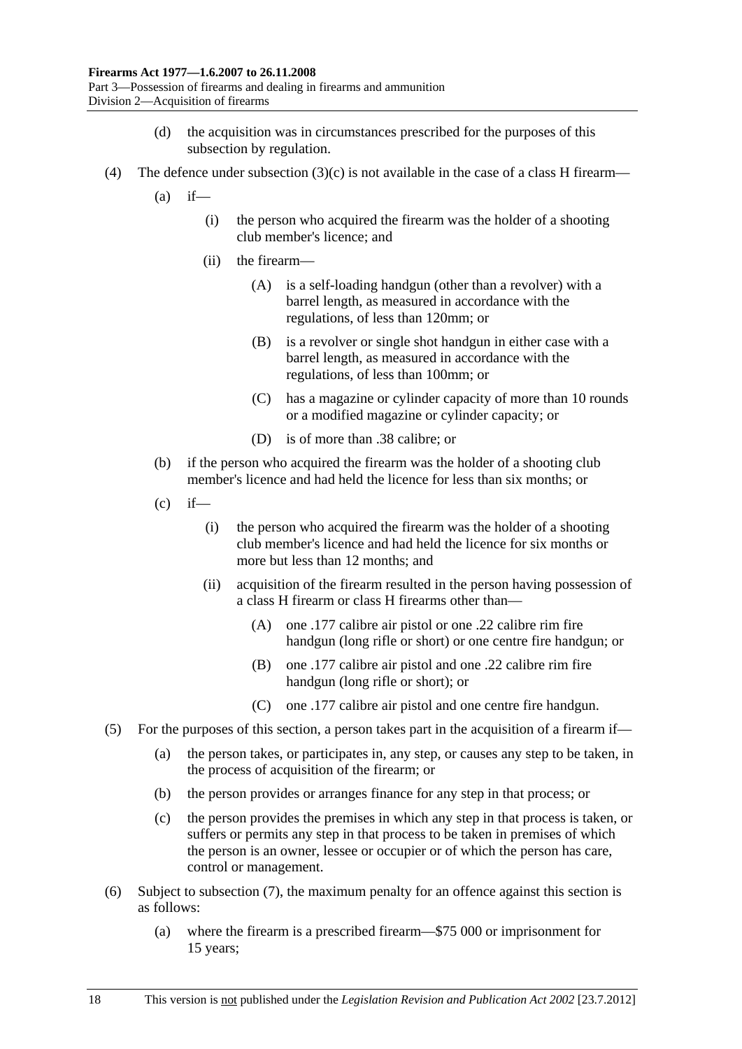(d) the acquisition was in circumstances prescribed for the purposes of this subsection by regulation.

(4) The defence under subsection (3)(c) is not available in the case of a class H firearm—

(a) if—

(i) the person who acquired the firearm was the holder of a shooting club member's licence; and

(ii) the firearm—

(A) is a self-loading handgun (other than a revolver) with a barrel length, as measured in accordance with the regulations, of less than 120mm; or

(B) is a revolver or single shot handgun in either case with a barrel length, as measured in accordance with the regulations, of less than 100mm; or

(C) has a magazine or cylinder capacity of more than 10 rounds or a modified magazine or cylinder capacity; or

(D) is of more than .38 calibre; or

(b) if the person who acquired the firearm was the holder of a shooting club member's licence and had held the licence for less than six months; or

(c) if—

(i) the person who acquired the firearm was the holder of a shooting club member's licence and had held the licence for six months or more but less than 12 months; and

(ii) acquisition of the firearm resulted in the person having possession of a class H firearm or class H firearms other than—

(A) one .177 calibre air pistol or one .22 calibre rim fire handgun (long rifle or short) or one centre fire handgun; or

(B) one .177 calibre air pistol and one .22 calibre rim fire handgun (long rifle or short); or

(C) one .177 calibre air pistol and one centre fire handgun.

(5) For the purposes of this section, a person takes part in the acquisition of a firearm if—

(a) the person takes, or participates in, any step, or causes any step to be taken, in the process of acquisition of the firearm; or

(b) the person provides or arranges finance for any step in that process; or

(c) the person provides the premises in which any step in that process is taken, or suffers or permits any step in that process to be taken in premises of which the person is an owner, lessee or occupier or of which the person has care, control or management.

(6) Subject to subsection (7), the maximum penalty for an offence against this section is as follows:

(a) where the firearm is a prescribed firearm—$75 000 or imprisonment for 15 years;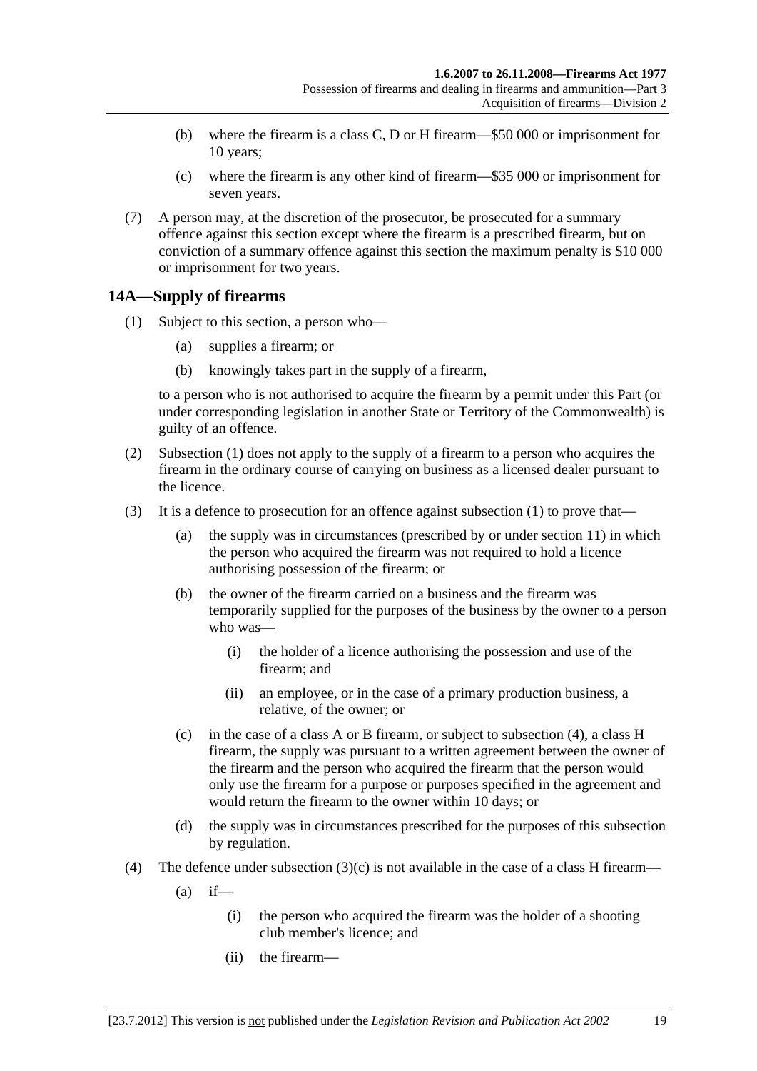(b) where the firearm is a class C, D or H firearm—$50 000 or imprisonment for 10 years;

(c) where the firearm is any other kind of firearm—$35 000 or imprisonment for seven years.

(7) A person may, at the discretion of the prosecutor, be prosecuted for a summary offence against this section except where the firearm is a prescribed firearm, but on conviction of a summary offence against this section the maximum penalty is $10 000 or imprisonment for two years.

## 14A—Supply of firearms

(1) Subject to this section, a person who—

(a) supplies a firearm; or

(b) knowingly takes part in the supply of a firearm,

to a person who is not authorised to acquire the firearm by a permit under this Part (or under corresponding legislation in another State or Territory of the Commonwealth) is guilty of an offence.

(2) Subsection (1) does not apply to the supply of a firearm to a person who acquires the firearm in the ordinary course of carrying on business as a licensed dealer pursuant to the licence.

(3) It is a defence to prosecution for an offence against subsection (1) to prove that—

(a) the supply was in circumstances (prescribed by or under section 11) in which the person who acquired the firearm was not required to hold a licence authorising possession of the firearm; or

(b) the owner of the firearm carried on a business and the firearm was temporarily supplied for the purposes of the business by the owner to a person who was—

(i) the holder of a licence authorising the possession and use of the firearm; and

(ii) an employee, or in the case of a primary production business, a relative, of the owner; or

(c) in the case of a class A or B firearm, or subject to subsection (4), a class H firearm, the supply was pursuant to a written agreement between the owner of the firearm and the person who acquired the firearm that the person would only use the firearm for a purpose or purposes specified in the agreement and would return the firearm to the owner within 10 days; or

(d) the supply was in circumstances prescribed for the purposes of this subsection by regulation.

(4) The defence under subsection (3)(c) is not available in the case of a class H firearm—

(a) if—

(i) the person who acquired the firearm was the holder of a shooting club member's licence; and

(ii) the firearm—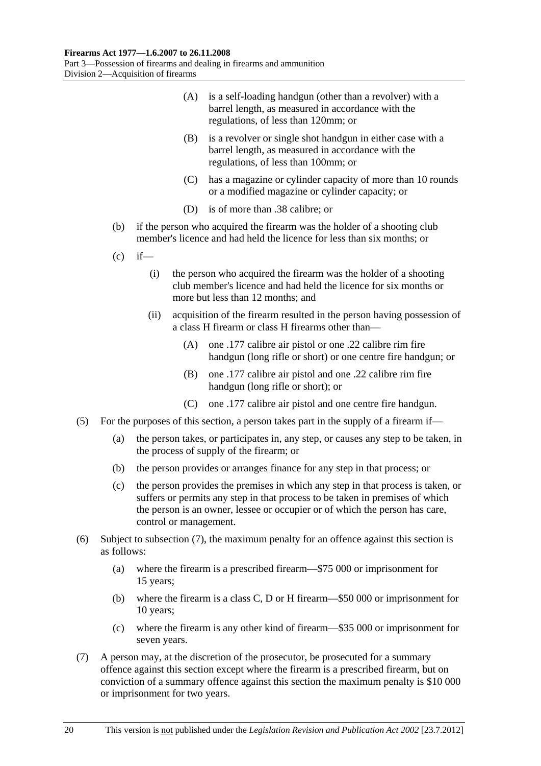(A) is a self-loading handgun (other than a revolver) with a barrel length, as measured in accordance with the regulations, of less than 120mm; or

(B) is a revolver or single shot handgun in either case with a barrel length, as measured in accordance with the regulations, of less than 100mm; or

(C) has a magazine or cylinder capacity of more than 10 rounds or a modified magazine or cylinder capacity; or

(D) is of more than .38 calibre; or

(b) if the person who acquired the firearm was the holder of a shooting club member's licence and had held the licence for less than six months; or

(c) if—

(i) the person who acquired the firearm was the holder of a shooting club member's licence and had held the licence for six months or more but less than 12 months; and

(ii) acquisition of the firearm resulted in the person having possession of a class H firearm or class H firearms other than—

(A) one .177 calibre air pistol or one .22 calibre rim fire handgun (long rifle or short) or one centre fire handgun; or

(B) one .177 calibre air pistol and one .22 calibre rim fire handgun (long rifle or short); or

(C) one .177 calibre air pistol and one centre fire handgun.

(5) For the purposes of this section, a person takes part in the supply of a firearm if—

(a) the person takes, or participates in, any step, or causes any step to be taken, in the process of supply of the firearm; or

(b) the person provides or arranges finance for any step in that process; or

(c) the person provides the premises in which any step in that process is taken, or suffers or permits any step in that process to be taken in premises of which the person is an owner, lessee or occupier or of which the person has care, control or management.

(6) Subject to subsection (7), the maximum penalty for an offence against this section is as follows:

(a) where the firearm is a prescribed firearm—$75 000 or imprisonment for 15 years;

(b) where the firearm is a class C, D or H firearm—$50 000 or imprisonment for 10 years;

(c) where the firearm is any other kind of firearm—$35 000 or imprisonment for seven years.

(7) A person may, at the discretion of the prosecutor, be prosecuted for a summary offence against this section except where the firearm is a prescribed firearm, but on conviction of a summary offence against this section the maximum penalty is $10 000 or imprisonment for two years.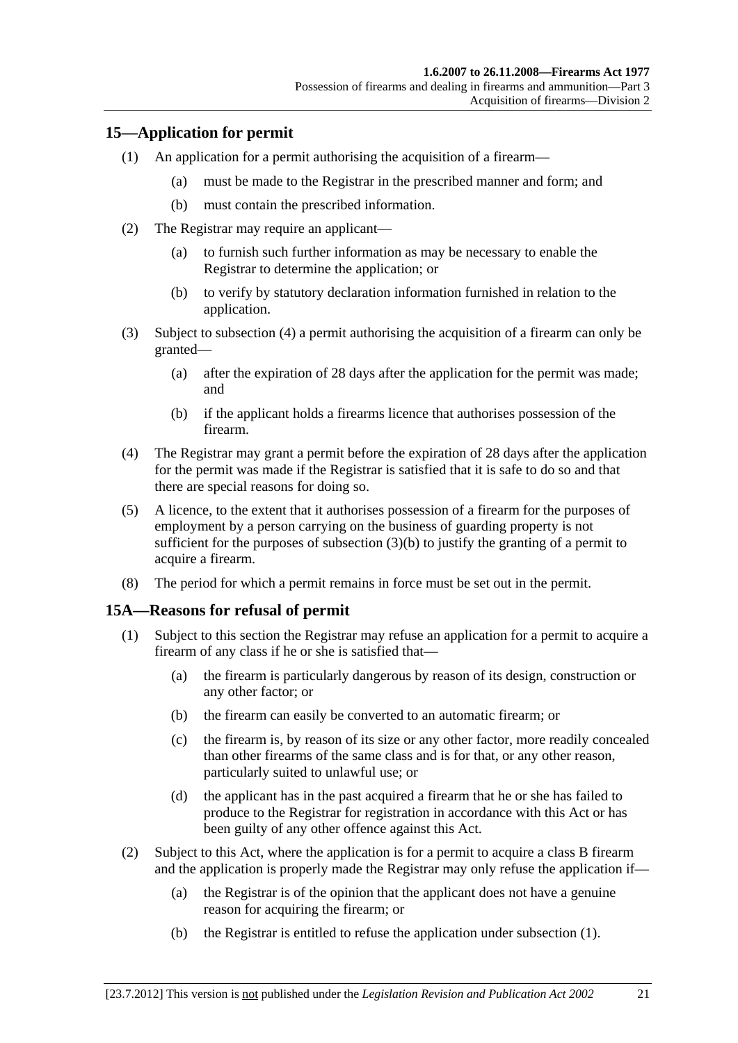## 15—Application for permit

(1) An application for a permit authorising the acquisition of a firearm—

(a) must be made to the Registrar in the prescribed manner and form; and

(b) must contain the prescribed information.

(2) The Registrar may require an applicant—

(a) to furnish such further information as may be necessary to enable the Registrar to determine the application; or

(b) to verify by statutory declaration information furnished in relation to the application.

(3) Subject to subsection (4) a permit authorising the acquisition of a firearm can only be granted—

(a) after the expiration of 28 days after the application for the permit was made; and

(b) if the applicant holds a firearms licence that authorises possession of the firearm.

(4) The Registrar may grant a permit before the expiration of 28 days after the application for the permit was made if the Registrar is satisfied that it is safe to do so and that there are special reasons for doing so.

(5) A licence, to the extent that it authorises possession of a firearm for the purposes of employment by a person carrying on the business of guarding property is not sufficient for the purposes of subsection (3)(b) to justify the granting of a permit to acquire a firearm.

(8) The period for which a permit remains in force must be set out in the permit.

## 15A—Reasons for refusal of permit

(1) Subject to this section the Registrar may refuse an application for a permit to acquire a firearm of any class if he or she is satisfied that—

(a) the firearm is particularly dangerous by reason of its design, construction or any other factor; or

(b) the firearm can easily be converted to an automatic firearm; or

(c) the firearm is, by reason of its size or any other factor, more readily concealed than other firearms of the same class and is for that, or any other reason, particularly suited to unlawful use; or

(d) the applicant has in the past acquired a firearm that he or she has failed to produce to the Registrar for registration in accordance with this Act or has been guilty of any other offence against this Act.

(2) Subject to this Act, where the application is for a permit to acquire a class B firearm and the application is properly made the Registrar may only refuse the application if—

(a) the Registrar is of the opinion that the applicant does not have a genuine reason for acquiring the firearm; or

(b) the Registrar is entitled to refuse the application under subsection (1).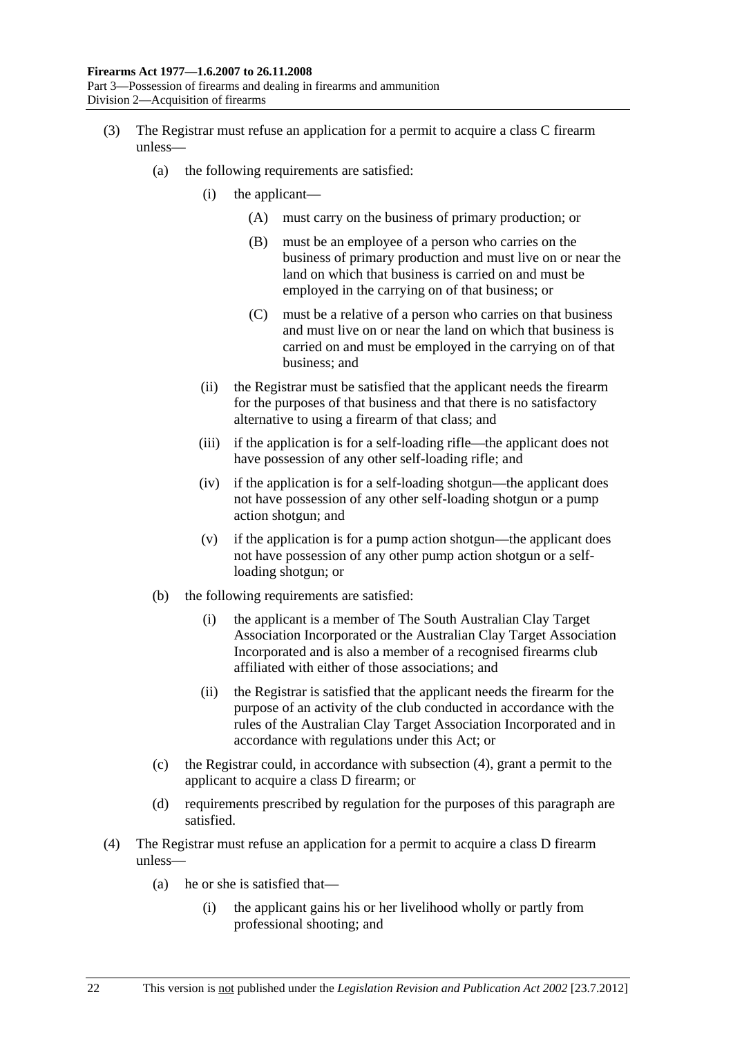(3) The Registrar must refuse an application for a permit to acquire a class C firearm unless—

(a) the following requirements are satisfied:

(i) the applicant—

(A) must carry on the business of primary production; or

(B) must be an employee of a person who carries on the business of primary production and must live on or near the land on which that business is carried on and must be employed in the carrying on of that business; or

(C) must be a relative of a person who carries on that business and must live on or near the land on which that business is carried on and must be employed in the carrying on of that business; and

(ii) the Registrar must be satisfied that the applicant needs the firearm for the purposes of that business and that there is no satisfactory alternative to using a firearm of that class; and

(iii) if the application is for a self-loading rifle—the applicant does not have possession of any other self-loading rifle; and

(iv) if the application is for a self-loading shotgun—the applicant does not have possession of any other self-loading shotgun or a pump action shotgun; and

(v) if the application is for a pump action shotgun—the applicant does not have possession of any other pump action shotgun or a self-loading shotgun; or

(b) the following requirements are satisfied:

(i) the applicant is a member of The South Australian Clay Target Association Incorporated or the Australian Clay Target Association Incorporated and is also a member of a recognised firearms club affiliated with either of those associations; and

(ii) the Registrar is satisfied that the applicant needs the firearm for the purpose of an activity of the club conducted in accordance with the rules of the Australian Clay Target Association Incorporated and in accordance with regulations under this Act; or

(c) the Registrar could, in accordance with subsection (4), grant a permit to the applicant to acquire a class D firearm; or

(d) requirements prescribed by regulation for the purposes of this paragraph are satisfied.

(4) The Registrar must refuse an application for a permit to acquire a class D firearm unless—

(a) he or she is satisfied that—

(i) the applicant gains his or her livelihood wholly or partly from professional shooting; and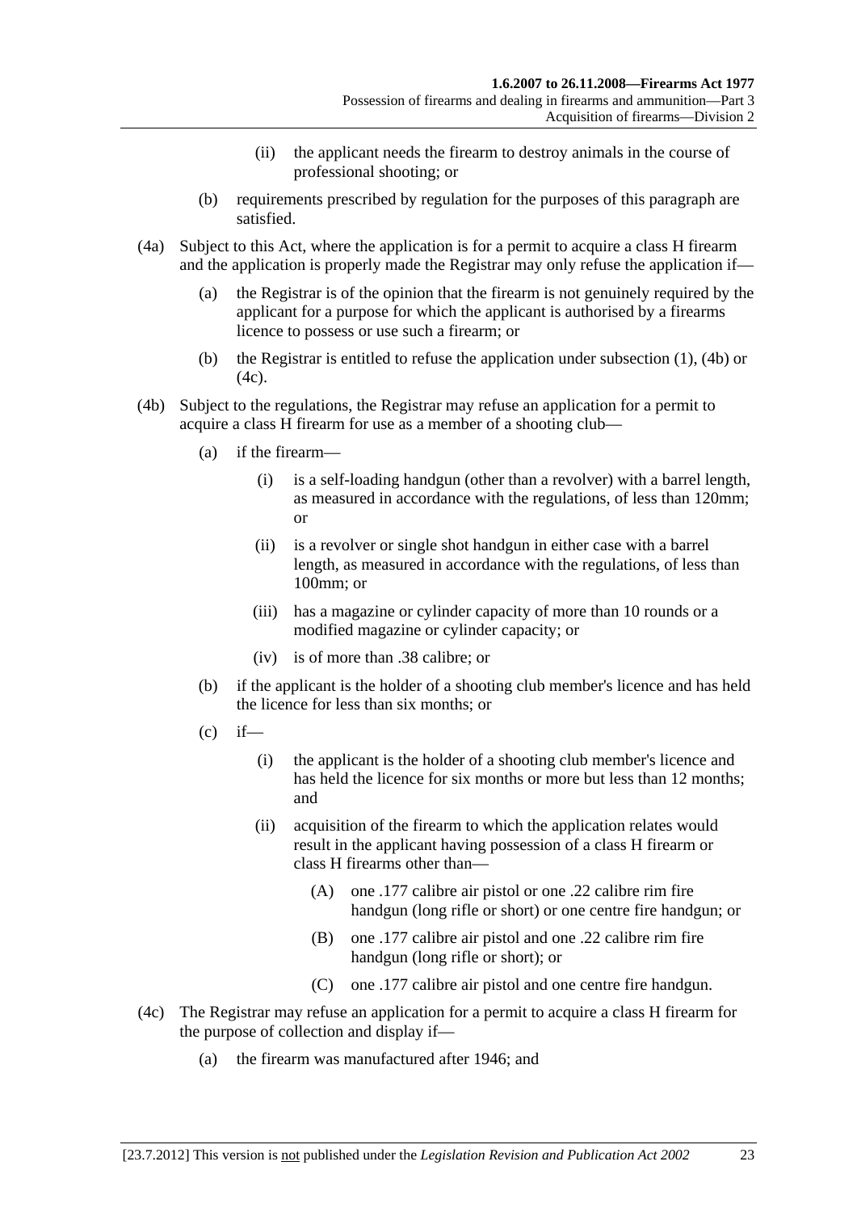(ii) the applicant needs the firearm to destroy animals in the course of professional shooting; or

(b) requirements prescribed by regulation for the purposes of this paragraph are satisfied.

(4a) Subject to this Act, where the application is for a permit to acquire a class H firearm and the application is properly made the Registrar may only refuse the application if—

(a) the Registrar is of the opinion that the firearm is not genuinely required by the applicant for a purpose for which the applicant is authorised by a firearms licence to possess or use such a firearm; or

(b) the Registrar is entitled to refuse the application under subsection (1), (4b) or (4c).

(4b) Subject to the regulations, the Registrar may refuse an application for a permit to acquire a class H firearm for use as a member of a shooting club—

(a) if the firearm—

(i) is a self-loading handgun (other than a revolver) with a barrel length, as measured in accordance with the regulations, of less than 120mm; or

(ii) is a revolver or single shot handgun in either case with a barrel length, as measured in accordance with the regulations, of less than 100mm; or

(iii) has a magazine or cylinder capacity of more than 10 rounds or a modified magazine or cylinder capacity; or

(iv) is of more than .38 calibre; or

(b) if the applicant is the holder of a shooting club member's licence and has held the licence for less than six months; or

(c) if—

(i) the applicant is the holder of a shooting club member's licence and has held the licence for six months or more but less than 12 months; and

(ii) acquisition of the firearm to which the application relates would result in the applicant having possession of a class H firearm or class H firearms other than—

(A) one .177 calibre air pistol or one .22 calibre rim fire handgun (long rifle or short) or one centre fire handgun; or

(B) one .177 calibre air pistol and one .22 calibre rim fire handgun (long rifle or short); or

(C) one .177 calibre air pistol and one centre fire handgun.

(4c) The Registrar may refuse an application for a permit to acquire a class H firearm for the purpose of collection and display if—

(a) the firearm was manufactured after 1946; and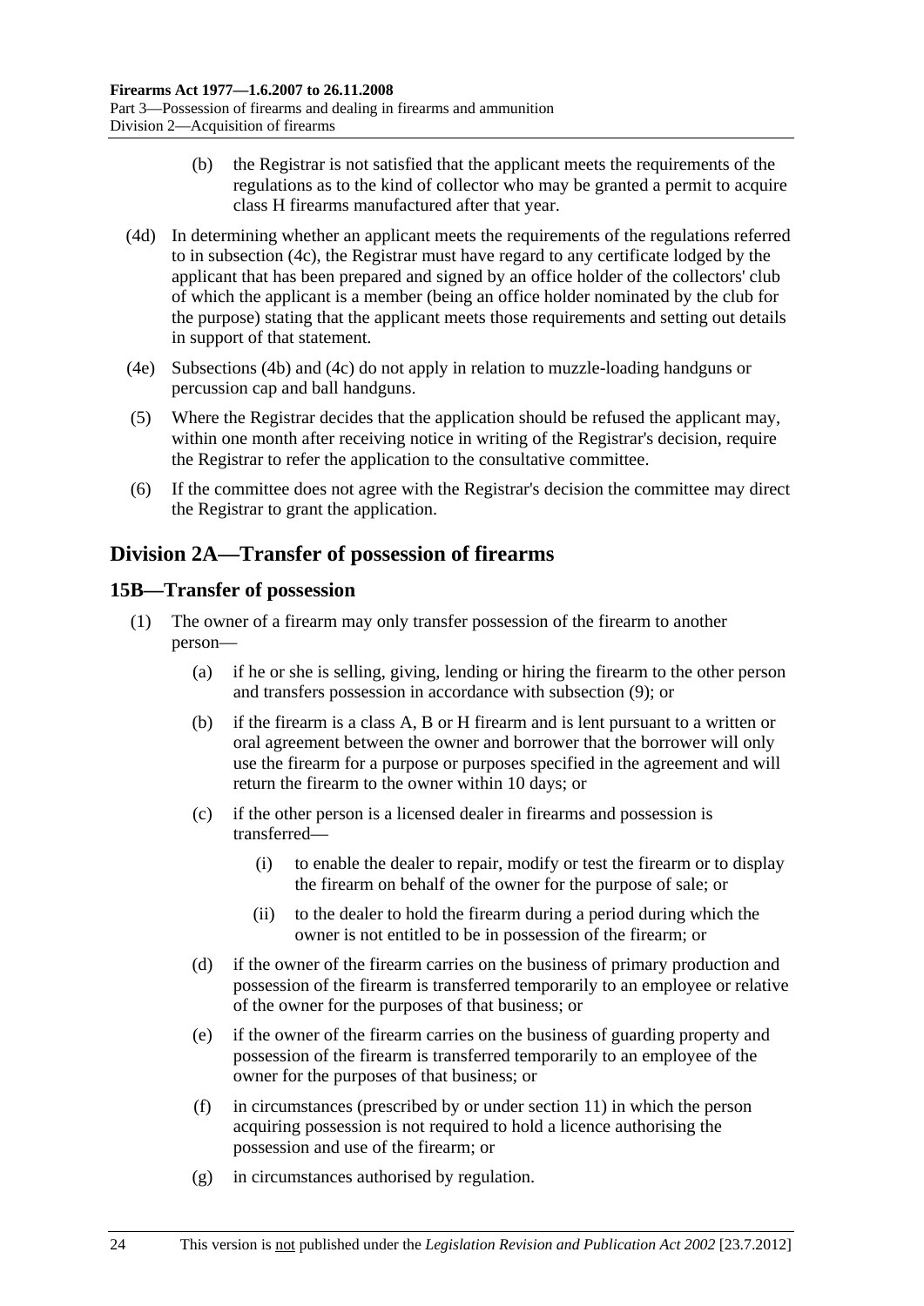(b) the Registrar is not satisfied that the applicant meets the requirements of the regulations as to the kind of collector who may be granted a permit to acquire class H firearms manufactured after that year.

(4d) In determining whether an applicant meets the requirements of the regulations referred to in subsection (4c), the Registrar must have regard to any certificate lodged by the applicant that has been prepared and signed by an office holder of the collectors' club of which the applicant is a member (being an office holder nominated by the club for the purpose) stating that the applicant meets those requirements and setting out details in support of that statement.

(4e) Subsections (4b) and (4c) do not apply in relation to muzzle-loading handguns or percussion cap and ball handguns.

(5) Where the Registrar decides that the application should be refused the applicant may, within one month after receiving notice in writing of the Registrar's decision, require the Registrar to refer the application to the consultative committee.

(6) If the committee does not agree with the Registrar's decision the committee may direct the Registrar to grant the application.

## Division 2A—Transfer of possession of firearms

### 15B—Transfer of possession

(1) The owner of a firearm may only transfer possession of the firearm to another person—

(a) if he or she is selling, giving, lending or hiring the firearm to the other person and transfers possession in accordance with subsection (9); or

(b) if the firearm is a class A, B or H firearm and is lent pursuant to a written or oral agreement between the owner and borrower that the borrower will only use the firearm for a purpose or purposes specified in the agreement and will return the firearm to the owner within 10 days; or

(c) if the other person is a licensed dealer in firearms and possession is transferred—

(i) to enable the dealer to repair, modify or test the firearm or to display the firearm on behalf of the owner for the purpose of sale; or

(ii) to the dealer to hold the firearm during a period during which the owner is not entitled to be in possession of the firearm; or

(d) if the owner of the firearm carries on the business of primary production and possession of the firearm is transferred temporarily to an employee or relative of the owner for the purposes of that business; or

(e) if the owner of the firearm carries on the business of guarding property and possession of the firearm is transferred temporarily to an employee of the owner for the purposes of that business; or

(f) in circumstances (prescribed by or under section 11) in which the person acquiring possession is not required to hold a licence authorising the possession and use of the firearm; or

(g) in circumstances authorised by regulation.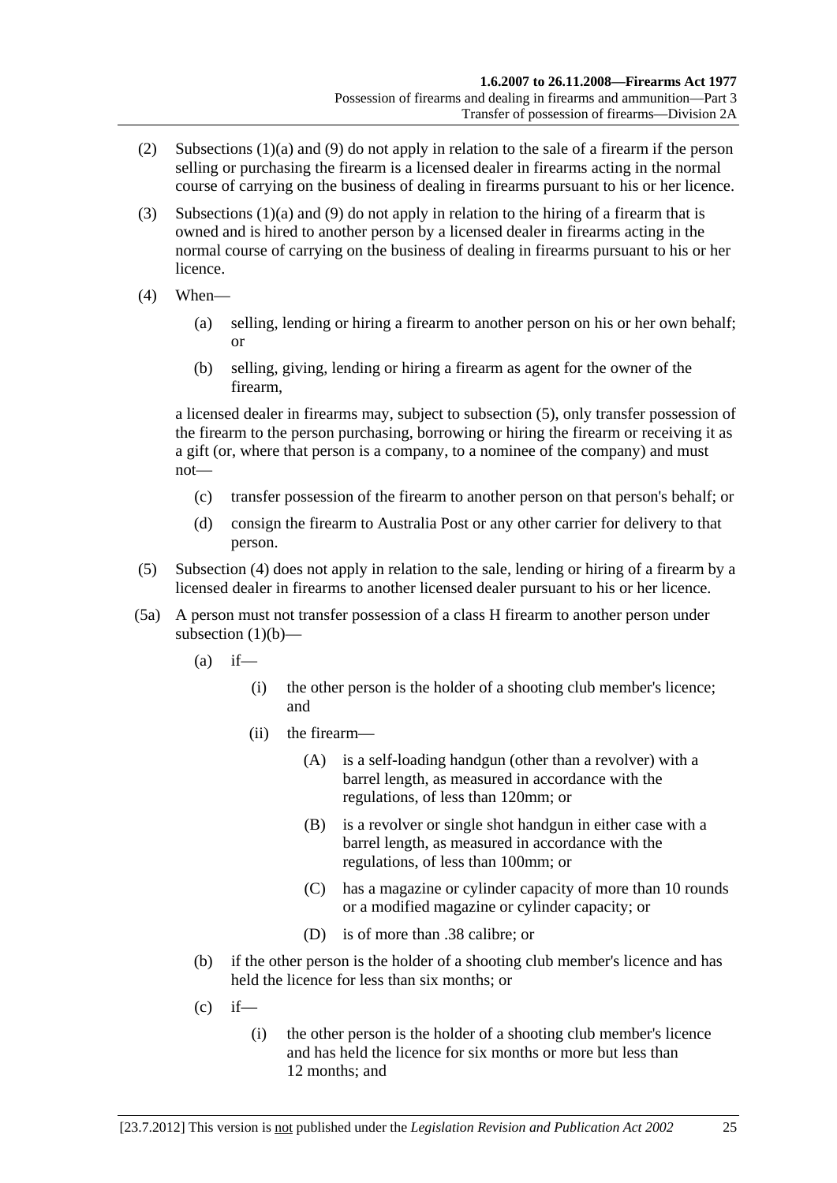(2) Subsections (1)(a) and (9) do not apply in relation to the sale of a firearm if the person selling or purchasing the firearm is a licensed dealer in firearms acting in the normal course of carrying on the business of dealing in firearms pursuant to his or her licence.

(3) Subsections (1)(a) and (9) do not apply in relation to the hiring of a firearm that is owned and is hired to another person by a licensed dealer in firearms acting in the normal course of carrying on the business of dealing in firearms pursuant to his or her licence.

(4) When—

- (a) selling, lending or hiring a firearm to another person on his or her own behalf; or
- (b) selling, giving, lending or hiring a firearm as agent for the owner of the firearm,

a licensed dealer in firearms may, subject to subsection (5), only transfer possession of the firearm to the person purchasing, borrowing or hiring the firearm or receiving it as a gift (or, where that person is a company, to a nominee of the company) and must not—

- (c) transfer possession of the firearm to another person on that person's behalf; or
- (d) consign the firearm to Australia Post or any other carrier for delivery to that person.

(5) Subsection (4) does not apply in relation to the sale, lending or hiring of a firearm by a licensed dealer in firearms to another licensed dealer pursuant to his or her licence.

(5a) A person must not transfer possession of a class H firearm to another person under subsection (1)(b)—

- (a) if—
  - (i) the other person is the holder of a shooting club member's licence; and
  - (ii) the firearm—
    - (A) is a self-loading handgun (other than a revolver) with a barrel length, as measured in accordance with the regulations, of less than 120mm; or
    - (B) is a revolver or single shot handgun in either case with a barrel length, as measured in accordance with the regulations, of less than 100mm; or
    - (C) has a magazine or cylinder capacity of more than 10 rounds or a modified magazine or cylinder capacity; or
    - (D) is of more than .38 calibre; or
- (b) if the other person is the holder of a shooting club member's licence and has held the licence for less than six months; or
- (c) if—
  - (i) the other person is the holder of a shooting club member's licence and has held the licence for six months or more but less than 12 months; and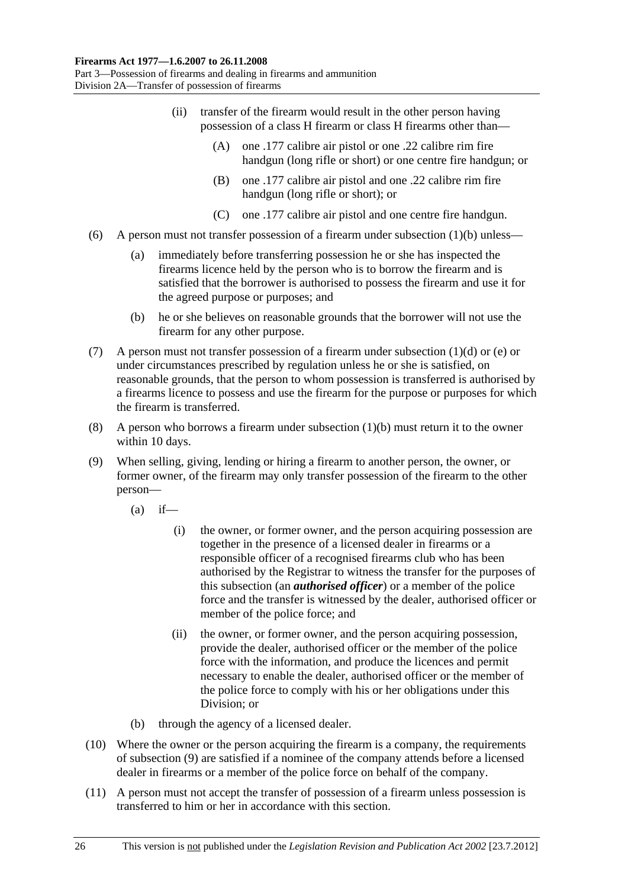(ii) transfer of the firearm would result in the other person having possession of a class H firearm or class H firearms other than—

(A) one .177 calibre air pistol or one .22 calibre rim fire handgun (long rifle or short) or one centre fire handgun; or

(B) one .177 calibre air pistol and one .22 calibre rim fire handgun (long rifle or short); or

(C) one .177 calibre air pistol and one centre fire handgun.

(6) A person must not transfer possession of a firearm under subsection (1)(b) unless—

(a) immediately before transferring possession he or she has inspected the firearms licence held by the person who is to borrow the firearm and is satisfied that the borrower is authorised to possess the firearm and use it for the agreed purpose or purposes; and

(b) he or she believes on reasonable grounds that the borrower will not use the firearm for any other purpose.

(7) A person must not transfer possession of a firearm under subsection (1)(d) or (e) or under circumstances prescribed by regulation unless he or she is satisfied, on reasonable grounds, that the person to whom possession is transferred is authorised by a firearms licence to possess and use the firearm for the purpose or purposes for which the firearm is transferred.

(8) A person who borrows a firearm under subsection (1)(b) must return it to the owner within 10 days.

(9) When selling, giving, lending or hiring a firearm to another person, the owner, or former owner, of the firearm may only transfer possession of the firearm to the other person—

(a) if—

(i) the owner, or former owner, and the person acquiring possession are together in the presence of a licensed dealer in firearms or a responsible officer of a recognised firearms club who has been authorised by the Registrar to witness the transfer for the purposes of this subsection (an ***authorised officer***) or a member of the police force and the transfer is witnessed by the dealer, authorised officer or member of the police force; and

(ii) the owner, or former owner, and the person acquiring possession, provide the dealer, authorised officer or the member of the police force with the information, and produce the licences and permit necessary to enable the dealer, authorised officer or the member of the police force to comply with his or her obligations under this Division; or

(b) through the agency of a licensed dealer.

(10) Where the owner or the person acquiring the firearm is a company, the requirements of subsection (9) are satisfied if a nominee of the company attends before a licensed dealer in firearms or a member of the police force on behalf of the company.

(11) A person must not accept the transfer of possession of a firearm unless possession is transferred to him or her in accordance with this section.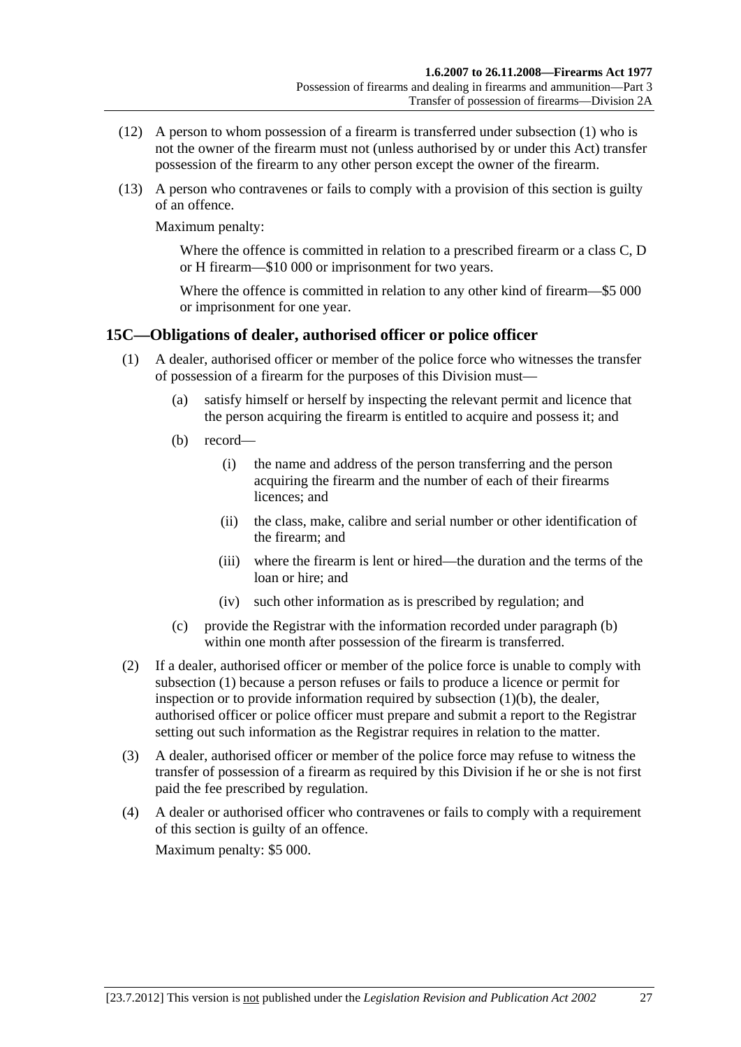(12) A person to whom possession of a firearm is transferred under subsection (1) who is not the owner of the firearm must not (unless authorised by or under this Act) transfer possession of the firearm to any other person except the owner of the firearm.

(13) A person who contravenes or fails to comply with a provision of this section is guilty of an offence.

Maximum penalty:

Where the offence is committed in relation to a prescribed firearm or a class C, D or H firearm—$10 000 or imprisonment for two years.

Where the offence is committed in relation to any other kind of firearm—$5 000 or imprisonment for one year.

## 15C—Obligations of dealer, authorised officer or police officer

(1) A dealer, authorised officer or member of the police force who witnesses the transfer of possession of a firearm for the purposes of this Division must—

- (a) satisfy himself or herself by inspecting the relevant permit and licence that the person acquiring the firearm is entitled to acquire and possess it; and
- (b) record—
  - (i) the name and address of the person transferring and the person acquiring the firearm and the number of each of their firearms licences; and
  - (ii) the class, make, calibre and serial number or other identification of the firearm; and
  - (iii) where the firearm is lent or hired—the duration and the terms of the loan or hire; and
  - (iv) such other information as is prescribed by regulation; and
- (c) provide the Registrar with the information recorded under paragraph (b) within one month after possession of the firearm is transferred.

(2) If a dealer, authorised officer or member of the police force is unable to comply with subsection (1) because a person refuses or fails to produce a licence or permit for inspection or to provide information required by subsection (1)(b), the dealer, authorised officer or police officer must prepare and submit a report to the Registrar setting out such information as the Registrar requires in relation to the matter.

(3) A dealer, authorised officer or member of the police force may refuse to witness the transfer of possession of a firearm as required by this Division if he or she is not first paid the fee prescribed by regulation.

(4) A dealer or authorised officer who contravenes or fails to comply with a requirement of this section is guilty of an offence.

Maximum penalty: $5 000.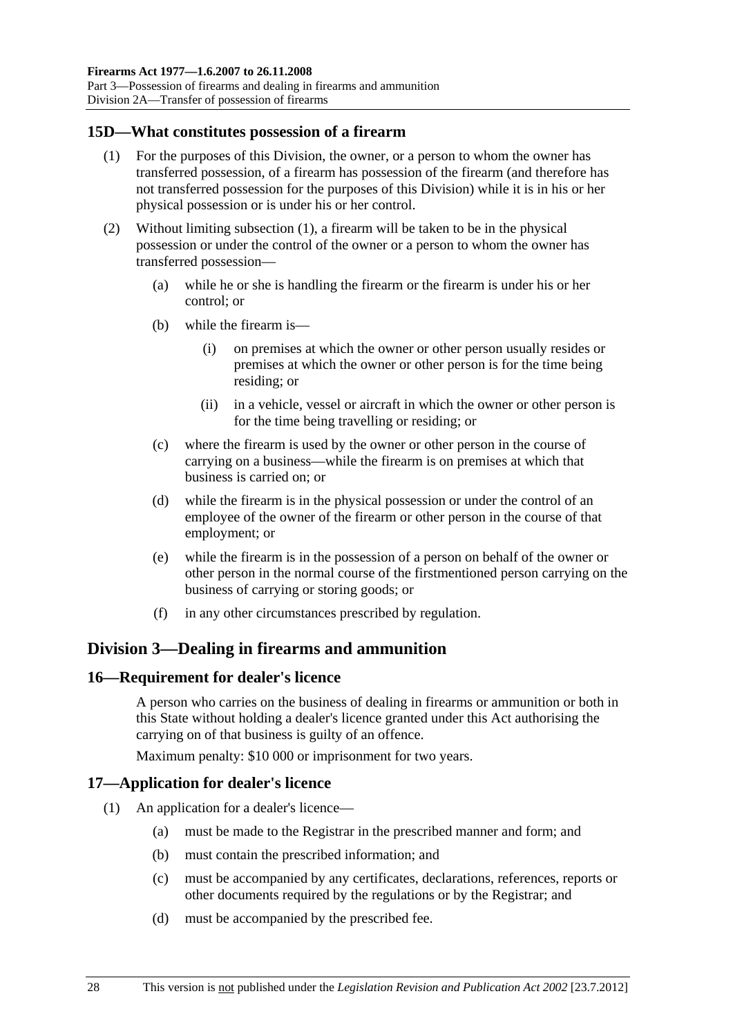## 15D—What constitutes possession of a firearm

(1) For the purposes of this Division, the owner, or a person to whom the owner has transferred possession, of a firearm has possession of the firearm (and therefore has not transferred possession for the purposes of this Division) while it is in his or her physical possession or is under his or her control.

(2) Without limiting subsection (1), a firearm will be taken to be in the physical possession or under the control of the owner or a person to whom the owner has transferred possession—

- (a) while he or she is handling the firearm or the firearm is under his or her control; or
- (b) while the firearm is—
  - (i) on premises at which the owner or other person usually resides or premises at which the owner or other person is for the time being residing; or
  - (ii) in a vehicle, vessel or aircraft in which the owner or other person is for the time being travelling or residing; or
- (c) where the firearm is used by the owner or other person in the course of carrying on a business—while the firearm is on premises at which that business is carried on; or
- (d) while the firearm is in the physical possession or under the control of an employee of the owner of the firearm or other person in the course of that employment; or
- (e) while the firearm is in the possession of a person on behalf of the owner or other person in the normal course of the firstmentioned person carrying on the business of carrying or storing goods; or
- (f) in any other circumstances prescribed by regulation.

# Division 3—Dealing in firearms and ammunition

## 16—Requirement for dealer's licence

A person who carries on the business of dealing in firearms or ammunition or both in this State without holding a dealer's licence granted under this Act authorising the carrying on of that business is guilty of an offence.

Maximum penalty: $10 000 or imprisonment for two years.

## 17—Application for dealer's licence

(1) An application for a dealer's licence—

- (a) must be made to the Registrar in the prescribed manner and form; and
- (b) must contain the prescribed information; and
- (c) must be accompanied by any certificates, declarations, references, reports or other documents required by the regulations or by the Registrar; and
- (d) must be accompanied by the prescribed fee.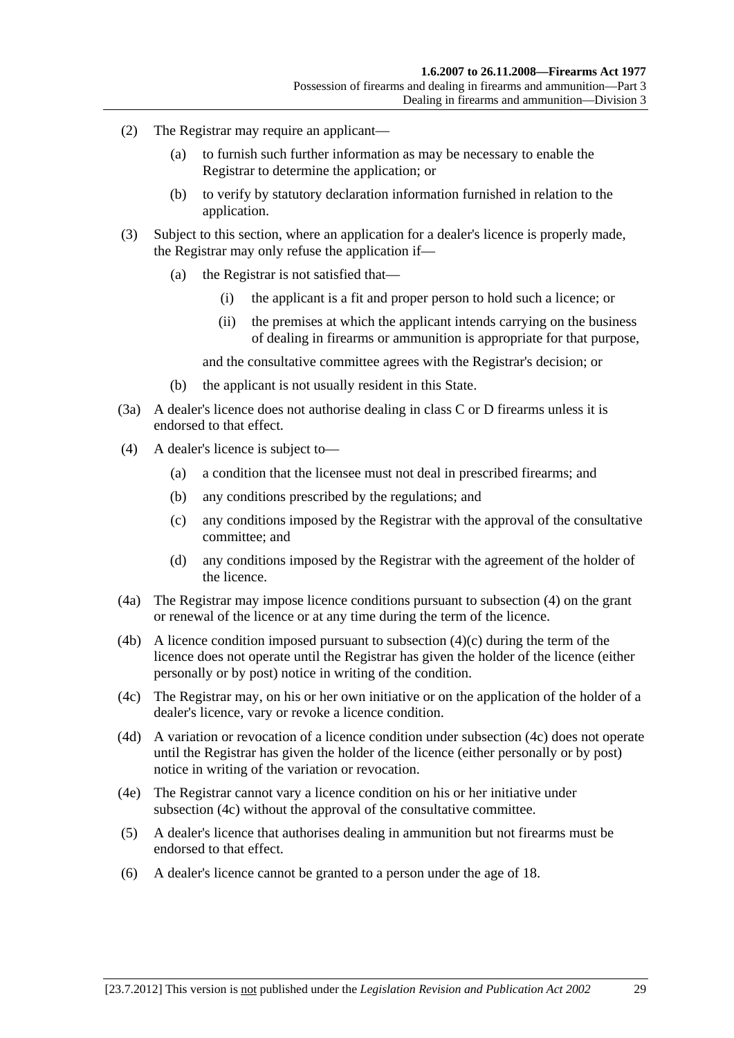(2) The Registrar may require an applicant—

(a) to furnish such further information as may be necessary to enable the Registrar to determine the application; or

(b) to verify by statutory declaration information furnished in relation to the application.

(3) Subject to this section, where an application for a dealer's licence is properly made, the Registrar may only refuse the application if—

(a) the Registrar is not satisfied that—

(i) the applicant is a fit and proper person to hold such a licence; or

(ii) the premises at which the applicant intends carrying on the business of dealing in firearms or ammunition is appropriate for that purpose,

and the consultative committee agrees with the Registrar's decision; or

(b) the applicant is not usually resident in this State.

(3a) A dealer's licence does not authorise dealing in class C or D firearms unless it is endorsed to that effect.

(4) A dealer's licence is subject to—

(a) a condition that the licensee must not deal in prescribed firearms; and

(b) any conditions prescribed by the regulations; and

(c) any conditions imposed by the Registrar with the approval of the consultative committee; and

(d) any conditions imposed by the Registrar with the agreement of the holder of the licence.

(4a) The Registrar may impose licence conditions pursuant to subsection (4) on the grant or renewal of the licence or at any time during the term of the licence.

(4b) A licence condition imposed pursuant to subsection (4)(c) during the term of the licence does not operate until the Registrar has given the holder of the licence (either personally or by post) notice in writing of the condition.

(4c) The Registrar may, on his or her own initiative or on the application of the holder of a dealer's licence, vary or revoke a licence condition.

(4d) A variation or revocation of a licence condition under subsection (4c) does not operate until the Registrar has given the holder of the licence (either personally or by post) notice in writing of the variation or revocation.

(4e) The Registrar cannot vary a licence condition on his or her initiative under subsection (4c) without the approval of the consultative committee.

(5) A dealer's licence that authorises dealing in ammunition but not firearms must be endorsed to that effect.

(6) A dealer's licence cannot be granted to a person under the age of 18.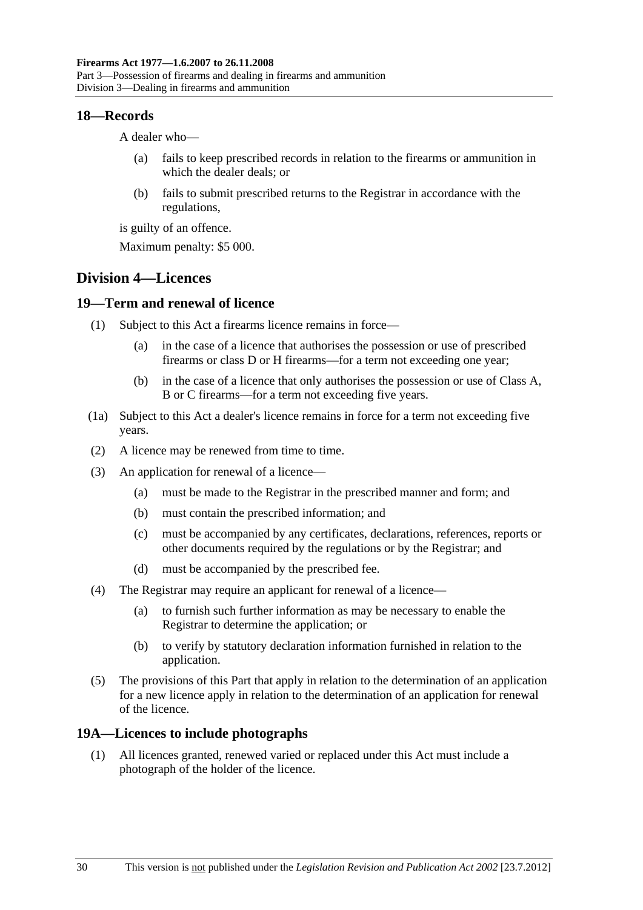## 18—Records

A dealer who—

(a) fails to keep prescribed records in relation to the firearms or ammunition in which the dealer deals; or

(b) fails to submit prescribed returns to the Registrar in accordance with the regulations,

is guilty of an offence.

Maximum penalty: $5 000.

# Division 4—Licences

## 19—Term and renewal of licence

(1) Subject to this Act a firearms licence remains in force—

(a) in the case of a licence that authorises the possession or use of prescribed firearms or class D or H firearms—for a term not exceeding one year;

(b) in the case of a licence that only authorises the possession or use of Class A, B or C firearms—for a term not exceeding five years.

(1a) Subject to this Act a dealer's licence remains in force for a term not exceeding five years.

(2) A licence may be renewed from time to time.

(3) An application for renewal of a licence—

(a) must be made to the Registrar in the prescribed manner and form; and

(b) must contain the prescribed information; and

(c) must be accompanied by any certificates, declarations, references, reports or other documents required by the regulations or by the Registrar; and

(d) must be accompanied by the prescribed fee.

(4) The Registrar may require an applicant for renewal of a licence—

(a) to furnish such further information as may be necessary to enable the Registrar to determine the application; or

(b) to verify by statutory declaration information furnished in relation to the application.

(5) The provisions of this Part that apply in relation to the determination of an application for a new licence apply in relation to the determination of an application for renewal of the licence.

## 19A—Licences to include photographs

(1) All licences granted, renewed varied or replaced under this Act must include a photograph of the holder of the licence.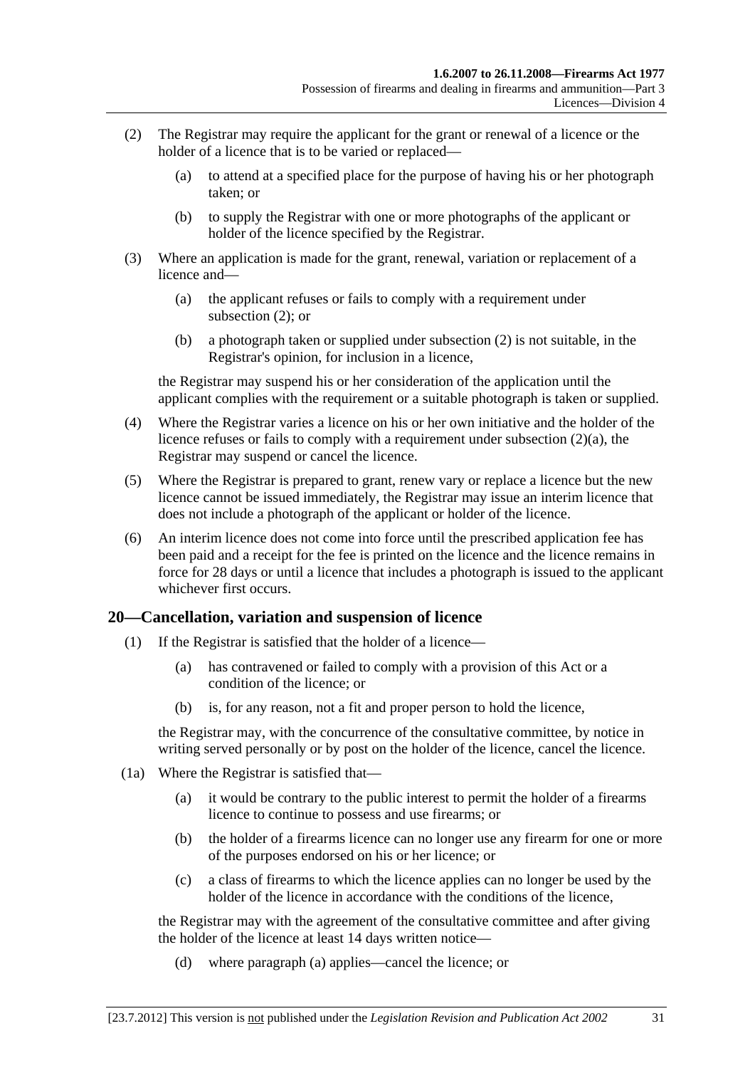(2) The Registrar may require the applicant for the grant or renewal of a licence or the holder of a licence that is to be varied or replaced—

(a) to attend at a specified place for the purpose of having his or her photograph taken; or

(b) to supply the Registrar with one or more photographs of the applicant or holder of the licence specified by the Registrar.

(3) Where an application is made for the grant, renewal, variation or replacement of a licence and—

(a) the applicant refuses or fails to comply with a requirement under subsection (2); or

(b) a photograph taken or supplied under subsection (2) is not suitable, in the Registrar's opinion, for inclusion in a licence,

the Registrar may suspend his or her consideration of the application until the applicant complies with the requirement or a suitable photograph is taken or supplied.

(4) Where the Registrar varies a licence on his or her own initiative and the holder of the licence refuses or fails to comply with a requirement under subsection (2)(a), the Registrar may suspend or cancel the licence.

(5) Where the Registrar is prepared to grant, renew vary or replace a licence but the new licence cannot be issued immediately, the Registrar may issue an interim licence that does not include a photograph of the applicant or holder of the licence.

(6) An interim licence does not come into force until the prescribed application fee has been paid and a receipt for the fee is printed on the licence and the licence remains in force for 28 days or until a licence that includes a photograph is issued to the applicant whichever first occurs.

## 20—Cancellation, variation and suspension of licence

(1) If the Registrar is satisfied that the holder of a licence—

(a) has contravened or failed to comply with a provision of this Act or a condition of the licence; or

(b) is, for any reason, not a fit and proper person to hold the licence,

the Registrar may, with the concurrence of the consultative committee, by notice in writing served personally or by post on the holder of the licence, cancel the licence.

(1a) Where the Registrar is satisfied that—

(a) it would be contrary to the public interest to permit the holder of a firearms licence to continue to possess and use firearms; or

(b) the holder of a firearms licence can no longer use any firearm for one or more of the purposes endorsed on his or her licence; or

(c) a class of firearms to which the licence applies can no longer be used by the holder of the licence in accordance with the conditions of the licence,

the Registrar may with the agreement of the consultative committee and after giving the holder of the licence at least 14 days written notice—

(d) where paragraph (a) applies—cancel the licence; or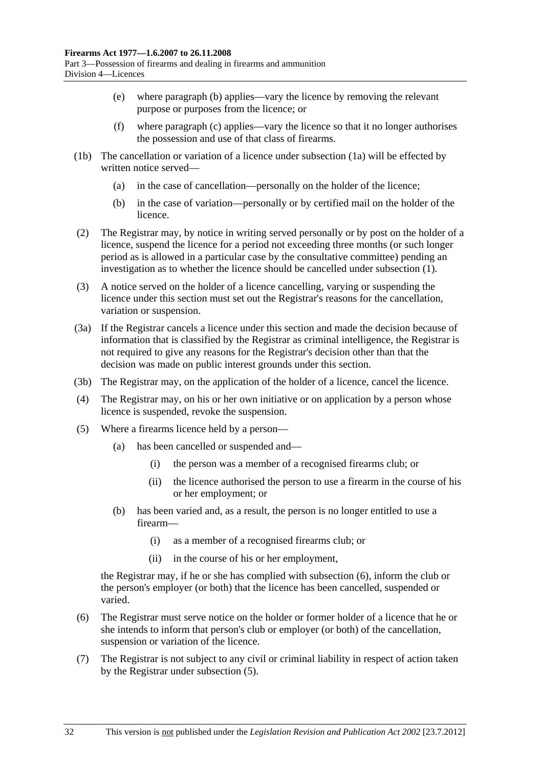(e) where paragraph (b) applies—vary the licence by removing the relevant purpose or purposes from the licence; or

(f) where paragraph (c) applies—vary the licence so that it no longer authorises the possession and use of that class of firearms.

(1b) The cancellation or variation of a licence under subsection (1a) will be effected by written notice served—

(a) in the case of cancellation—personally on the holder of the licence;

(b) in the case of variation—personally or by certified mail on the holder of the licence.

(2) The Registrar may, by notice in writing served personally or by post on the holder of a licence, suspend the licence for a period not exceeding three months (or such longer period as is allowed in a particular case by the consultative committee) pending an investigation as to whether the licence should be cancelled under subsection (1).

(3) A notice served on the holder of a licence cancelling, varying or suspending the licence under this section must set out the Registrar's reasons for the cancellation, variation or suspension.

(3a) If the Registrar cancels a licence under this section and made the decision because of information that is classified by the Registrar as criminal intelligence, the Registrar is not required to give any reasons for the Registrar's decision other than that the decision was made on public interest grounds under this section.

(3b) The Registrar may, on the application of the holder of a licence, cancel the licence.

(4) The Registrar may, on his or her own initiative or on application by a person whose licence is suspended, revoke the suspension.

(5) Where a firearms licence held by a person—

(a) has been cancelled or suspended and—

(i) the person was a member of a recognised firearms club; or

(ii) the licence authorised the person to use a firearm in the course of his or her employment; or

(b) has been varied and, as a result, the person is no longer entitled to use a firearm—

(i) as a member of a recognised firearms club; or

(ii) in the course of his or her employment,

the Registrar may, if he or she has complied with subsection (6), inform the club or the person's employer (or both) that the licence has been cancelled, suspended or varied.

(6) The Registrar must serve notice on the holder or former holder of a licence that he or she intends to inform that person's club or employer (or both) of the cancellation, suspension or variation of the licence.

(7) The Registrar is not subject to any civil or criminal liability in respect of action taken by the Registrar under subsection (5).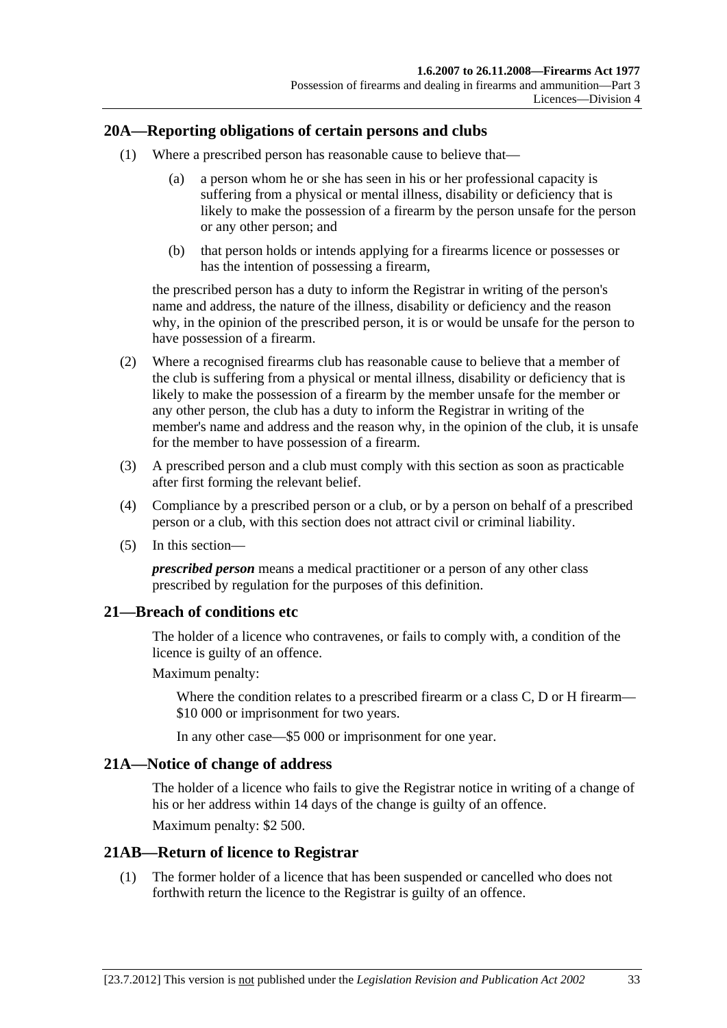## 20A—Reporting obligations of certain persons and clubs

(1) Where a prescribed person has reasonable cause to believe that—

(a) a person whom he or she has seen in his or her professional capacity is suffering from a physical or mental illness, disability or deficiency that is likely to make the possession of a firearm by the person unsafe for the person or any other person; and

(b) that person holds or intends applying for a firearms licence or possesses or has the intention of possessing a firearm,

the prescribed person has a duty to inform the Registrar in writing of the person's name and address, the nature of the illness, disability or deficiency and the reason why, in the opinion of the prescribed person, it is or would be unsafe for the person to have possession of a firearm.

(2) Where a recognised firearms club has reasonable cause to believe that a member of the club is suffering from a physical or mental illness, disability or deficiency that is likely to make the possession of a firearm by the member unsafe for the member or any other person, the club has a duty to inform the Registrar in writing of the member's name and address and the reason why, in the opinion of the club, it is unsafe for the member to have possession of a firearm.

(3) A prescribed person and a club must comply with this section as soon as practicable after first forming the relevant belief.

(4) Compliance by a prescribed person or a club, or by a person on behalf of a prescribed person or a club, with this section does not attract civil or criminal liability.

(5) In this section—

***prescribed person*** means a medical practitioner or a person of any other class prescribed by regulation for the purposes of this definition.

## 21—Breach of conditions etc

The holder of a licence who contravenes, or fails to comply with, a condition of the licence is guilty of an offence.

Maximum penalty:

Where the condition relates to a prescribed firearm or a class C, D or H firearm—$10 000 or imprisonment for two years.

In any other case—$5 000 or imprisonment for one year.

## 21A—Notice of change of address

The holder of a licence who fails to give the Registrar notice in writing of a change of his or her address within 14 days of the change is guilty of an offence.

Maximum penalty: $2 500.

## 21AB—Return of licence to Registrar

(1) The former holder of a licence that has been suspended or cancelled who does not forthwith return the licence to the Registrar is guilty of an offence.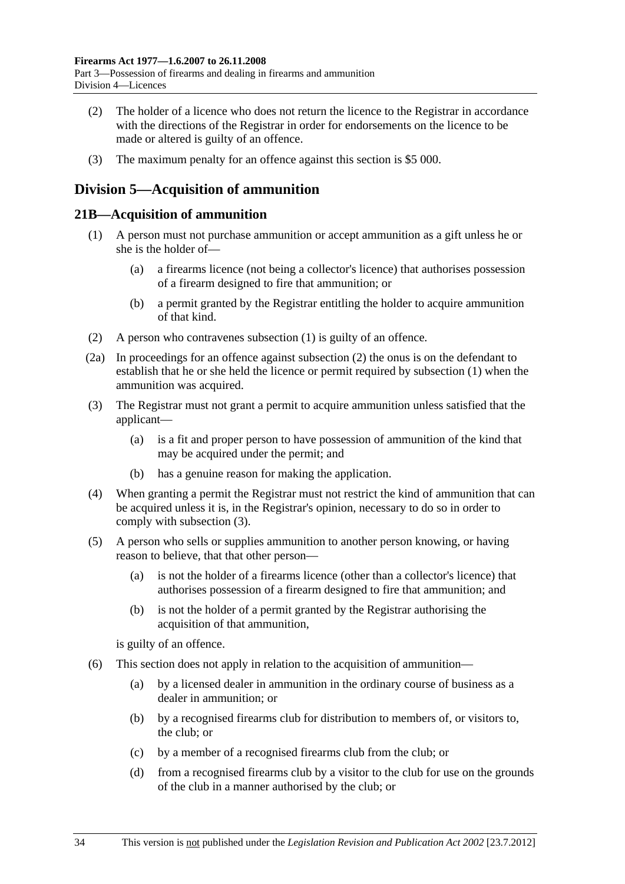(2) The holder of a licence who does not return the licence to the Registrar in accordance with the directions of the Registrar in order for endorsements on the licence to be made or altered is guilty of an offence.

(3) The maximum penalty for an offence against this section is $5 000.

## Division 5—Acquisition of ammunition

### 21B—Acquisition of ammunition

(1) A person must not purchase ammunition or accept ammunition as a gift unless he or she is the holder of—

(a) a firearms licence (not being a collector's licence) that authorises possession of a firearm designed to fire that ammunition; or

(b) a permit granted by the Registrar entitling the holder to acquire ammunition of that kind.

(2) A person who contravenes subsection (1) is guilty of an offence.

(2a) In proceedings for an offence against subsection (2) the onus is on the defendant to establish that he or she held the licence or permit required by subsection (1) when the ammunition was acquired.

(3) The Registrar must not grant a permit to acquire ammunition unless satisfied that the applicant—

(a) is a fit and proper person to have possession of ammunition of the kind that may be acquired under the permit; and

(b) has a genuine reason for making the application.

(4) When granting a permit the Registrar must not restrict the kind of ammunition that can be acquired unless it is, in the Registrar's opinion, necessary to do so in order to comply with subsection (3).

(5) A person who sells or supplies ammunition to another person knowing, or having reason to believe, that that other person—

(a) is not the holder of a firearms licence (other than a collector's licence) that authorises possession of a firearm designed to fire that ammunition; and

(b) is not the holder of a permit granted by the Registrar authorising the acquisition of that ammunition,

is guilty of an offence.

(6) This section does not apply in relation to the acquisition of ammunition—

(a) by a licensed dealer in ammunition in the ordinary course of business as a dealer in ammunition; or

(b) by a recognised firearms club for distribution to members of, or visitors to, the club; or

(c) by a member of a recognised firearms club from the club; or

(d) from a recognised firearms club by a visitor to the club for use on the grounds of the club in a manner authorised by the club; or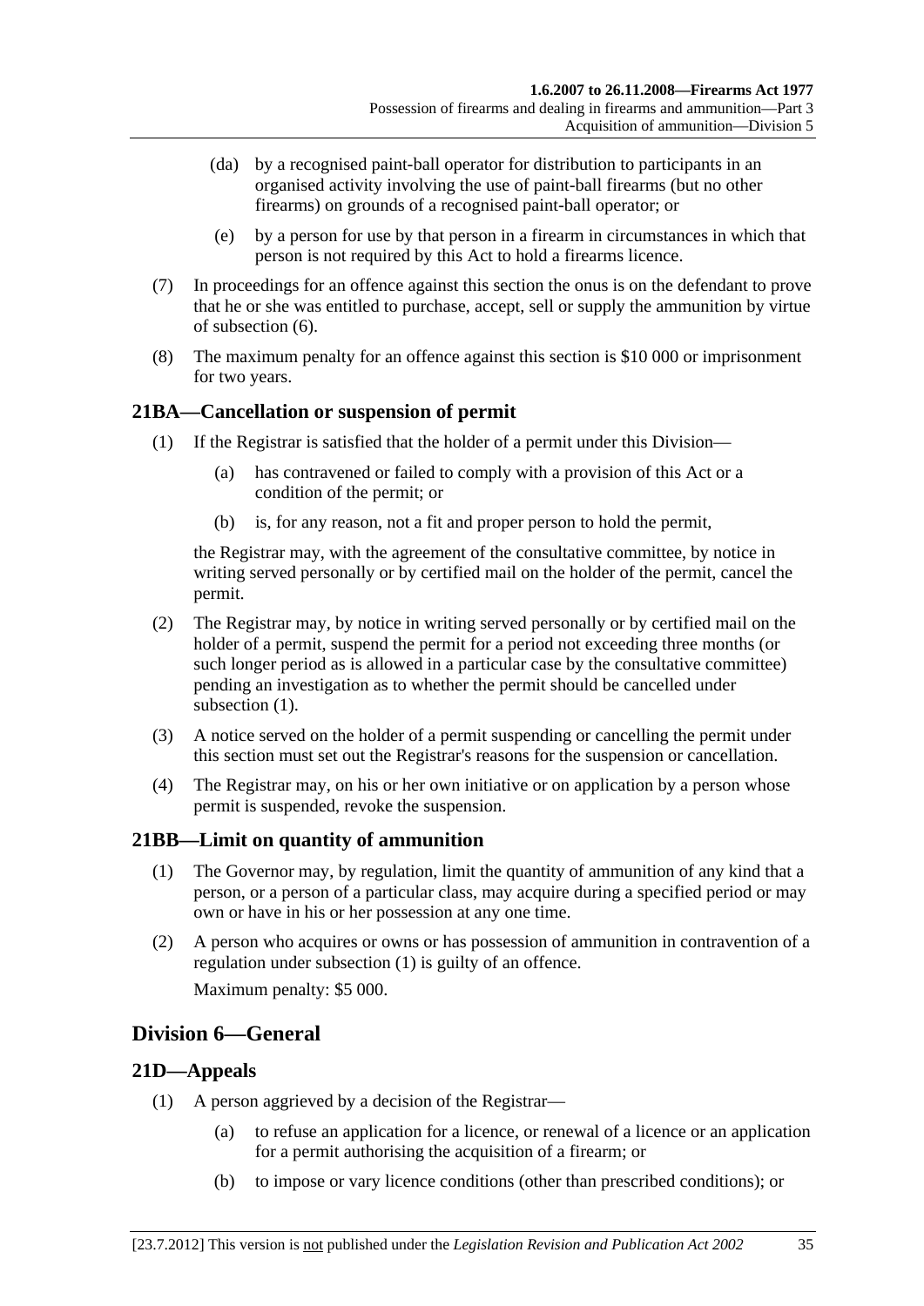(da) by a recognised paint-ball operator for distribution to participants in an organised activity involving the use of paint-ball firearms (but no other firearms) on grounds of a recognised paint-ball operator; or

(e) by a person for use by that person in a firearm in circumstances in which that person is not required by this Act to hold a firearms licence.

(7) In proceedings for an offence against this section the onus is on the defendant to prove that he or she was entitled to purchase, accept, sell or supply the ammunition by virtue of subsection (6).

(8) The maximum penalty for an offence against this section is $10 000 or imprisonment for two years.

## 21BA—Cancellation or suspension of permit

(1) If the Registrar is satisfied that the holder of a permit under this Division—

(a) has contravened or failed to comply with a provision of this Act or a condition of the permit; or

(b) is, for any reason, not a fit and proper person to hold the permit,

the Registrar may, with the agreement of the consultative committee, by notice in writing served personally or by certified mail on the holder of the permit, cancel the permit.

(2) The Registrar may, by notice in writing served personally or by certified mail on the holder of a permit, suspend the permit for a period not exceeding three months (or such longer period as is allowed in a particular case by the consultative committee) pending an investigation as to whether the permit should be cancelled under subsection (1).

(3) A notice served on the holder of a permit suspending or cancelling the permit under this section must set out the Registrar's reasons for the suspension or cancellation.

(4) The Registrar may, on his or her own initiative or on application by a person whose permit is suspended, revoke the suspension.

## 21BB—Limit on quantity of ammunition

(1) The Governor may, by regulation, limit the quantity of ammunition of any kind that a person, or a person of a particular class, may acquire during a specified period or may own or have in his or her possession at any one time.

(2) A person who acquires or owns or has possession of ammunition in contravention of a regulation under subsection (1) is guilty of an offence.

Maximum penalty: $5 000.

# Division 6—General

## 21D—Appeals

(1) A person aggrieved by a decision of the Registrar—

(a) to refuse an application for a licence, or renewal of a licence or an application for a permit authorising the acquisition of a firearm; or

(b) to impose or vary licence conditions (other than prescribed conditions); or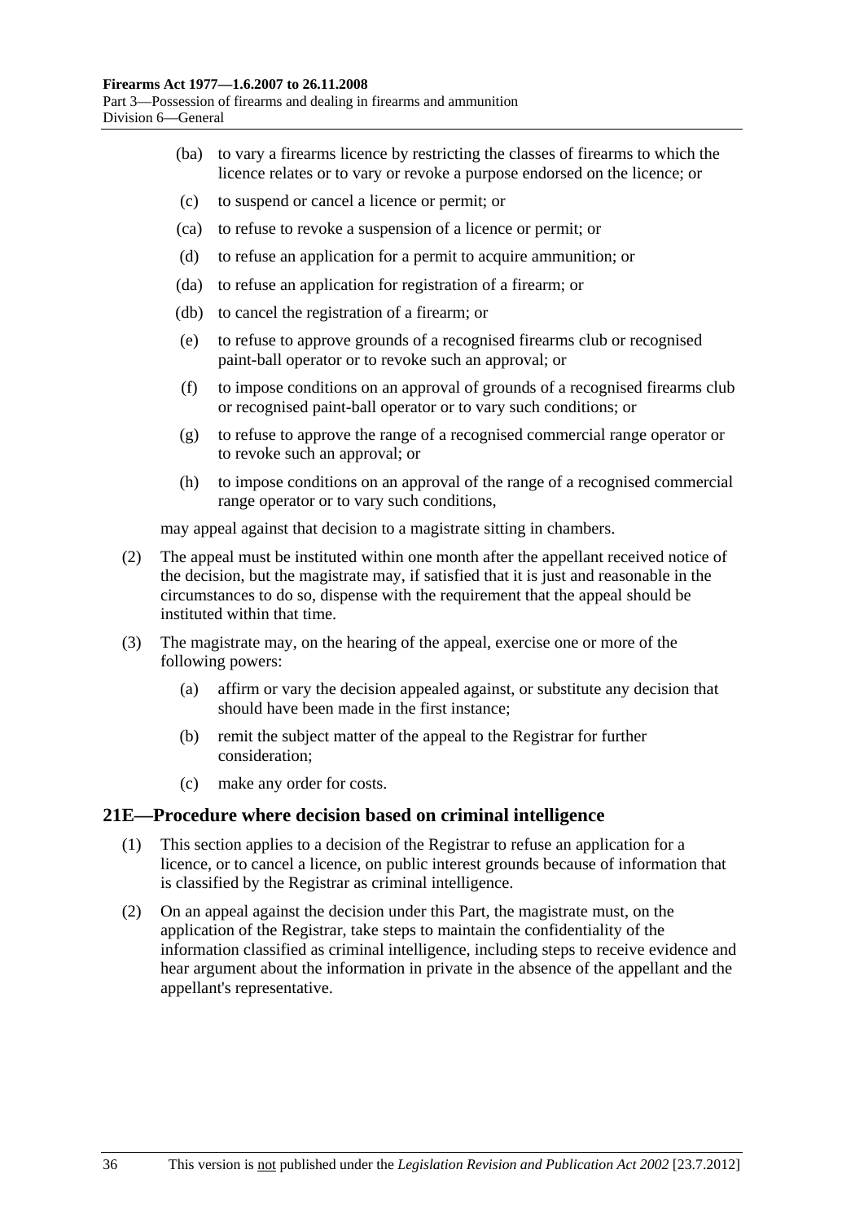(ba) to vary a firearms licence by restricting the classes of firearms to which the licence relates or to vary or revoke a purpose endorsed on the licence; or

(c) to suspend or cancel a licence or permit; or

(ca) to refuse to revoke a suspension of a licence or permit; or

(d) to refuse an application for a permit to acquire ammunition; or

(da) to refuse an application for registration of a firearm; or

(db) to cancel the registration of a firearm; or

(e) to refuse to approve grounds of a recognised firearms club or recognised paint-ball operator or to revoke such an approval; or

(f) to impose conditions on an approval of grounds of a recognised firearms club or recognised paint-ball operator or to vary such conditions; or

(g) to refuse to approve the range of a recognised commercial range operator or to revoke such an approval; or

(h) to impose conditions on an approval of the range of a recognised commercial range operator or to vary such conditions,

may appeal against that decision to a magistrate sitting in chambers.

(2) The appeal must be instituted within one month after the appellant received notice of the decision, but the magistrate may, if satisfied that it is just and reasonable in the circumstances to do so, dispense with the requirement that the appeal should be instituted within that time.

(3) The magistrate may, on the hearing of the appeal, exercise one or more of the following powers:

(a) affirm or vary the decision appealed against, or substitute any decision that should have been made in the first instance;

(b) remit the subject matter of the appeal to the Registrar for further consideration;

(c) make any order for costs.

## 21E—Procedure where decision based on criminal intelligence

(1) This section applies to a decision of the Registrar to refuse an application for a licence, or to cancel a licence, on public interest grounds because of information that is classified by the Registrar as criminal intelligence.

(2) On an appeal against the decision under this Part, the magistrate must, on the application of the Registrar, take steps to maintain the confidentiality of the information classified as criminal intelligence, including steps to receive evidence and hear argument about the information in private in the absence of the appellant and the appellant's representative.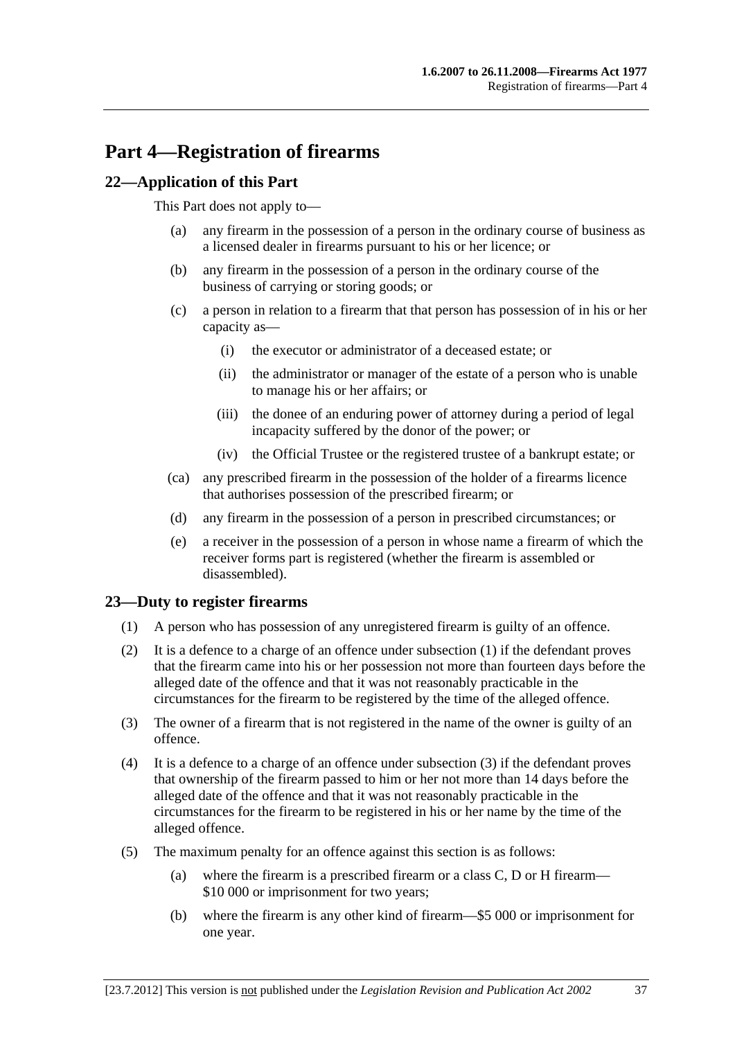# Part 4—Registration of firearms

## 22—Application of this Part

This Part does not apply to—

(a) any firearm in the possession of a person in the ordinary course of business as a licensed dealer in firearms pursuant to his or her licence; or

(b) any firearm in the possession of a person in the ordinary course of the business of carrying or storing goods; or

(c) a person in relation to a firearm that that person has possession of in his or her capacity as—

(i) the executor or administrator of a deceased estate; or

(ii) the administrator or manager of the estate of a person who is unable to manage his or her affairs; or

(iii) the donee of an enduring power of attorney during a period of legal incapacity suffered by the donor of the power; or

(iv) the Official Trustee or the registered trustee of a bankrupt estate; or

(ca) any prescribed firearm in the possession of the holder of a firearms licence that authorises possession of the prescribed firearm; or

(d) any firearm in the possession of a person in prescribed circumstances; or

(e) a receiver in the possession of a person in whose name a firearm of which the receiver forms part is registered (whether the firearm is assembled or disassembled).

## 23—Duty to register firearms

(1) A person who has possession of any unregistered firearm is guilty of an offence.

(2) It is a defence to a charge of an offence under subsection (1) if the defendant proves that the firearm came into his or her possession not more than fourteen days before the alleged date of the offence and that it was not reasonably practicable in the circumstances for the firearm to be registered by the time of the alleged offence.

(3) The owner of a firearm that is not registered in the name of the owner is guilty of an offence.

(4) It is a defence to a charge of an offence under subsection (3) if the defendant proves that ownership of the firearm passed to him or her not more than 14 days before the alleged date of the offence and that it was not reasonably practicable in the circumstances for the firearm to be registered in his or her name by the time of the alleged offence.

(5) The maximum penalty for an offence against this section is as follows:

(a) where the firearm is a prescribed firearm or a class C, D or H firearm—$10 000 or imprisonment for two years;

(b) where the firearm is any other kind of firearm—$5 000 or imprisonment for one year.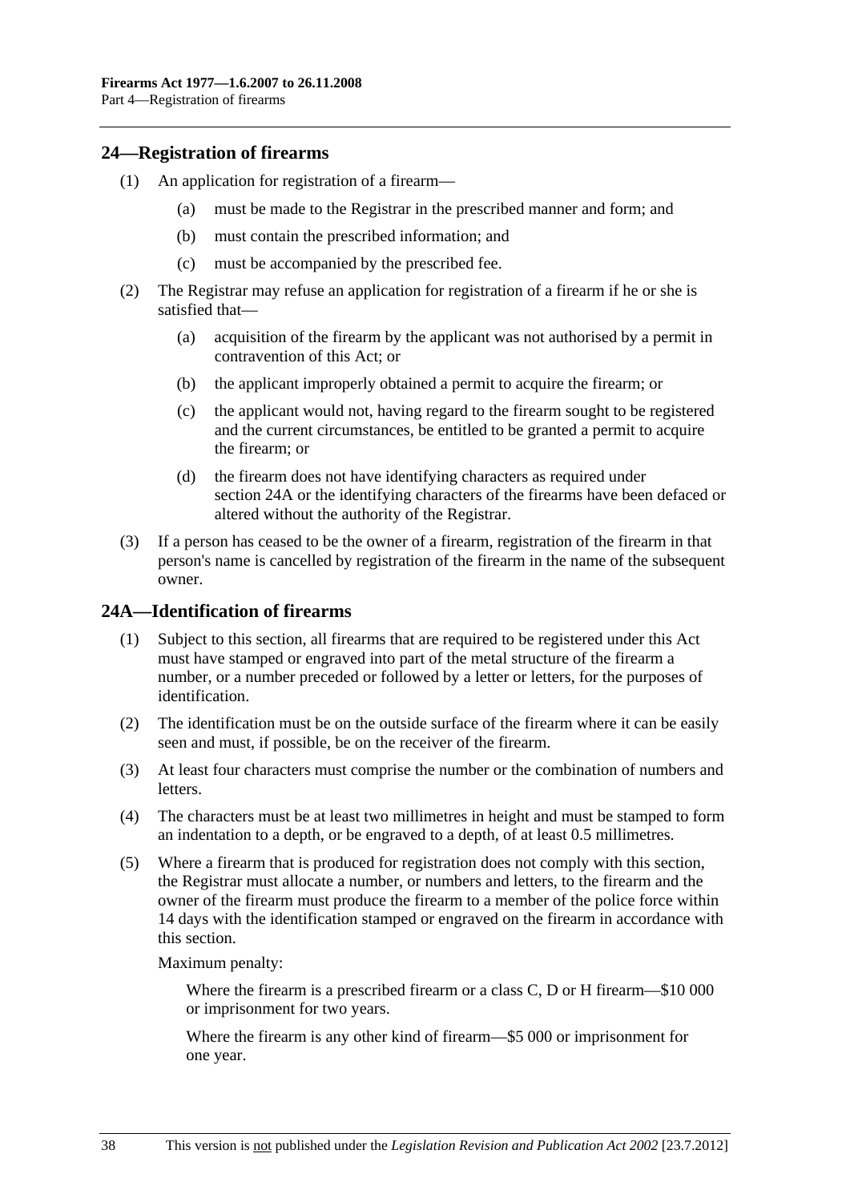## 24—Registration of firearms

(1) An application for registration of a firearm—

(a) must be made to the Registrar in the prescribed manner and form; and

(b) must contain the prescribed information; and

(c) must be accompanied by the prescribed fee.

(2) The Registrar may refuse an application for registration of a firearm if he or she is satisfied that—

(a) acquisition of the firearm by the applicant was not authorised by a permit in contravention of this Act; or

(b) the applicant improperly obtained a permit to acquire the firearm; or

(c) the applicant would not, having regard to the firearm sought to be registered and the current circumstances, be entitled to be granted a permit to acquire the firearm; or

(d) the firearm does not have identifying characters as required under section 24A or the identifying characters of the firearms have been defaced or altered without the authority of the Registrar.

(3) If a person has ceased to be the owner of a firearm, registration of the firearm in that person's name is cancelled by registration of the firearm in the name of the subsequent owner.

## 24A—Identification of firearms

(1) Subject to this section, all firearms that are required to be registered under this Act must have stamped or engraved into part of the metal structure of the firearm a number, or a number preceded or followed by a letter or letters, for the purposes of identification.

(2) The identification must be on the outside surface of the firearm where it can be easily seen and must, if possible, be on the receiver of the firearm.

(3) At least four characters must comprise the number or the combination of numbers and letters.

(4) The characters must be at least two millimetres in height and must be stamped to form an indentation to a depth, or be engraved to a depth, of at least 0.5 millimetres.

(5) Where a firearm that is produced for registration does not comply with this section, the Registrar must allocate a number, or numbers and letters, to the firearm and the owner of the firearm must produce the firearm to a member of the police force within 14 days with the identification stamped or engraved on the firearm in accordance with this section.

Maximum penalty:

Where the firearm is a prescribed firearm or a class C, D or H firearm—$10 000 or imprisonment for two years.

Where the firearm is any other kind of firearm—$5 000 or imprisonment for one year.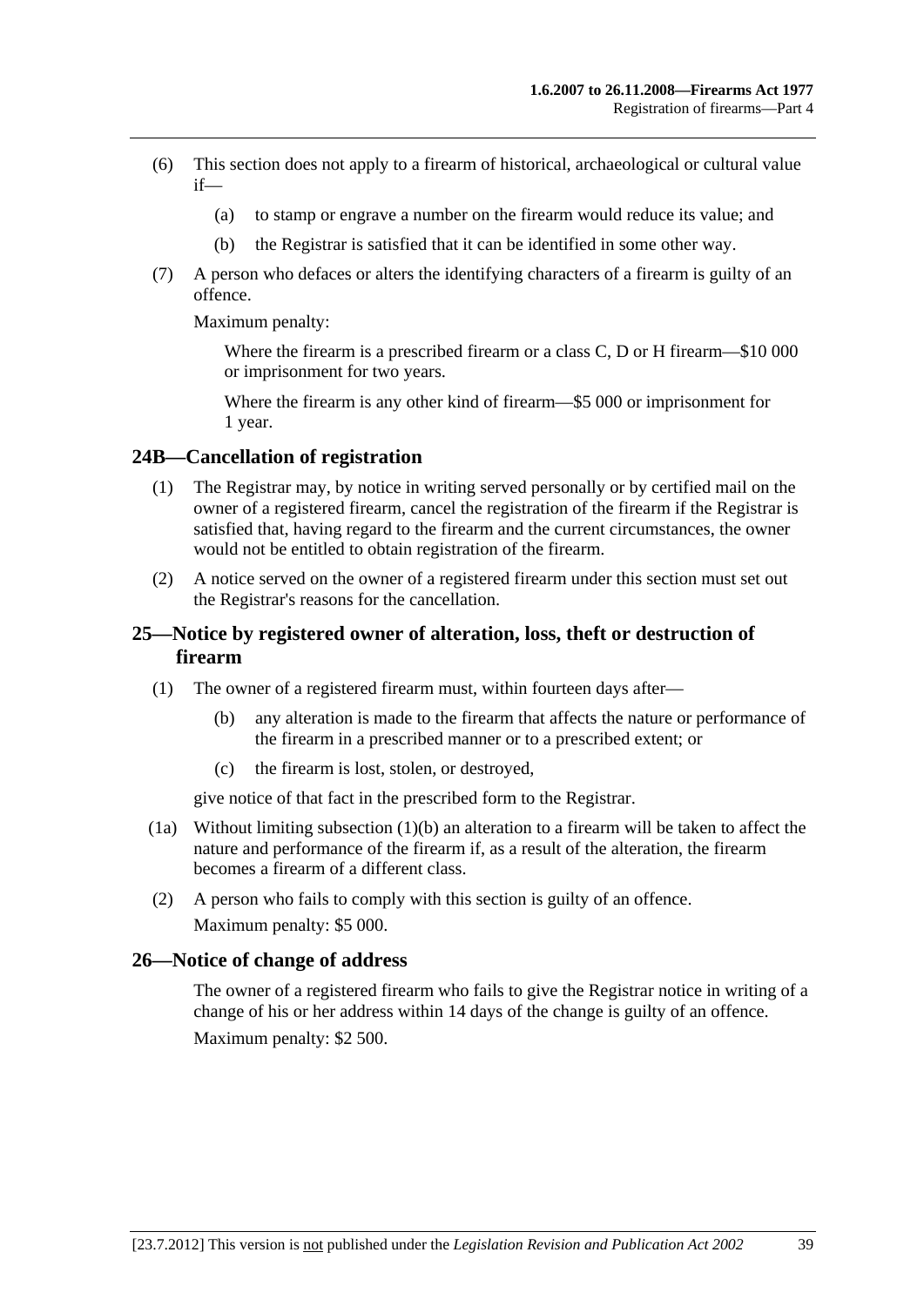(6) This section does not apply to a firearm of historical, archaeological or cultural value if—

(a) to stamp or engrave a number on the firearm would reduce its value; and

(b) the Registrar is satisfied that it can be identified in some other way.

(7) A person who defaces or alters the identifying characters of a firearm is guilty of an offence.

Maximum penalty:

Where the firearm is a prescribed firearm or a class C, D or H firearm—$10 000 or imprisonment for two years.

Where the firearm is any other kind of firearm—$5 000 or imprisonment for 1 year.

## 24B—Cancellation of registration

(1) The Registrar may, by notice in writing served personally or by certified mail on the owner of a registered firearm, cancel the registration of the firearm if the Registrar is satisfied that, having regard to the firearm and the current circumstances, the owner would not be entitled to obtain registration of the firearm.

(2) A notice served on the owner of a registered firearm under this section must set out the Registrar's reasons for the cancellation.

## 25—Notice by registered owner of alteration, loss, theft or destruction of firearm

(1) The owner of a registered firearm must, within fourteen days after—

(b) any alteration is made to the firearm that affects the nature or performance of the firearm in a prescribed manner or to a prescribed extent; or

(c) the firearm is lost, stolen, or destroyed,

give notice of that fact in the prescribed form to the Registrar.

(1a) Without limiting subsection (1)(b) an alteration to a firearm will be taken to affect the nature and performance of the firearm if, as a result of the alteration, the firearm becomes a firearm of a different class.

(2) A person who fails to comply with this section is guilty of an offence.

Maximum penalty: $5 000.

## 26—Notice of change of address

The owner of a registered firearm who fails to give the Registrar notice in writing of a change of his or her address within 14 days of the change is guilty of an offence.

Maximum penalty: $2 500.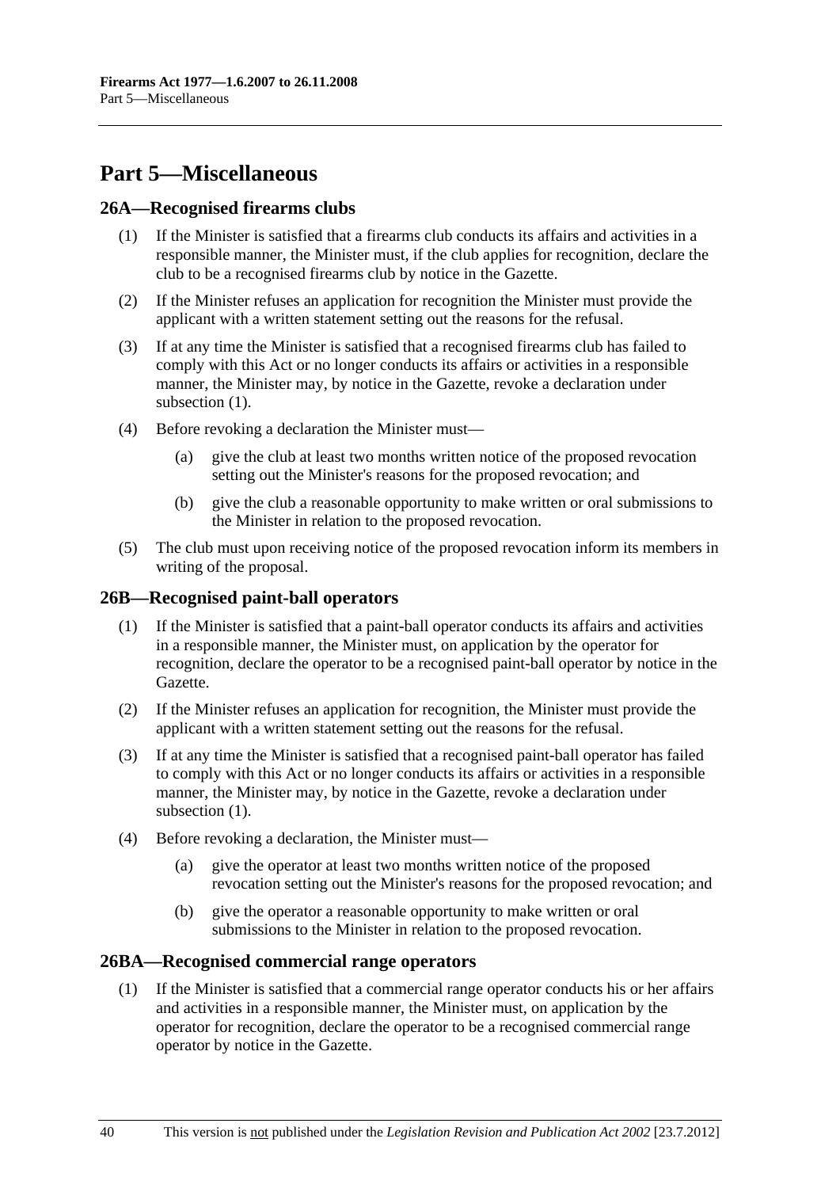# Part 5—Miscellaneous

## 26A—Recognised firearms clubs

(1) If the Minister is satisfied that a firearms club conducts its affairs and activities in a responsible manner, the Minister must, if the club applies for recognition, declare the club to be a recognised firearms club by notice in the Gazette.

(2) If the Minister refuses an application for recognition the Minister must provide the applicant with a written statement setting out the reasons for the refusal.

(3) If at any time the Minister is satisfied that a recognised firearms club has failed to comply with this Act or no longer conducts its affairs or activities in a responsible manner, the Minister may, by notice in the Gazette, revoke a declaration under subsection (1).

(4) Before revoking a declaration the Minister must—

- (a) give the club at least two months written notice of the proposed revocation setting out the Minister's reasons for the proposed revocation; and
- (b) give the club a reasonable opportunity to make written or oral submissions to the Minister in relation to the proposed revocation.

(5) The club must upon receiving notice of the proposed revocation inform its members in writing of the proposal.

## 26B—Recognised paint-ball operators

(1) If the Minister is satisfied that a paint-ball operator conducts its affairs and activities in a responsible manner, the Minister must, on application by the operator for recognition, declare the operator to be a recognised paint-ball operator by notice in the Gazette.

(2) If the Minister refuses an application for recognition, the Minister must provide the applicant with a written statement setting out the reasons for the refusal.

(3) If at any time the Minister is satisfied that a recognised paint-ball operator has failed to comply with this Act or no longer conducts its affairs or activities in a responsible manner, the Minister may, by notice in the Gazette, revoke a declaration under subsection (1).

(4) Before revoking a declaration, the Minister must—

- (a) give the operator at least two months written notice of the proposed revocation setting out the Minister's reasons for the proposed revocation; and
- (b) give the operator a reasonable opportunity to make written or oral submissions to the Minister in relation to the proposed revocation.

## 26BA—Recognised commercial range operators

(1) If the Minister is satisfied that a commercial range operator conducts his or her affairs and activities in a responsible manner, the Minister must, on application by the operator for recognition, declare the operator to be a recognised commercial range operator by notice in the Gazette.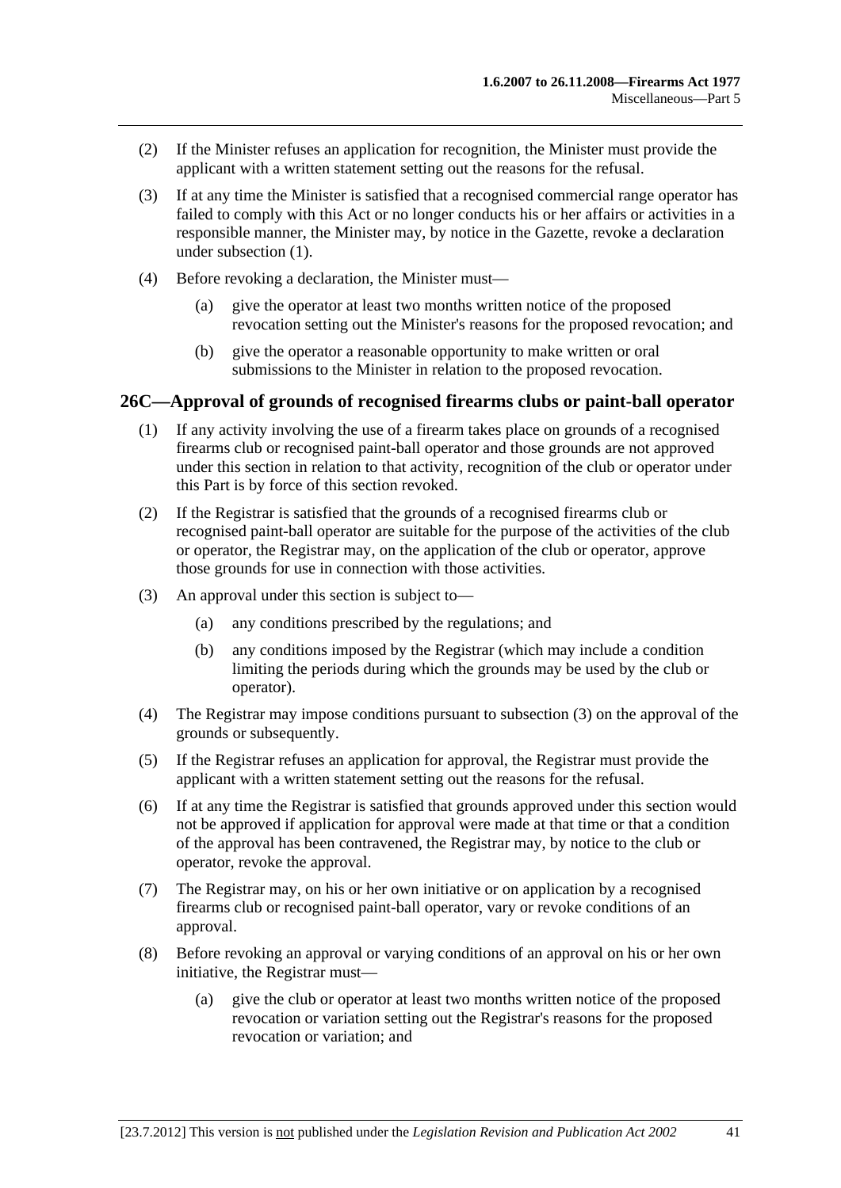(2) If the Minister refuses an application for recognition, the Minister must provide the applicant with a written statement setting out the reasons for the refusal.

(3) If at any time the Minister is satisfied that a recognised commercial range operator has failed to comply with this Act or no longer conducts his or her affairs or activities in a responsible manner, the Minister may, by notice in the Gazette, revoke a declaration under subsection (1).

(4) Before revoking a declaration, the Minister must—

(a) give the operator at least two months written notice of the proposed revocation setting out the Minister's reasons for the proposed revocation; and

(b) give the operator a reasonable opportunity to make written or oral submissions to the Minister in relation to the proposed revocation.

## 26C—Approval of grounds of recognised firearms clubs or paint-ball operator

(1) If any activity involving the use of a firearm takes place on grounds of a recognised firearms club or recognised paint-ball operator and those grounds are not approved under this section in relation to that activity, recognition of the club or operator under this Part is by force of this section revoked.

(2) If the Registrar is satisfied that the grounds of a recognised firearms club or recognised paint-ball operator are suitable for the purpose of the activities of the club or operator, the Registrar may, on the application of the club or operator, approve those grounds for use in connection with those activities.

(3) An approval under this section is subject to—

(a) any conditions prescribed by the regulations; and

(b) any conditions imposed by the Registrar (which may include a condition limiting the periods during which the grounds may be used by the club or operator).

(4) The Registrar may impose conditions pursuant to subsection (3) on the approval of the grounds or subsequently.

(5) If the Registrar refuses an application for approval, the Registrar must provide the applicant with a written statement setting out the reasons for the refusal.

(6) If at any time the Registrar is satisfied that grounds approved under this section would not be approved if application for approval were made at that time or that a condition of the approval has been contravened, the Registrar may, by notice to the club or operator, revoke the approval.

(7) The Registrar may, on his or her own initiative or on application by a recognised firearms club or recognised paint-ball operator, vary or revoke conditions of an approval.

(8) Before revoking an approval or varying conditions of an approval on his or her own initiative, the Registrar must—

(a) give the club or operator at least two months written notice of the proposed revocation or variation setting out the Registrar's reasons for the proposed revocation or variation; and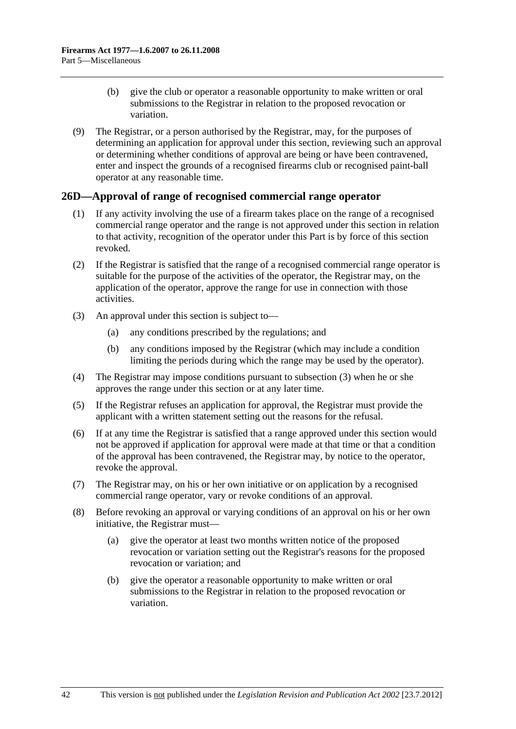(b) give the club or operator a reasonable opportunity to make written or oral submissions to the Registrar in relation to the proposed revocation or variation.

(9) The Registrar, or a person authorised by the Registrar, may, for the purposes of determining an application for approval under this section, reviewing such an approval or determining whether conditions of approval are being or have been contravened, enter and inspect the grounds of a recognised firearms club or recognised paint-ball operator at any reasonable time.

## 26D—Approval of range of recognised commercial range operator

(1) If any activity involving the use of a firearm takes place on the range of a recognised commercial range operator and the range is not approved under this section in relation to that activity, recognition of the operator under this Part is by force of this section revoked.

(2) If the Registrar is satisfied that the range of a recognised commercial range operator is suitable for the purpose of the activities of the operator, the Registrar may, on the application of the operator, approve the range for use in connection with those activities.

(3) An approval under this section is subject to—

(a) any conditions prescribed by the regulations; and

(b) any conditions imposed by the Registrar (which may include a condition limiting the periods during which the range may be used by the operator).

(4) The Registrar may impose conditions pursuant to subsection (3) when he or she approves the range under this section or at any later time.

(5) If the Registrar refuses an application for approval, the Registrar must provide the applicant with a written statement setting out the reasons for the refusal.

(6) If at any time the Registrar is satisfied that a range approved under this section would not be approved if application for approval were made at that time or that a condition of the approval has been contravened, the Registrar may, by notice to the operator, revoke the approval.

(7) The Registrar may, on his or her own initiative or on application by a recognised commercial range operator, vary or revoke conditions of an approval.

(8) Before revoking an approval or varying conditions of an approval on his or her own initiative, the Registrar must—

(a) give the operator at least two months written notice of the proposed revocation or variation setting out the Registrar's reasons for the proposed revocation or variation; and

(b) give the operator a reasonable opportunity to make written or oral submissions to the Registrar in relation to the proposed revocation or variation.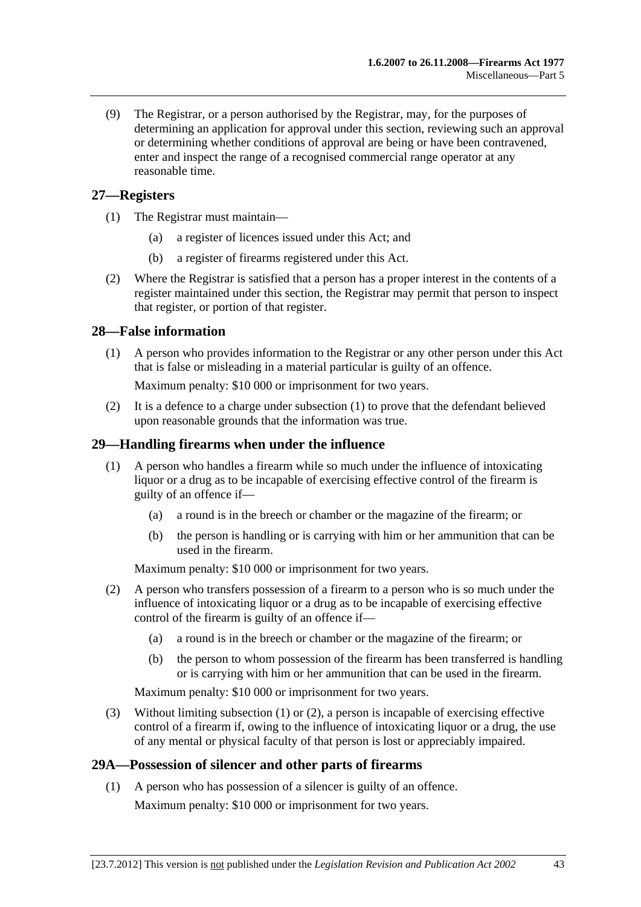(9) The Registrar, or a person authorised by the Registrar, may, for the purposes of determining an application for approval under this section, reviewing such an approval or determining whether conditions of approval are being or have been contravened, enter and inspect the range of a recognised commercial range operator at any reasonable time.

## 27—Registers

(1) The Registrar must maintain—

(a) a register of licences issued under this Act; and

(b) a register of firearms registered under this Act.

(2) Where the Registrar is satisfied that a person has a proper interest in the contents of a register maintained under this section, the Registrar may permit that person to inspect that register, or portion of that register.

## 28—False information

(1) A person who provides information to the Registrar or any other person under this Act that is false or misleading in a material particular is guilty of an offence.

Maximum penalty: $10 000 or imprisonment for two years.

(2) It is a defence to a charge under subsection (1) to prove that the defendant believed upon reasonable grounds that the information was true.

## 29—Handling firearms when under the influence

(1) A person who handles a firearm while so much under the influence of intoxicating liquor or a drug as to be incapable of exercising effective control of the firearm is guilty of an offence if—

(a) a round is in the breech or chamber or the magazine of the firearm; or

(b) the person is handling or is carrying with him or her ammunition that can be used in the firearm.

Maximum penalty: $10 000 or imprisonment for two years.

(2) A person who transfers possession of a firearm to a person who is so much under the influence of intoxicating liquor or a drug as to be incapable of exercising effective control of the firearm is guilty of an offence if—

(a) a round is in the breech or chamber or the magazine of the firearm; or

(b) the person to whom possession of the firearm has been transferred is handling or is carrying with him or her ammunition that can be used in the firearm.

Maximum penalty: $10 000 or imprisonment for two years.

(3) Without limiting subsection (1) or (2), a person is incapable of exercising effective control of a firearm if, owing to the influence of intoxicating liquor or a drug, the use of any mental or physical faculty of that person is lost or appreciably impaired.

## 29A—Possession of silencer and other parts of firearms

(1) A person who has possession of a silencer is guilty of an offence.

Maximum penalty: $10 000 or imprisonment for two years.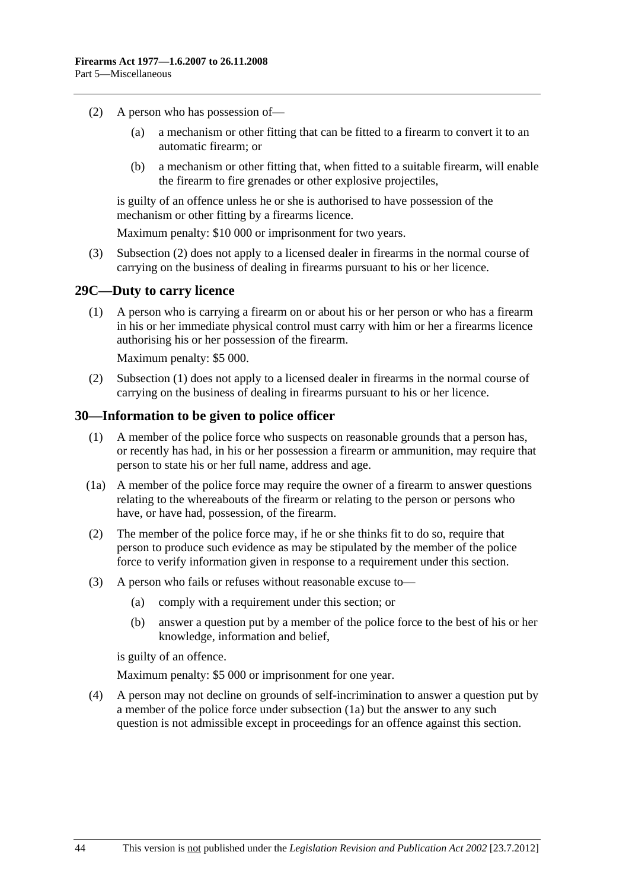(2) A person who has possession of—

(a) a mechanism or other fitting that can be fitted to a firearm to convert it to an automatic firearm; or

(b) a mechanism or other fitting that, when fitted to a suitable firearm, will enable the firearm to fire grenades or other explosive projectiles,

is guilty of an offence unless he or she is authorised to have possession of the mechanism or other fitting by a firearms licence.

Maximum penalty: $10 000 or imprisonment for two years.

(3) Subsection (2) does not apply to a licensed dealer in firearms in the normal course of carrying on the business of dealing in firearms pursuant to his or her licence.

## 29C—Duty to carry licence

(1) A person who is carrying a firearm on or about his or her person or who has a firearm in his or her immediate physical control must carry with him or her a firearms licence authorising his or her possession of the firearm.

Maximum penalty: $5 000.

(2) Subsection (1) does not apply to a licensed dealer in firearms in the normal course of carrying on the business of dealing in firearms pursuant to his or her licence.

## 30—Information to be given to police officer

(1) A member of the police force who suspects on reasonable grounds that a person has, or recently has had, in his or her possession a firearm or ammunition, may require that person to state his or her full name, address and age.

(1a) A member of the police force may require the owner of a firearm to answer questions relating to the whereabouts of the firearm or relating to the person or persons who have, or have had, possession, of the firearm.

(2) The member of the police force may, if he or she thinks fit to do so, require that person to produce such evidence as may be stipulated by the member of the police force to verify information given in response to a requirement under this section.

(3) A person who fails or refuses without reasonable excuse to—

(a) comply with a requirement under this section; or

(b) answer a question put by a member of the police force to the best of his or her knowledge, information and belief,

is guilty of an offence.

Maximum penalty: $5 000 or imprisonment for one year.

(4) A person may not decline on grounds of self-incrimination to answer a question put by a member of the police force under subsection (1a) but the answer to any such question is not admissible except in proceedings for an offence against this section.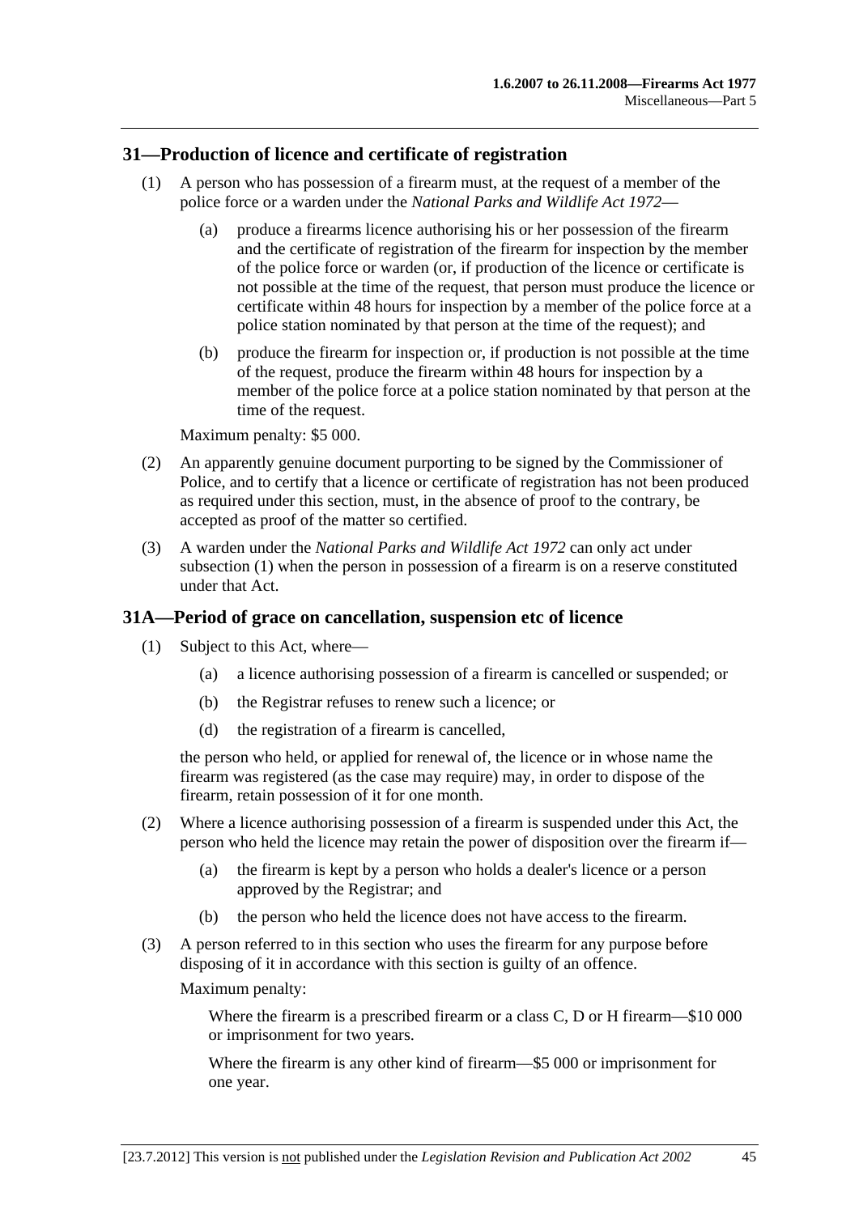## 31—Production of licence and certificate of registration

(1) A person who has possession of a firearm must, at the request of a member of the police force or a warden under the *National Parks and Wildlife Act 1972*—

(a) produce a firearms licence authorising his or her possession of the firearm and the certificate of registration of the firearm for inspection by the member of the police force or warden (or, if production of the licence or certificate is not possible at the time of the request, that person must produce the licence or certificate within 48 hours for inspection by a member of the police force at a police station nominated by that person at the time of the request); and

(b) produce the firearm for inspection or, if production is not possible at the time of the request, produce the firearm within 48 hours for inspection by a member of the police force at a police station nominated by that person at the time of the request.

Maximum penalty: $5 000.

(2) An apparently genuine document purporting to be signed by the Commissioner of Police, and to certify that a licence or certificate of registration has not been produced as required under this section, must, in the absence of proof to the contrary, be accepted as proof of the matter so certified.

(3) A warden under the *National Parks and Wildlife Act 1972* can only act under subsection (1) when the person in possession of a firearm is on a reserve constituted under that Act.

## 31A—Period of grace on cancellation, suspension etc of licence

(1) Subject to this Act, where—

(a) a licence authorising possession of a firearm is cancelled or suspended; or

(b) the Registrar refuses to renew such a licence; or

(d) the registration of a firearm is cancelled,

the person who held, or applied for renewal of, the licence or in whose name the firearm was registered (as the case may require) may, in order to dispose of the firearm, retain possession of it for one month.

(2) Where a licence authorising possession of a firearm is suspended under this Act, the person who held the licence may retain the power of disposition over the firearm if—

(a) the firearm is kept by a person who holds a dealer's licence or a person approved by the Registrar; and

(b) the person who held the licence does not have access to the firearm.

(3) A person referred to in this section who uses the firearm for any purpose before disposing of it in accordance with this section is guilty of an offence.

Maximum penalty:

Where the firearm is a prescribed firearm or a class C, D or H firearm—$10 000 or imprisonment for two years.

Where the firearm is any other kind of firearm—$5 000 or imprisonment for one year.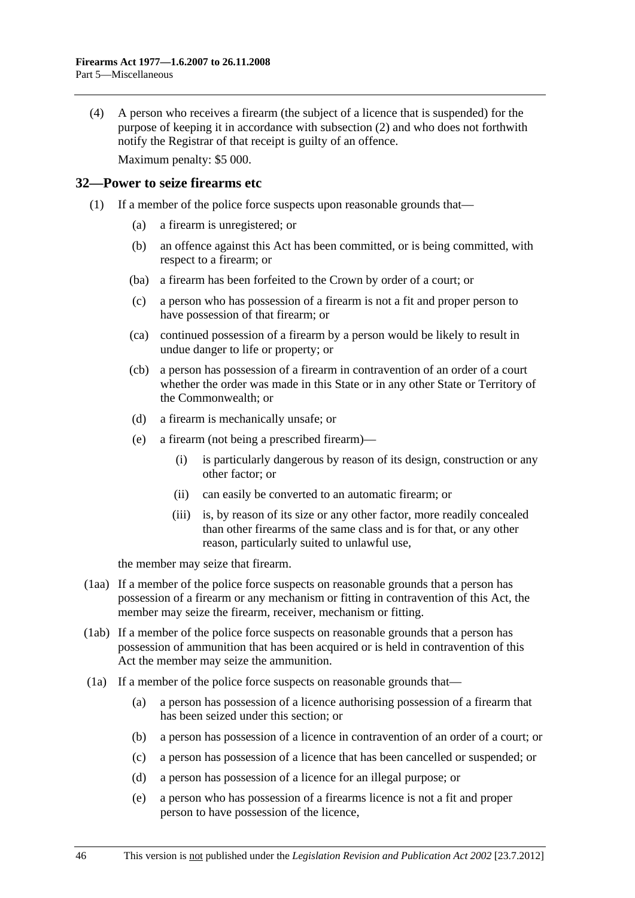(4) A person who receives a firearm (the subject of a licence that is suspended) for the purpose of keeping it in accordance with subsection (2) and who does not forthwith notify the Registrar of that receipt is guilty of an offence.

Maximum penalty: $5 000.

## 32—Power to seize firearms etc

(1) If a member of the police force suspects upon reasonable grounds that—

(a) a firearm is unregistered; or

(b) an offence against this Act has been committed, or is being committed, with respect to a firearm; or

(ba) a firearm has been forfeited to the Crown by order of a court; or

(c) a person who has possession of a firearm is not a fit and proper person to have possession of that firearm; or

(ca) continued possession of a firearm by a person would be likely to result in undue danger to life or property; or

(cb) a person has possession of a firearm in contravention of an order of a court whether the order was made in this State or in any other State or Territory of the Commonwealth; or

(d) a firearm is mechanically unsafe; or

(e) a firearm (not being a prescribed firearm)—

(i) is particularly dangerous by reason of its design, construction or any other factor; or

(ii) can easily be converted to an automatic firearm; or

(iii) is, by reason of its size or any other factor, more readily concealed than other firearms of the same class and is for that, or any other reason, particularly suited to unlawful use,

the member may seize that firearm.

(1aa) If a member of the police force suspects on reasonable grounds that a person has possession of a firearm or any mechanism or fitting in contravention of this Act, the member may seize the firearm, receiver, mechanism or fitting.

(1ab) If a member of the police force suspects on reasonable grounds that a person has possession of ammunition that has been acquired or is held in contravention of this Act the member may seize the ammunition.

(1a) If a member of the police force suspects on reasonable grounds that—

(a) a person has possession of a licence authorising possession of a firearm that has been seized under this section; or

(b) a person has possession of a licence in contravention of an order of a court; or

(c) a person has possession of a licence that has been cancelled or suspended; or

(d) a person has possession of a licence for an illegal purpose; or

(e) a person who has possession of a firearms licence is not a fit and proper person to have possession of the licence,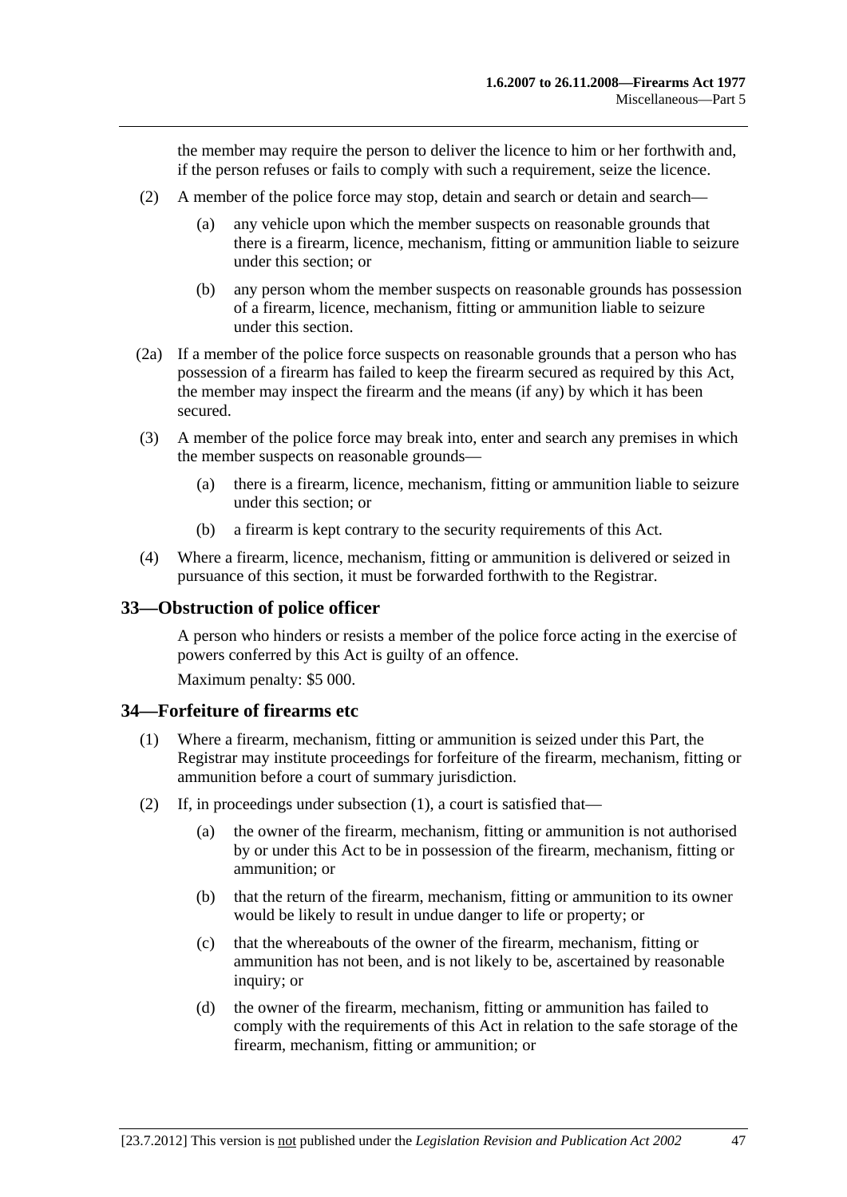the member may require the person to deliver the licence to him or her forthwith and, if the person refuses or fails to comply with such a requirement, seize the licence.

(2) A member of the police force may stop, detain and search or detain and search—

(a) any vehicle upon which the member suspects on reasonable grounds that there is a firearm, licence, mechanism, fitting or ammunition liable to seizure under this section; or

(b) any person whom the member suspects on reasonable grounds has possession of a firearm, licence, mechanism, fitting or ammunition liable to seizure under this section.

(2a) If a member of the police force suspects on reasonable grounds that a person who has possession of a firearm has failed to keep the firearm secured as required by this Act, the member may inspect the firearm and the means (if any) by which it has been secured.

(3) A member of the police force may break into, enter and search any premises in which the member suspects on reasonable grounds—

(a) there is a firearm, licence, mechanism, fitting or ammunition liable to seizure under this section; or

(b) a firearm is kept contrary to the security requirements of this Act.

(4) Where a firearm, licence, mechanism, fitting or ammunition is delivered or seized in pursuance of this section, it must be forwarded forthwith to the Registrar.

## 33—Obstruction of police officer

A person who hinders or resists a member of the police force acting in the exercise of powers conferred by this Act is guilty of an offence.

Maximum penalty: $5 000.

## 34—Forfeiture of firearms etc

(1) Where a firearm, mechanism, fitting or ammunition is seized under this Part, the Registrar may institute proceedings for forfeiture of the firearm, mechanism, fitting or ammunition before a court of summary jurisdiction.

(2) If, in proceedings under subsection (1), a court is satisfied that—

(a) the owner of the firearm, mechanism, fitting or ammunition is not authorised by or under this Act to be in possession of the firearm, mechanism, fitting or ammunition; or

(b) that the return of the firearm, mechanism, fitting or ammunition to its owner would be likely to result in undue danger to life or property; or

(c) that the whereabouts of the owner of the firearm, mechanism, fitting or ammunition has not been, and is not likely to be, ascertained by reasonable inquiry; or

(d) the owner of the firearm, mechanism, fitting or ammunition has failed to comply with the requirements of this Act in relation to the safe storage of the firearm, mechanism, fitting or ammunition; or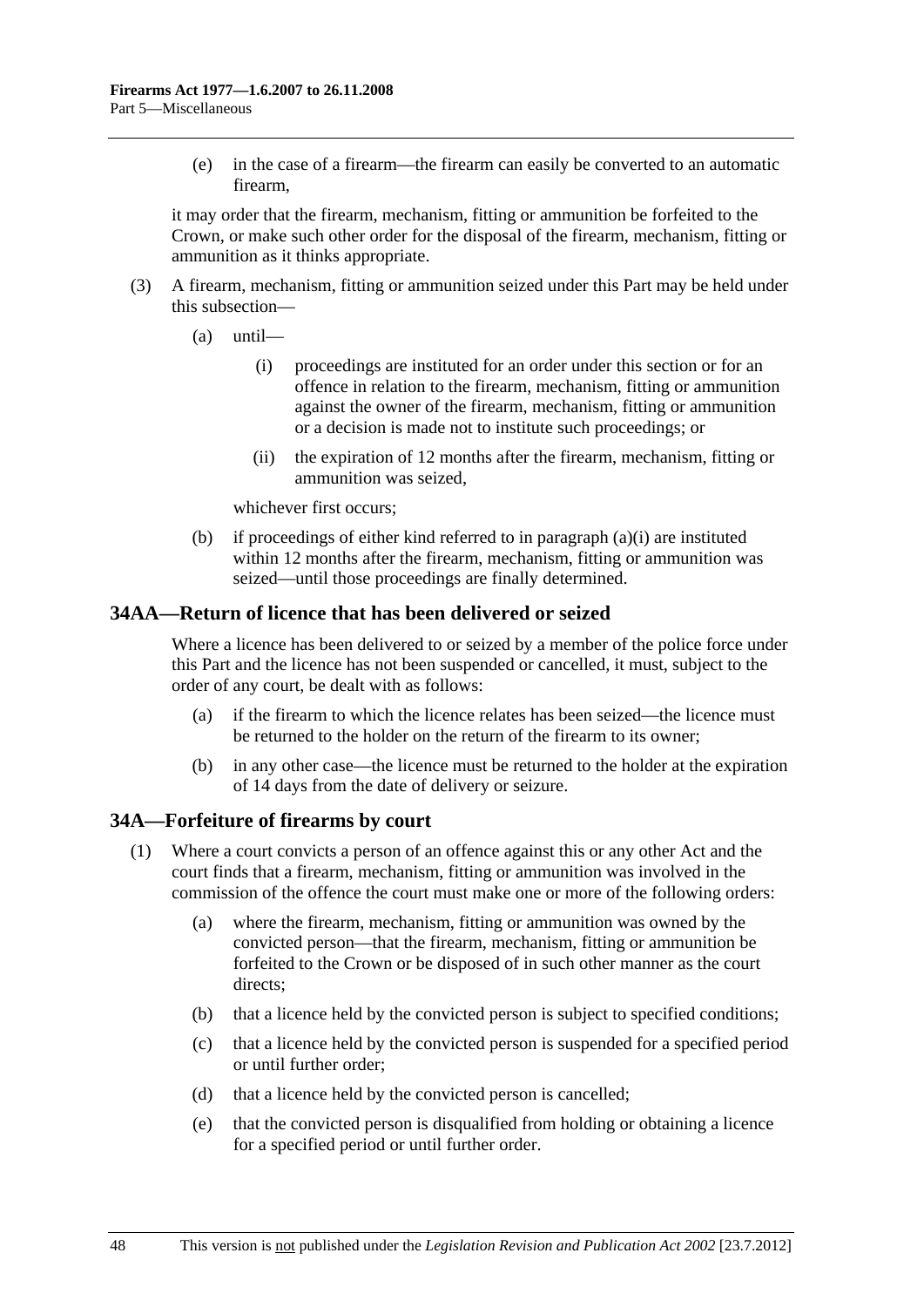(e) in the case of a firearm—the firearm can easily be converted to an automatic firearm,

it may order that the firearm, mechanism, fitting or ammunition be forfeited to the Crown, or make such other order for the disposal of the firearm, mechanism, fitting or ammunition as it thinks appropriate.

(3) A firearm, mechanism, fitting or ammunition seized under this Part may be held under this subsection—

(a) until—

(i) proceedings are instituted for an order under this section or for an offence in relation to the firearm, mechanism, fitting or ammunition against the owner of the firearm, mechanism, fitting or ammunition or a decision is made not to institute such proceedings; or

(ii) the expiration of 12 months after the firearm, mechanism, fitting or ammunition was seized,

whichever first occurs;

(b) if proceedings of either kind referred to in paragraph (a)(i) are instituted within 12 months after the firearm, mechanism, fitting or ammunition was seized—until those proceedings are finally determined.

## 34AA—Return of licence that has been delivered or seized

Where a licence has been delivered to or seized by a member of the police force under this Part and the licence has not been suspended or cancelled, it must, subject to the order of any court, be dealt with as follows:

(a) if the firearm to which the licence relates has been seized—the licence must be returned to the holder on the return of the firearm to its owner;

(b) in any other case—the licence must be returned to the holder at the expiration of 14 days from the date of delivery or seizure.

## 34A—Forfeiture of firearms by court

(1) Where a court convicts a person of an offence against this or any other Act and the court finds that a firearm, mechanism, fitting or ammunition was involved in the commission of the offence the court must make one or more of the following orders:

(a) where the firearm, mechanism, fitting or ammunition was owned by the convicted person—that the firearm, mechanism, fitting or ammunition be forfeited to the Crown or be disposed of in such other manner as the court directs;

(b) that a licence held by the convicted person is subject to specified conditions;

(c) that a licence held by the convicted person is suspended for a specified period or until further order;

(d) that a licence held by the convicted person is cancelled;

(e) that the convicted person is disqualified from holding or obtaining a licence for a specified period or until further order.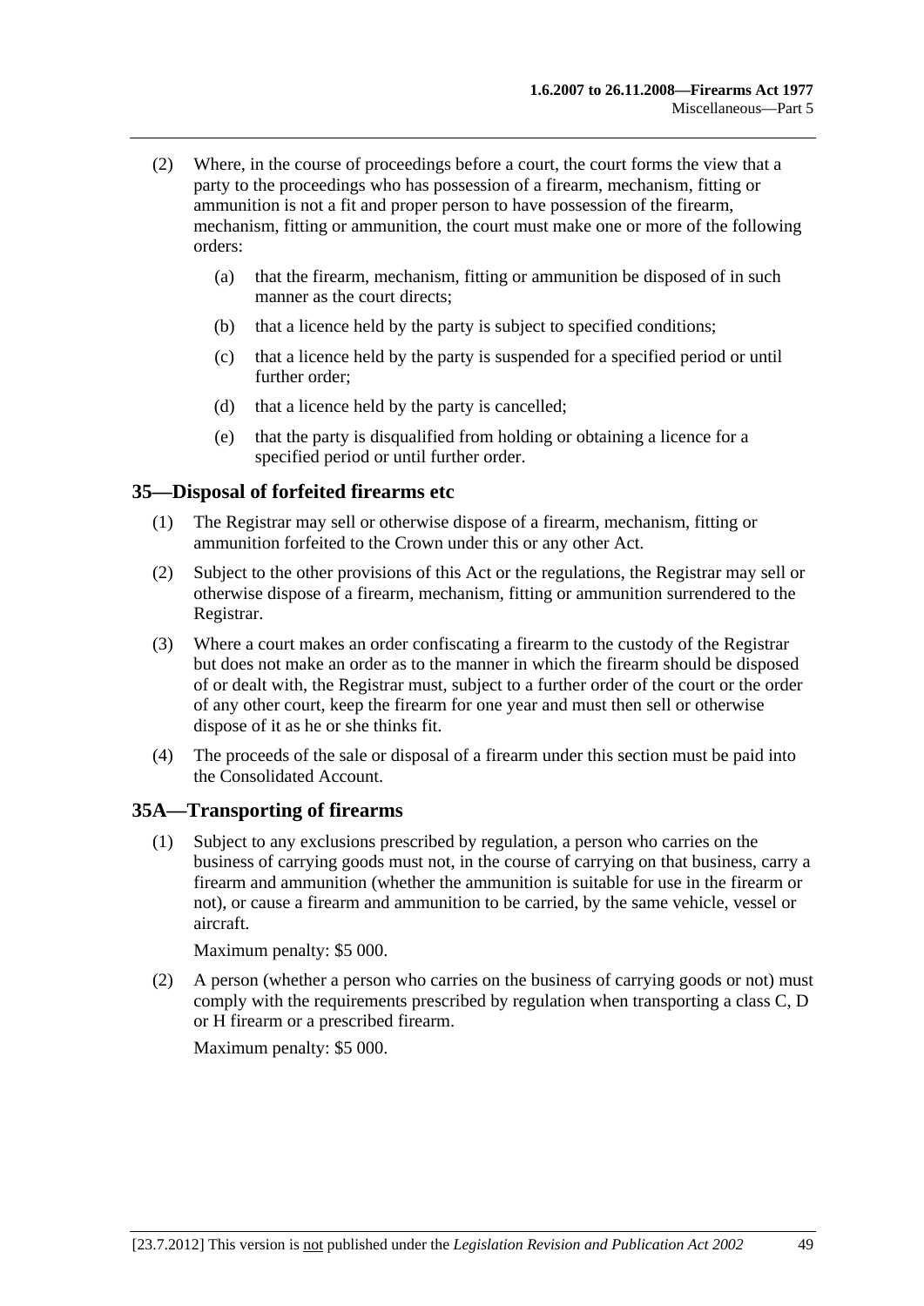(2) Where, in the course of proceedings before a court, the court forms the view that a party to the proceedings who has possession of a firearm, mechanism, fitting or ammunition is not a fit and proper person to have possession of the firearm, mechanism, fitting or ammunition, the court must make one or more of the following orders:

 (a) that the firearm, mechanism, fitting or ammunition be disposed of in such manner as the court directs;

 (b) that a licence held by the party is subject to specified conditions;

 (c) that a licence held by the party is suspended for a specified period or until further order;

 (d) that a licence held by the party is cancelled;

 (e) that the party is disqualified from holding or obtaining a licence for a specified period or until further order.

## 35—Disposal of forfeited firearms etc

(1) The Registrar may sell or otherwise dispose of a firearm, mechanism, fitting or ammunition forfeited to the Crown under this or any other Act.

(2) Subject to the other provisions of this Act or the regulations, the Registrar may sell or otherwise dispose of a firearm, mechanism, fitting or ammunition surrendered to the Registrar.

(3) Where a court makes an order confiscating a firearm to the custody of the Registrar but does not make an order as to the manner in which the firearm should be disposed of or dealt with, the Registrar must, subject to a further order of the court or the order of any other court, keep the firearm for one year and must then sell or otherwise dispose of it as he or she thinks fit.

(4) The proceeds of the sale or disposal of a firearm under this section must be paid into the Consolidated Account.

## 35A—Transporting of firearms

(1) Subject to any exclusions prescribed by regulation, a person who carries on the business of carrying goods must not, in the course of carrying on that business, carry a firearm and ammunition (whether the ammunition is suitable for use in the firearm or not), or cause a firearm and ammunition to be carried, by the same vehicle, vessel or aircraft.

Maximum penalty: $5 000.

(2) A person (whether a person who carries on the business of carrying goods or not) must comply with the requirements prescribed by regulation when transporting a class C, D or H firearm or a prescribed firearm.

Maximum penalty: $5 000.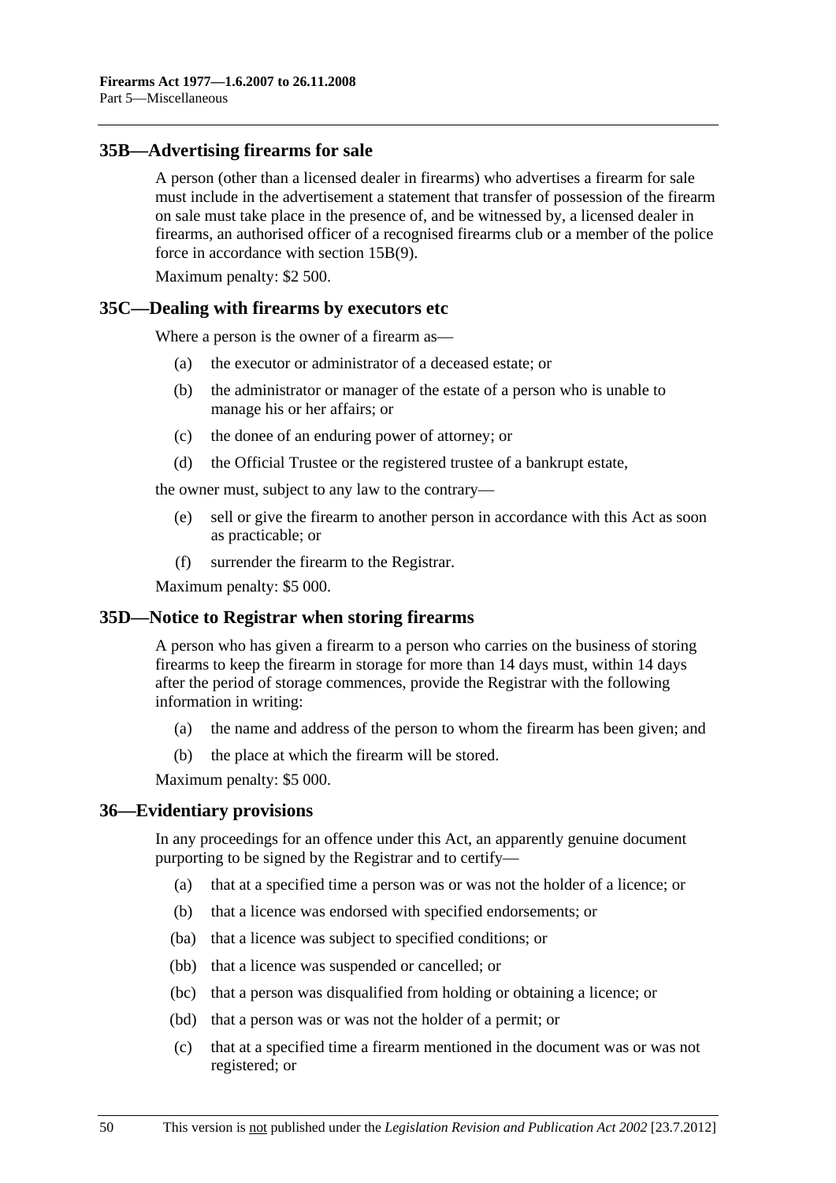## 35B—Advertising firearms for sale

A person (other than a licensed dealer in firearms) who advertises a firearm for sale must include in the advertisement a statement that transfer of possession of the firearm on sale must take place in the presence of, and be witnessed by, a licensed dealer in firearms, an authorised officer of a recognised firearms club or a member of the police force in accordance with section 15B(9).

Maximum penalty: $2 500.

## 35C—Dealing with firearms by executors etc

Where a person is the owner of a firearm as—

- (a) the executor or administrator of a deceased estate; or
- (b) the administrator or manager of the estate of a person who is unable to manage his or her affairs; or
- (c) the donee of an enduring power of attorney; or
- (d) the Official Trustee or the registered trustee of a bankrupt estate,

the owner must, subject to any law to the contrary—

- (e) sell or give the firearm to another person in accordance with this Act as soon as practicable; or
- (f) surrender the firearm to the Registrar.

Maximum penalty: $5 000.

## 35D—Notice to Registrar when storing firearms

A person who has given a firearm to a person who carries on the business of storing firearms to keep the firearm in storage for more than 14 days must, within 14 days after the period of storage commences, provide the Registrar with the following information in writing:

- (a) the name and address of the person to whom the firearm has been given; and
- (b) the place at which the firearm will be stored.

Maximum penalty: $5 000.

## 36—Evidentiary provisions

In any proceedings for an offence under this Act, an apparently genuine document purporting to be signed by the Registrar and to certify—

- (a) that at a specified time a person was or was not the holder of a licence; or
- (b) that a licence was endorsed with specified endorsements; or
- (ba) that a licence was subject to specified conditions; or
- (bb) that a licence was suspended or cancelled; or
- (bc) that a person was disqualified from holding or obtaining a licence; or
- (bd) that a person was or was not the holder of a permit; or
- (c) that at a specified time a firearm mentioned in the document was or was not registered; or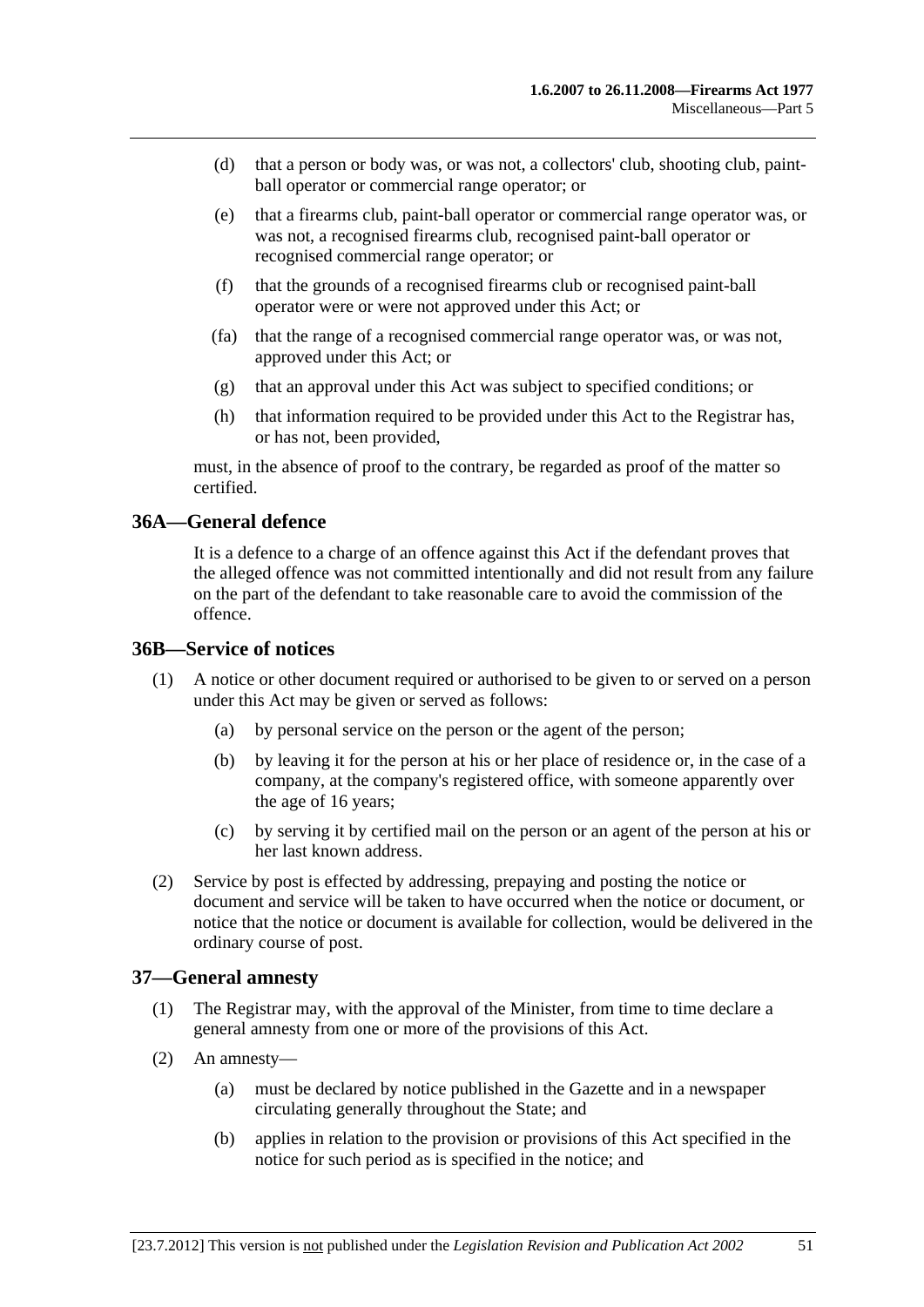(d) that a person or body was, or was not, a collectors' club, shooting club, paint-ball operator or commercial range operator; or

(e) that a firearms club, paint-ball operator or commercial range operator was, or was not, a recognised firearms club, recognised paint-ball operator or recognised commercial range operator; or

(f) that the grounds of a recognised firearms club or recognised paint-ball operator were or were not approved under this Act; or

(fa) that the range of a recognised commercial range operator was, or was not, approved under this Act; or

(g) that an approval under this Act was subject to specified conditions; or

(h) that information required to be provided under this Act to the Registrar has, or has not, been provided,

must, in the absence of proof to the contrary, be regarded as proof of the matter so certified.

## 36A—General defence

It is a defence to a charge of an offence against this Act if the defendant proves that the alleged offence was not committed intentionally and did not result from any failure on the part of the defendant to take reasonable care to avoid the commission of the offence.

## 36B—Service of notices

(1) A notice or other document required or authorised to be given to or served on a person under this Act may be given or served as follows:

(a) by personal service on the person or the agent of the person;

(b) by leaving it for the person at his or her place of residence or, in the case of a company, at the company's registered office, with someone apparently over the age of 16 years;

(c) by serving it by certified mail on the person or an agent of the person at his or her last known address.

(2) Service by post is effected by addressing, prepaying and posting the notice or document and service will be taken to have occurred when the notice or document, or notice that the notice or document is available for collection, would be delivered in the ordinary course of post.

## 37—General amnesty

(1) The Registrar may, with the approval of the Minister, from time to time declare a general amnesty from one or more of the provisions of this Act.

(2) An amnesty—

(a) must be declared by notice published in the Gazette and in a newspaper circulating generally throughout the State; and

(b) applies in relation to the provision or provisions of this Act specified in the notice for such period as is specified in the notice; and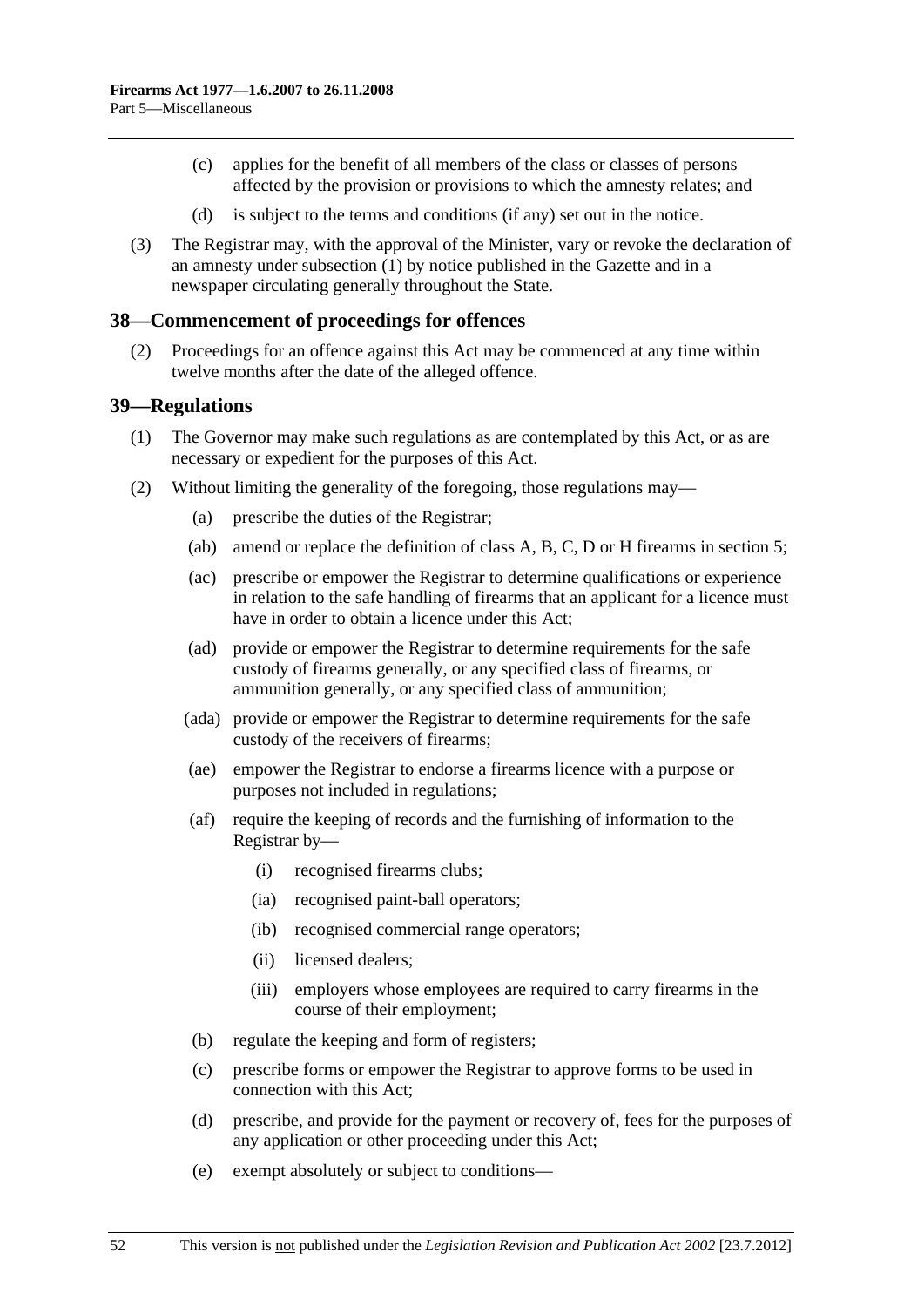(c) applies for the benefit of all members of the class or classes of persons affected by the provision or provisions to which the amnesty relates; and

(d) is subject to the terms and conditions (if any) set out in the notice.

(3) The Registrar may, with the approval of the Minister, vary or revoke the declaration of an amnesty under subsection (1) by notice published in the Gazette and in a newspaper circulating generally throughout the State.

## 38—Commencement of proceedings for offences

(2) Proceedings for an offence against this Act may be commenced at any time within twelve months after the date of the alleged offence.

## 39—Regulations

(1) The Governor may make such regulations as are contemplated by this Act, or as are necessary or expedient for the purposes of this Act.

(2) Without limiting the generality of the foregoing, those regulations may—

(a) prescribe the duties of the Registrar;

(ab) amend or replace the definition of class A, B, C, D or H firearms in section 5;

(ac) prescribe or empower the Registrar to determine qualifications or experience in relation to the safe handling of firearms that an applicant for a licence must have in order to obtain a licence under this Act;

(ad) provide or empower the Registrar to determine requirements for the safe custody of firearms generally, or any specified class of firearms, or ammunition generally, or any specified class of ammunition;

(ada) provide or empower the Registrar to determine requirements for the safe custody of the receivers of firearms;

(ae) empower the Registrar to endorse a firearms licence with a purpose or purposes not included in regulations;

(af) require the keeping of records and the furnishing of information to the Registrar by—

(i) recognised firearms clubs;

(ia) recognised paint-ball operators;

(ib) recognised commercial range operators;

(ii) licensed dealers;

(iii) employers whose employees are required to carry firearms in the course of their employment;

(b) regulate the keeping and form of registers;

(c) prescribe forms or empower the Registrar to approve forms to be used in connection with this Act;

(d) prescribe, and provide for the payment or recovery of, fees for the purposes of any application or other proceeding under this Act;

(e) exempt absolutely or subject to conditions—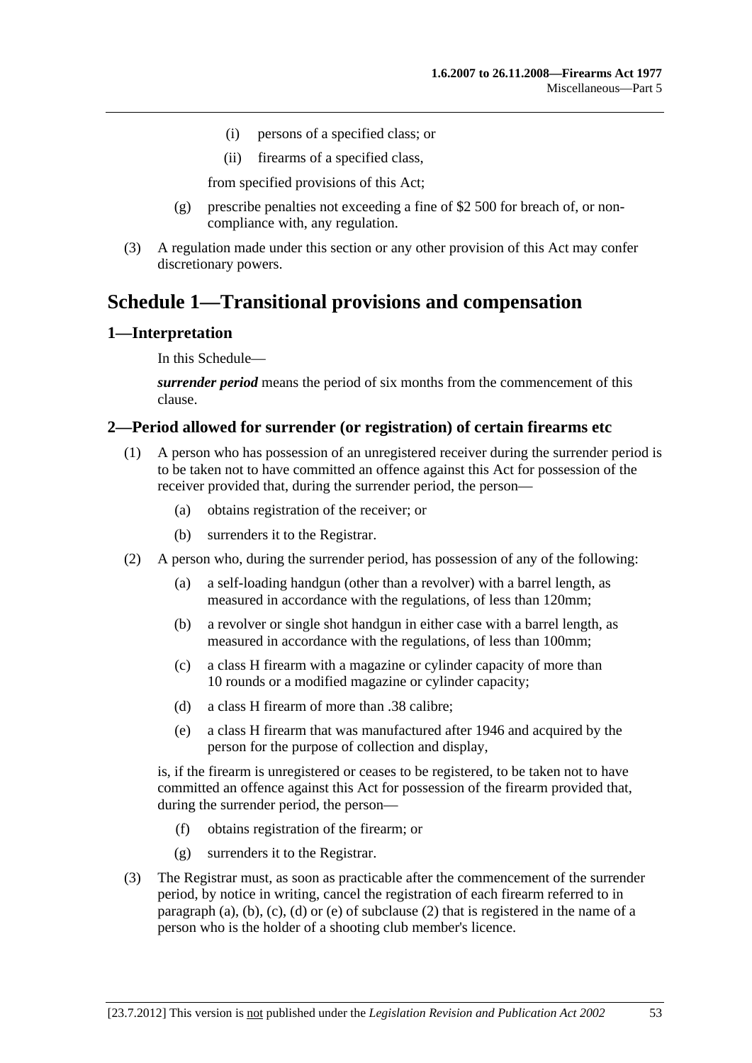(i) persons of a specified class; or

(ii) firearms of a specified class,

from specified provisions of this Act;

(g) prescribe penalties not exceeding a fine of $2 500 for breach of, or non-compliance with, any regulation.

(3) A regulation made under this section or any other provision of this Act may confer discretionary powers.

# Schedule 1—Transitional provisions and compensation

## 1—Interpretation

In this Schedule—

***surrender period*** means the period of six months from the commencement of this clause.

## 2—Period allowed for surrender (or registration) of certain firearms etc

(1) A person who has possession of an unregistered receiver during the surrender period is to be taken not to have committed an offence against this Act for possession of the receiver provided that, during the surrender period, the person—

(a) obtains registration of the receiver; or

(b) surrenders it to the Registrar.

(2) A person who, during the surrender period, has possession of any of the following:

(a) a self-loading handgun (other than a revolver) with a barrel length, as measured in accordance with the regulations, of less than 120mm;

(b) a revolver or single shot handgun in either case with a barrel length, as measured in accordance with the regulations, of less than 100mm;

(c) a class H firearm with a magazine or cylinder capacity of more than 10 rounds or a modified magazine or cylinder capacity;

(d) a class H firearm of more than .38 calibre;

(e) a class H firearm that was manufactured after 1946 and acquired by the person for the purpose of collection and display,

is, if the firearm is unregistered or ceases to be registered, to be taken not to have committed an offence against this Act for possession of the firearm provided that, during the surrender period, the person—

(f) obtains registration of the firearm; or

(g) surrenders it to the Registrar.

(3) The Registrar must, as soon as practicable after the commencement of the surrender period, by notice in writing, cancel the registration of each firearm referred to in paragraph (a), (b), (c), (d) or (e) of subclause (2) that is registered in the name of a person who is the holder of a shooting club member's licence.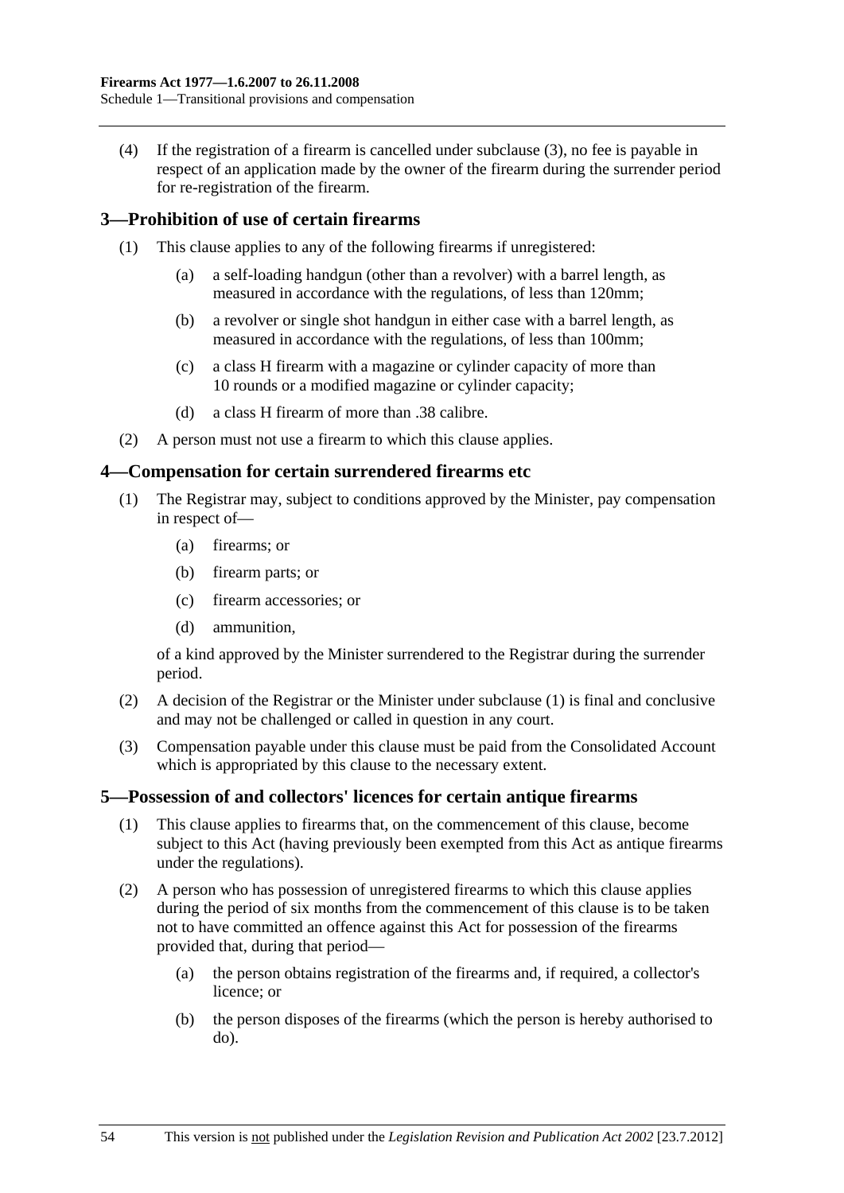(4) If the registration of a firearm is cancelled under subclause (3), no fee is payable in respect of an application made by the owner of the firearm during the surrender period for re-registration of the firearm.

## 3—Prohibition of use of certain firearms

(1) This clause applies to any of the following firearms if unregistered:

(a) a self-loading handgun (other than a revolver) with a barrel length, as measured in accordance with the regulations, of less than 120mm;

(b) a revolver or single shot handgun in either case with a barrel length, as measured in accordance with the regulations, of less than 100mm;

(c) a class H firearm with a magazine or cylinder capacity of more than 10 rounds or a modified magazine or cylinder capacity;

(d) a class H firearm of more than .38 calibre.

(2) A person must not use a firearm to which this clause applies.

## 4—Compensation for certain surrendered firearms etc

(1) The Registrar may, subject to conditions approved by the Minister, pay compensation in respect of—

(a) firearms; or

(b) firearm parts; or

(c) firearm accessories; or

(d) ammunition,

of a kind approved by the Minister surrendered to the Registrar during the surrender period.

(2) A decision of the Registrar or the Minister under subclause (1) is final and conclusive and may not be challenged or called in question in any court.

(3) Compensation payable under this clause must be paid from the Consolidated Account which is appropriated by this clause to the necessary extent.

## 5—Possession of and collectors' licences for certain antique firearms

(1) This clause applies to firearms that, on the commencement of this clause, become subject to this Act (having previously been exempted from this Act as antique firearms under the regulations).

(2) A person who has possession of unregistered firearms to which this clause applies during the period of six months from the commencement of this clause is to be taken not to have committed an offence against this Act for possession of the firearms provided that, during that period—

(a) the person obtains registration of the firearms and, if required, a collector's licence; or

(b) the person disposes of the firearms (which the person is hereby authorised to do).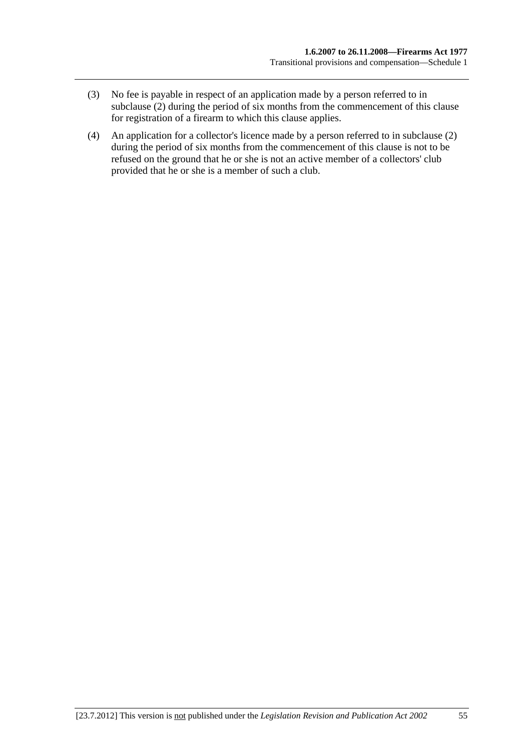(3) No fee is payable in respect of an application made by a person referred to in subclause (2) during the period of six months from the commencement of this clause for registration of a firearm to which this clause applies.

(4) An application for a collector's licence made by a person referred to in subclause (2) during the period of six months from the commencement of this clause is not to be refused on the ground that he or she is not an active member of a collectors' club provided that he or she is a member of such a club.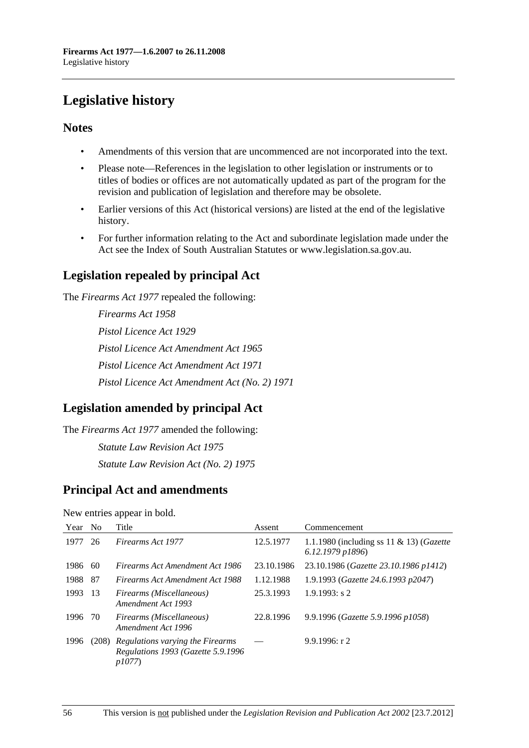# Legislative history

## Notes

- Amendments of this version that are uncommenced are not incorporated into the text.
- Please note—References in the legislation to other legislation or instruments or to titles of bodies or offices are not automatically updated as part of the program for the revision and publication of legislation and therefore may be obsolete.
- Earlier versions of this Act (historical versions) are listed at the end of the legislative history.
- For further information relating to the Act and subordinate legislation made under the Act see the Index of South Australian Statutes or www.legislation.sa.gov.au.

## Legislation repealed by principal Act

The *Firearms Act 1977* repealed the following:

*Firearms Act 1958*

*Pistol Licence Act 1929*

*Pistol Licence Act Amendment Act 1965*

*Pistol Licence Act Amendment Act 1971*

*Pistol Licence Act Amendment Act (No. 2) 1971*

## Legislation amended by principal Act

The *Firearms Act 1977* amended the following:

*Statute Law Revision Act 1975*

*Statute Law Revision Act (No. 2) 1975*

## Principal Act and amendments

New entries appear in bold.

| Year | No | Title | Assent | Commencement |
|---|---|---|---|---|
| 1977 | 26 | *Firearms Act 1977* | 12.5.1977 | 1.1.1980 (including ss 11 & 13) (*Gazette 6.12.1979 p1896*) |
| 1986 | 60 | *Firearms Act Amendment Act 1986* | 23.10.1986 | 23.10.1986 (*Gazette 23.10.1986 p1412*) |
| 1988 | 87 | *Firearms Act Amendment Act 1988* | 1.12.1988 | 1.9.1993 (*Gazette 24.6.1993 p2047*) |
| 1993 | 13 | *Firearms (Miscellaneous) Amendment Act 1993* | 25.3.1993 | 1.9.1993: s 2 |
| 1996 | 70 | *Firearms (Miscellaneous) Amendment Act 1996* | 22.8.1996 | 9.9.1996 (*Gazette 5.9.1996 p1058*) |
| 1996 | (208) | *Regulations varying the Firearms Regulations 1993 (Gazette 5.9.1996 p1077)* | — | 9.9.1996: r 2 |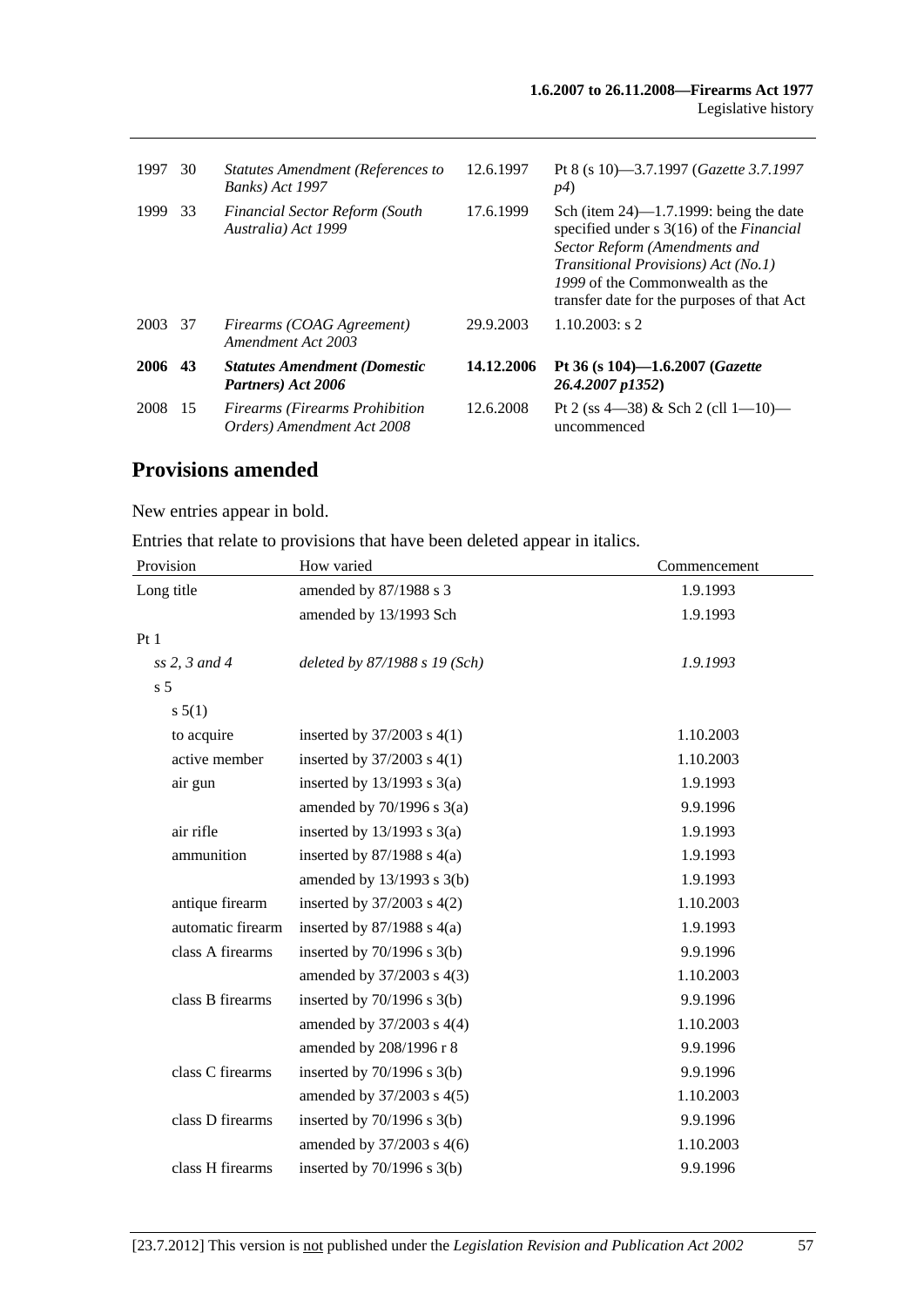| | | | | |
|---|---|---|---|---|
| 1997 | 30 | *Statutes Amendment (References to Banks) Act 1997* | 12.6.1997 | Pt 8 (s 10)—3.7.1997 (*Gazette 3.7.1997 p4*) |
| 1999 | 33 | *Financial Sector Reform (South Australia) Act 1999* | 17.6.1999 | Sch (item 24)—1.7.1999: being the date specified under s 3(16) of the *Financial Sector Reform (Amendments and Transitional Provisions) Act (No.1) 1999* of the Commonwealth as the transfer date for the purposes of that Act |
| 2003 | 37 | *Firearms (COAG Agreement) Amendment Act 2003* | 29.9.2003 | 1.10.2003: s 2 |
| **2006** | **43** | ***Statutes Amendment (Domestic Partners) Act 2006*** | **14.12.2006** | **Pt 36 (s 104)—1.6.2007 (*Gazette 26.4.2007 p1352*)** |
| 2008 | 15 | *Firearms (Firearms Prohibition Orders) Amendment Act 2008* | 12.6.2008 | Pt 2 (ss 4—38) & Sch 2 (cll 1—10)—uncommenced |

## Provisions amended

New entries appear in bold.

Entries that relate to provisions that have been deleted appear in italics.

| Provision | How varied | Commencement |
|---|---|---|
| Long title | amended by 87/1988 s 3 | 1.9.1993 |
| | amended by 13/1993 Sch | 1.9.1993 |
| Pt 1 | | |
| *ss 2, 3 and 4* | *deleted by 87/1988 s 19 (Sch)* | *1.9.1993* |
| s 5 | | |
| s 5(1) | | |
| to acquire | inserted by 37/2003 s 4(1) | 1.10.2003 |
| active member | inserted by 37/2003 s 4(1) | 1.10.2003 |
| air gun | inserted by 13/1993 s 3(a) | 1.9.1993 |
| | amended by 70/1996 s 3(a) | 9.9.1996 |
| air rifle | inserted by 13/1993 s 3(a) | 1.9.1993 |
| ammunition | inserted by 87/1988 s 4(a) | 1.9.1993 |
| | amended by 13/1993 s 3(b) | 1.9.1993 |
| antique firearm | inserted by 37/2003 s 4(2) | 1.10.2003 |
| automatic firearm | inserted by 87/1988 s 4(a) | 1.9.1993 |
| class A firearms | inserted by 70/1996 s 3(b) | 9.9.1996 |
| | amended by 37/2003 s 4(3) | 1.10.2003 |
| class B firearms | inserted by 70/1996 s 3(b) | 9.9.1996 |
| | amended by 37/2003 s 4(4) | 1.10.2003 |
| | amended by 208/1996 r 8 | 9.9.1996 |
| class C firearms | inserted by 70/1996 s 3(b) | 9.9.1996 |
| | amended by 37/2003 s 4(5) | 1.10.2003 |
| class D firearms | inserted by 70/1996 s 3(b) | 9.9.1996 |
| | amended by 37/2003 s 4(6) | 1.10.2003 |
| class H firearms | inserted by 70/1996 s 3(b) | 9.9.1996 |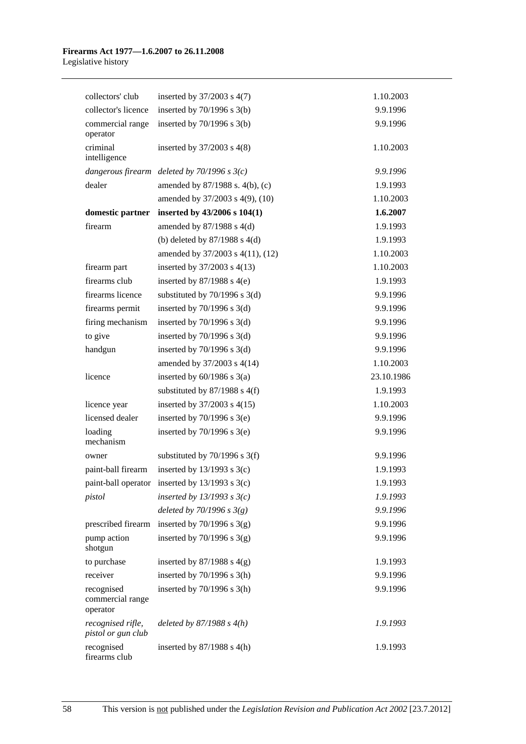| | | |
|---|---|---|
| collectors' club | inserted by 37/2003 s 4(7) | 1.10.2003 |
| collector's licence | inserted by 70/1996 s 3(b) | 9.9.1996 |
| commercial range operator | inserted by 70/1996 s 3(b) | 9.9.1996 |
| criminal intelligence | inserted by 37/2003 s 4(8) | 1.10.2003 |
| *dangerous firearm* | *deleted by 70/1996 s 3(c)* | *9.9.1996* |
| dealer | amended by 87/1988 s. 4(b), (c) | 1.9.1993 |
| | amended by 37/2003 s 4(9), (10) | 1.10.2003 |
| **domestic partner** | **inserted by 43/2006 s 104(1)** | **1.6.2007** |
| firearm | amended by 87/1988 s 4(d) | 1.9.1993 |
| | (b) deleted by 87/1988 s 4(d) | 1.9.1993 |
| | amended by 37/2003 s 4(11), (12) | 1.10.2003 |
| firearm part | inserted by 37/2003 s 4(13) | 1.10.2003 |
| firearms club | inserted by 87/1988 s 4(e) | 1.9.1993 |
| firearms licence | substituted by 70/1996 s 3(d) | 9.9.1996 |
| firearms permit | inserted by 70/1996 s 3(d) | 9.9.1996 |
| firing mechanism | inserted by 70/1996 s 3(d) | 9.9.1996 |
| to give | inserted by 70/1996 s 3(d) | 9.9.1996 |
| handgun | inserted by 70/1996 s 3(d) | 9.9.1996 |
| | amended by 37/2003 s 4(14) | 1.10.2003 |
| licence | inserted by 60/1986 s 3(a) | 23.10.1986 |
| | substituted by 87/1988 s 4(f) | 1.9.1993 |
| licence year | inserted by 37/2003 s 4(15) | 1.10.2003 |
| licensed dealer | inserted by 70/1996 s 3(e) | 9.9.1996 |
| loading mechanism | inserted by 70/1996 s 3(e) | 9.9.1996 |
| owner | substituted by 70/1996 s 3(f) | 9.9.1996 |
| paint-ball firearm | inserted by 13/1993 s 3(c) | 1.9.1993 |
| paint-ball operator | inserted by 13/1993 s 3(c) | 1.9.1993 |
| *pistol* | *inserted by 13/1993 s 3(c)* | *1.9.1993* |
| | *deleted by 70/1996 s 3(g)* | *9.9.1996* |
| prescribed firearm | inserted by 70/1996 s 3(g) | 9.9.1996 |
| pump action shotgun | inserted by 70/1996 s 3(g) | 9.9.1996 |
| to purchase | inserted by 87/1988 s 4(g) | 1.9.1993 |
| receiver | inserted by 70/1996 s 3(h) | 9.9.1996 |
| recognised commercial range operator | inserted by 70/1996 s 3(h) | 9.9.1996 |
| *recognised rifle, pistol or gun club* | *deleted by 87/1988 s 4(h)* | *1.9.1993* |
| recognised firearms club | inserted by 87/1988 s 4(h) | 1.9.1993 |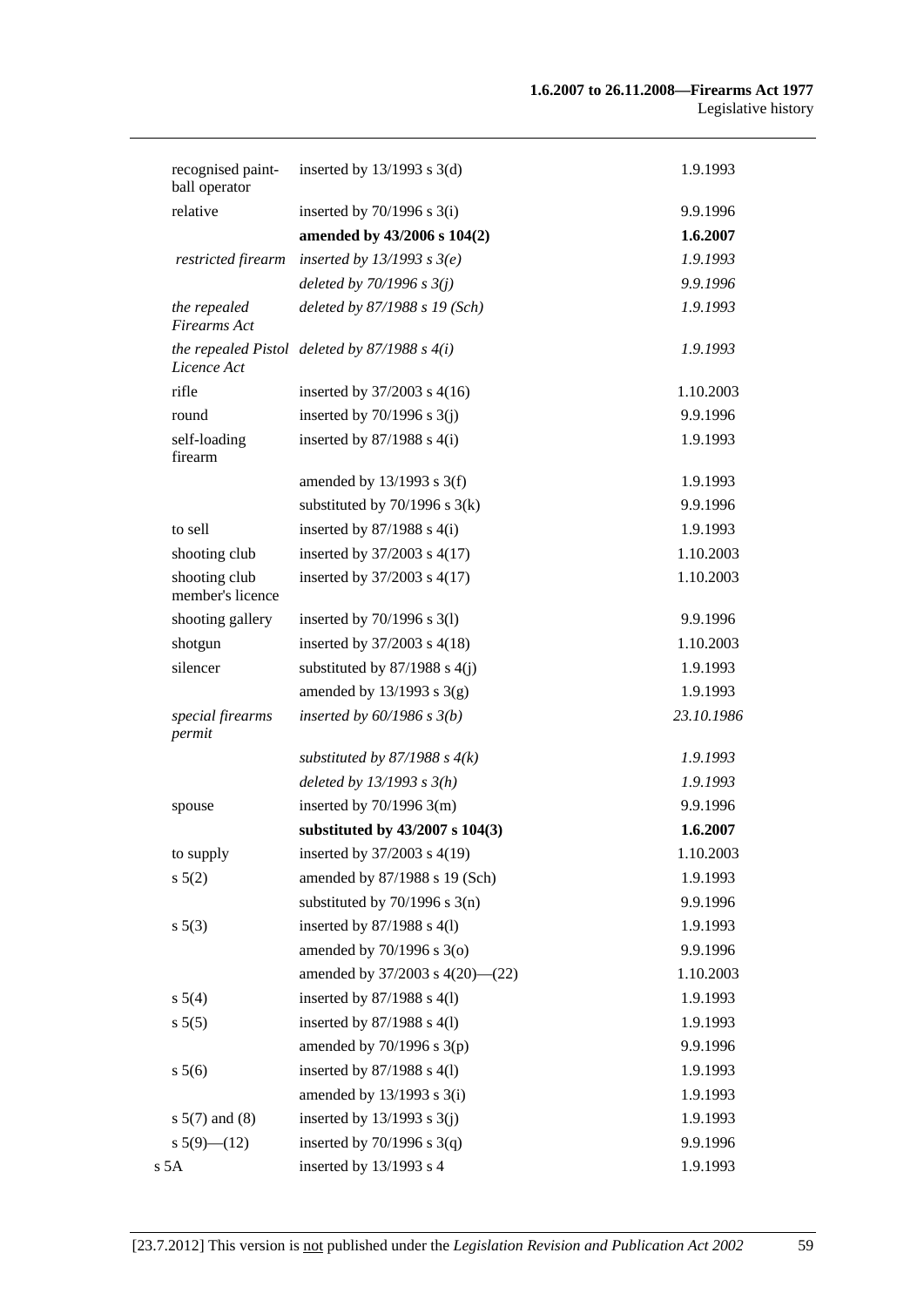| | | |
|---|---|---|
| recognised paint-ball operator | inserted by 13/1993 s 3(d) | 1.9.1993 |
| relative | inserted by 70/1996 s 3(i) | 9.9.1996 |
| | **amended by 43/2006 s 104(2)** | **1.6.2007** |
| *restricted firearm* | *inserted by 13/1993 s 3(e)* | *1.9.1993* |
| | *deleted by 70/1996 s 3(j)* | *9.9.1996* |
| *the repealed Firearms Act* | *deleted by 87/1988 s 19 (Sch)* | *1.9.1993* |
| *the repealed Pistol Licence Act* | *deleted by 87/1988 s 4(i)* | *1.9.1993* |
| rifle | inserted by 37/2003 s 4(16) | 1.10.2003 |
| round | inserted by 70/1996 s 3(j) | 9.9.1996 |
| self-loading firearm | inserted by 87/1988 s 4(i) | 1.9.1993 |
| | amended by 13/1993 s 3(f) | 1.9.1993 |
| | substituted by 70/1996 s 3(k) | 9.9.1996 |
| to sell | inserted by 87/1988 s 4(i) | 1.9.1993 |
| shooting club | inserted by 37/2003 s 4(17) | 1.10.2003 |
| shooting club member's licence | inserted by 37/2003 s 4(17) | 1.10.2003 |
| shooting gallery | inserted by 70/1996 s 3(l) | 9.9.1996 |
| shotgun | inserted by 37/2003 s 4(18) | 1.10.2003 |
| silencer | substituted by 87/1988 s 4(j) | 1.9.1993 |
| | amended by 13/1993 s 3(g) | 1.9.1993 |
| *special firearms permit* | *inserted by 60/1986 s 3(b)* | *23.10.1986* |
| | *substituted by 87/1988 s 4(k)* | *1.9.1993* |
| | *deleted by 13/1993 s 3(h)* | *1.9.1993* |
| spouse | inserted by 70/1996 3(m) | 9.9.1996 |
| | **substituted by 43/2007 s 104(3)** | **1.6.2007** |
| to supply | inserted by 37/2003 s 4(19) | 1.10.2003 |
| s 5(2) | amended by 87/1988 s 19 (Sch) | 1.9.1993 |
| | substituted by 70/1996 s 3(n) | 9.9.1996 |
| s 5(3) | inserted by 87/1988 s 4(l) | 1.9.1993 |
| | amended by 70/1996 s 3(o) | 9.9.1996 |
| | amended by 37/2003 s 4(20)—(22) | 1.10.2003 |
| s 5(4) | inserted by 87/1988 s 4(l) | 1.9.1993 |
| s 5(5) | inserted by 87/1988 s 4(l) | 1.9.1993 |
| | amended by 70/1996 s 3(p) | 9.9.1996 |
| s 5(6) | inserted by 87/1988 s 4(l) | 1.9.1993 |
| | amended by 13/1993 s 3(i) | 1.9.1993 |
| s 5(7) and (8) | inserted by 13/1993 s 3(j) | 1.9.1993 |
| s 5(9)—(12) | inserted by 70/1996 s 3(q) | 9.9.1996 |
| s 5A | inserted by 13/1993 s 4 | 1.9.1993 |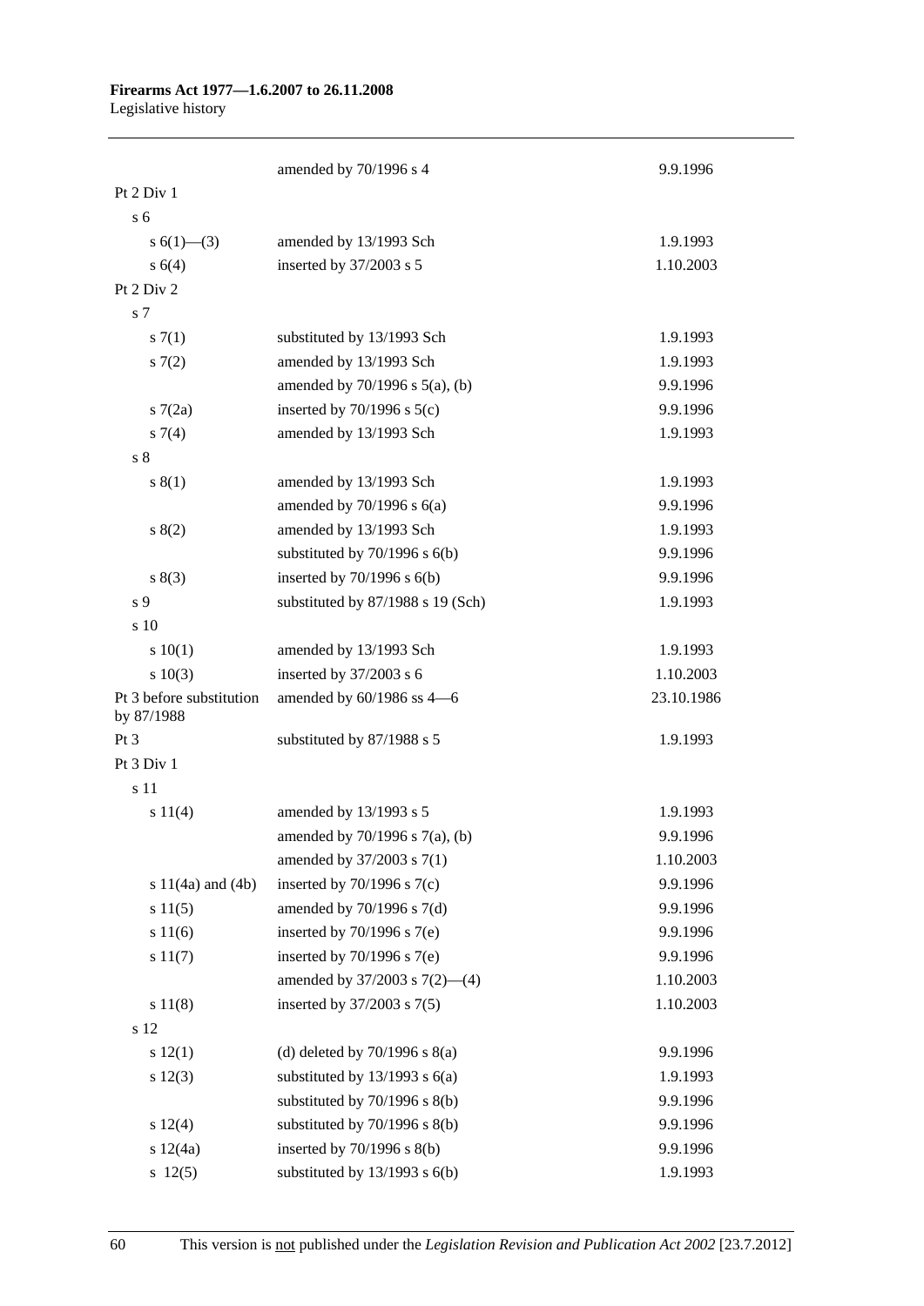| | | |
|---|---|---|
| | amended by 70/1996 s 4 | 9.9.1996 |
| Pt 2 Div 1 | | |
| s 6 | | |
| s 6(1)—(3) | amended by 13/1993 Sch | 1.9.1993 |
| s 6(4) | inserted by 37/2003 s 5 | 1.10.2003 |
| Pt 2 Div 2 | | |
| s 7 | | |
| s 7(1) | substituted by 13/1993 Sch | 1.9.1993 |
| s 7(2) | amended by 13/1993 Sch | 1.9.1993 |
| | amended by 70/1996 s 5(a), (b) | 9.9.1996 |
| s 7(2a) | inserted by 70/1996 s 5(c) | 9.9.1996 |
| s 7(4) | amended by 13/1993 Sch | 1.9.1993 |
| s 8 | | |
| s 8(1) | amended by 13/1993 Sch | 1.9.1993 |
| | amended by 70/1996 s 6(a) | 9.9.1996 |
| s 8(2) | amended by 13/1993 Sch | 1.9.1993 |
| | substituted by 70/1996 s 6(b) | 9.9.1996 |
| s 8(3) | inserted by 70/1996 s 6(b) | 9.9.1996 |
| s 9 | substituted by 87/1988 s 19 (Sch) | 1.9.1993 |
| s 10 | | |
| s 10(1) | amended by 13/1993 Sch | 1.9.1993 |
| s 10(3) | inserted by 37/2003 s 6 | 1.10.2003 |
| Pt 3 before substitution by 87/1988 | amended by 60/1986 ss 4—6 | 23.10.1986 |
| Pt 3 | substituted by 87/1988 s 5 | 1.9.1993 |
| Pt 3 Div 1 | | |
| s 11 | | |
| s 11(4) | amended by 13/1993 s 5 | 1.9.1993 |
| | amended by 70/1996 s 7(a), (b) | 9.9.1996 |
| | amended by 37/2003 s 7(1) | 1.10.2003 |
| s 11(4a) and (4b) | inserted by 70/1996 s 7(c) | 9.9.1996 |
| s 11(5) | amended by 70/1996 s 7(d) | 9.9.1996 |
| s 11(6) | inserted by 70/1996 s 7(e) | 9.9.1996 |
| s 11(7) | inserted by 70/1996 s 7(e) | 9.9.1996 |
| | amended by 37/2003 s 7(2)—(4) | 1.10.2003 |
| s 11(8) | inserted by 37/2003 s 7(5) | 1.10.2003 |
| s 12 | | |
| s 12(1) | (d) deleted by 70/1996 s 8(a) | 9.9.1996 |
| s 12(3) | substituted by 13/1993 s 6(a) | 1.9.1993 |
| | substituted by 70/1996 s 8(b) | 9.9.1996 |
| s 12(4) | substituted by 70/1996 s 8(b) | 9.9.1996 |
| s 12(4a) | inserted by 70/1996 s 8(b) | 9.9.1996 |
| s 12(5) | substituted by 13/1993 s 6(b) | 1.9.1993 |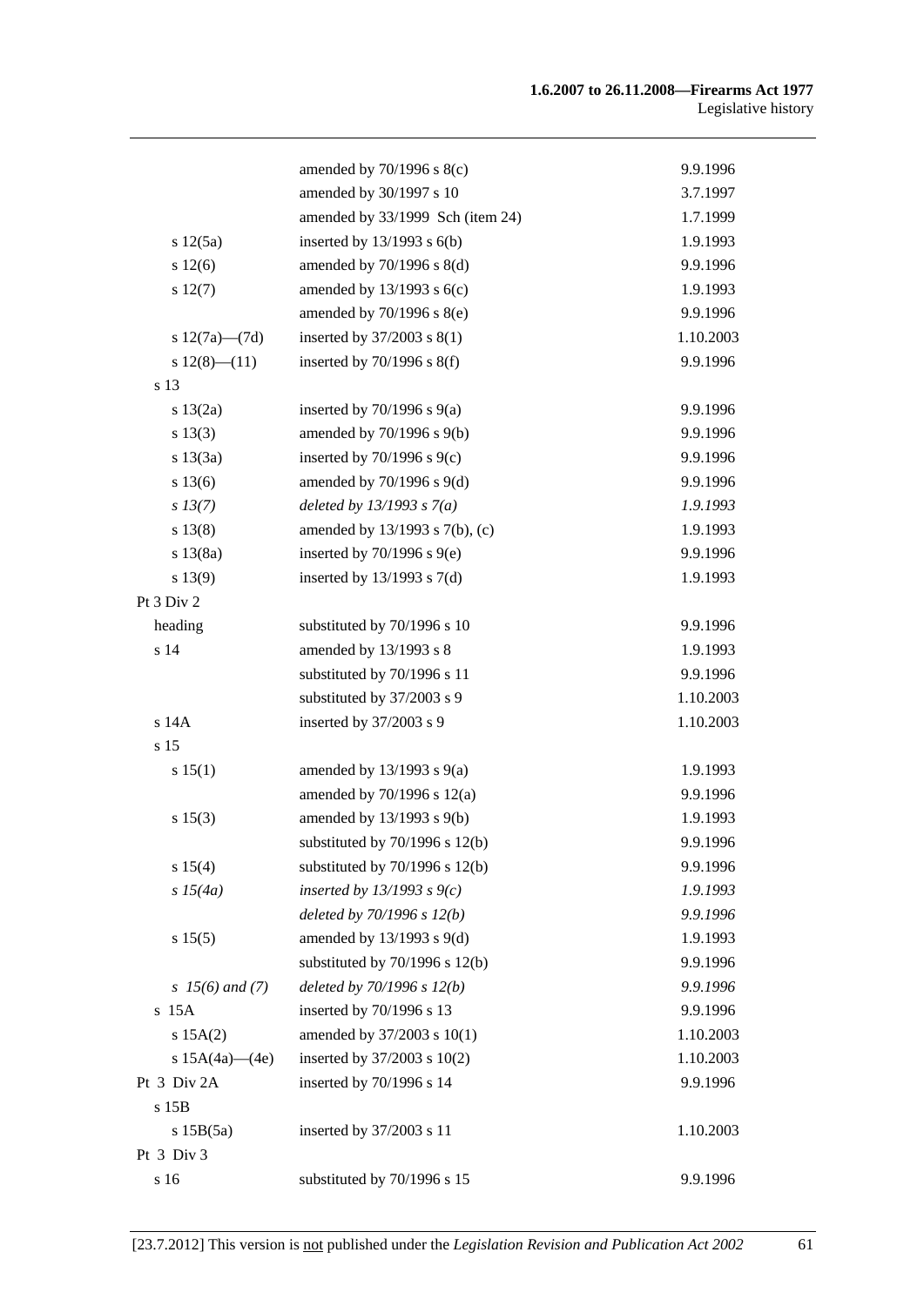| | | |
|---|---|---|
| | amended by 70/1996 s 8(c) | 9.9.1996 |
| | amended by 30/1997 s 10 | 3.7.1997 |
| | amended by 33/1999 Sch (item 24) | 1.7.1999 |
| s 12(5a) | inserted by 13/1993 s 6(b) | 1.9.1993 |
| s 12(6) | amended by 70/1996 s 8(d) | 9.9.1996 |
| s 12(7) | amended by 13/1993 s 6(c) | 1.9.1993 |
| | amended by 70/1996 s 8(e) | 9.9.1996 |
| s 12(7a)—(7d) | inserted by 37/2003 s 8(1) | 1.10.2003 |
| s 12(8)—(11) | inserted by 70/1996 s 8(f) | 9.9.1996 |
| s 13 | | |
| s 13(2a) | inserted by 70/1996 s 9(a) | 9.9.1996 |
| s 13(3) | amended by 70/1996 s 9(b) | 9.9.1996 |
| s 13(3a) | inserted by 70/1996 s 9(c) | 9.9.1996 |
| s 13(6) | amended by 70/1996 s 9(d) | 9.9.1996 |
| *s 13(7)* | *deleted by 13/1993 s 7(a)* | *1.9.1993* |
| s 13(8) | amended by 13/1993 s 7(b), (c) | 1.9.1993 |
| s 13(8a) | inserted by 70/1996 s 9(e) | 9.9.1996 |
| s 13(9) | inserted by 13/1993 s 7(d) | 1.9.1993 |
| Pt 3 Div 2 | | |
| heading | substituted by 70/1996 s 10 | 9.9.1996 |
| s 14 | amended by 13/1993 s 8 | 1.9.1993 |
| | substituted by 70/1996 s 11 | 9.9.1996 |
| | substituted by 37/2003 s 9 | 1.10.2003 |
| s 14A | inserted by 37/2003 s 9 | 1.10.2003 |
| s 15 | | |
| s 15(1) | amended by 13/1993 s 9(a) | 1.9.1993 |
| | amended by 70/1996 s 12(a) | 9.9.1996 |
| s 15(3) | amended by 13/1993 s 9(b) | 1.9.1993 |
| | substituted by 70/1996 s 12(b) | 9.9.1996 |
| s 15(4) | substituted by 70/1996 s 12(b) | 9.9.1996 |
| *s 15(4a)* | *inserted by 13/1993 s 9(c)* | *1.9.1993* |
| | *deleted by 70/1996 s 12(b)* | *9.9.1996* |
| s 15(5) | amended by 13/1993 s 9(d) | 1.9.1993 |
| | substituted by 70/1996 s 12(b) | 9.9.1996 |
| *s 15(6) and (7)* | *deleted by 70/1996 s 12(b)* | *9.9.1996* |
| s 15A | inserted by 70/1996 s 13 | 9.9.1996 |
| s 15A(2) | amended by 37/2003 s 10(1) | 1.10.2003 |
| s 15A(4a)—(4e) | inserted by 37/2003 s 10(2) | 1.10.2003 |
| Pt 3 Div 2A | inserted by 70/1996 s 14 | 9.9.1996 |
| s 15B | | |
| s 15B(5a) | inserted by 37/2003 s 11 | 1.10.2003 |
| Pt 3 Div 3 | | |
| s 16 | substituted by 70/1996 s 15 | 9.9.1996 |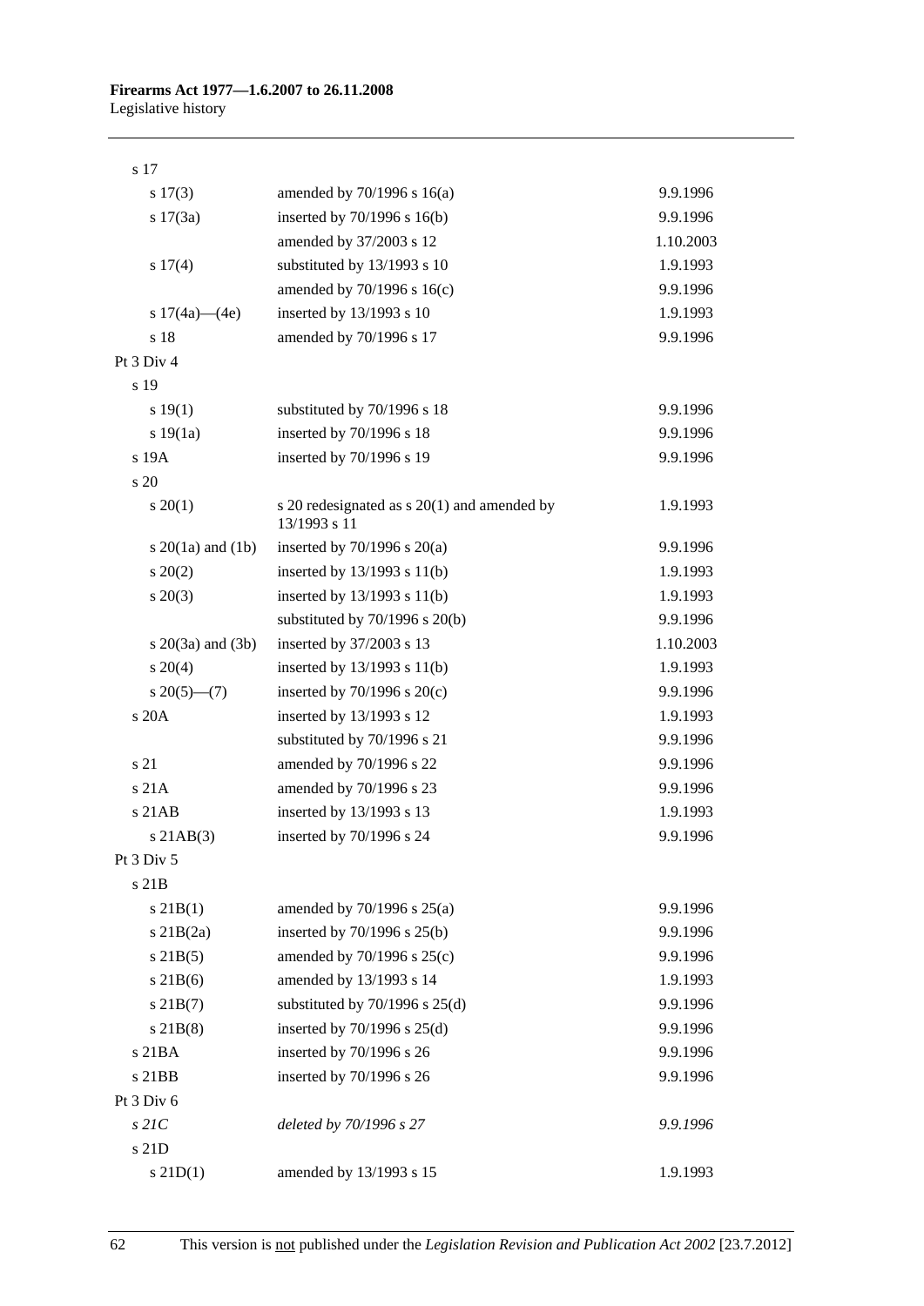| | | |
|---|---|---|
| s 17 | | |
| s 17(3) | amended by 70/1996 s 16(a) | 9.9.1996 |
| s 17(3a) | inserted by 70/1996 s 16(b) | 9.9.1996 |
| | amended by 37/2003 s 12 | 1.10.2003 |
| s 17(4) | substituted by 13/1993 s 10 | 1.9.1993 |
| | amended by 70/1996 s 16(c) | 9.9.1996 |
| s 17(4a)—(4e) | inserted by 13/1993 s 10 | 1.9.1993 |
| s 18 | amended by 70/1996 s 17 | 9.9.1996 |
| Pt 3 Div 4 | | |
| s 19 | | |
| s 19(1) | substituted by 70/1996 s 18 | 9.9.1996 |
| s 19(1a) | inserted by 70/1996 s 18 | 9.9.1996 |
| s 19A | inserted by 70/1996 s 19 | 9.9.1996 |
| s 20 | | |
| s 20(1) | s 20 redesignated as s 20(1) and amended by 13/1993 s 11 | 1.9.1993 |
| s 20(1a) and (1b) | inserted by 70/1996 s 20(a) | 9.9.1996 |
| s 20(2) | inserted by 13/1993 s 11(b) | 1.9.1993 |
| s 20(3) | inserted by 13/1993 s 11(b) | 1.9.1993 |
| | substituted by 70/1996 s 20(b) | 9.9.1996 |
| s 20(3a) and (3b) | inserted by 37/2003 s 13 | 1.10.2003 |
| s 20(4) | inserted by 13/1993 s 11(b) | 1.9.1993 |
| s 20(5)—(7) | inserted by 70/1996 s 20(c) | 9.9.1996 |
| s 20A | inserted by 13/1993 s 12 | 1.9.1993 |
| | substituted by 70/1996 s 21 | 9.9.1996 |
| s 21 | amended by 70/1996 s 22 | 9.9.1996 |
| s 21A | amended by 70/1996 s 23 | 9.9.1996 |
| s 21AB | inserted by 13/1993 s 13 | 1.9.1993 |
| s 21AB(3) | inserted by 70/1996 s 24 | 9.9.1996 |
| Pt 3 Div 5 | | |
| s 21B | | |
| s 21B(1) | amended by 70/1996 s 25(a) | 9.9.1996 |
| s 21B(2a) | inserted by 70/1996 s 25(b) | 9.9.1996 |
| s 21B(5) | amended by 70/1996 s 25(c) | 9.9.1996 |
| s 21B(6) | amended by 13/1993 s 14 | 1.9.1993 |
| s 21B(7) | substituted by 70/1996 s 25(d) | 9.9.1996 |
| s 21B(8) | inserted by 70/1996 s 25(d) | 9.9.1996 |
| s 21BA | inserted by 70/1996 s 26 | 9.9.1996 |
| s 21BB | inserted by 70/1996 s 26 | 9.9.1996 |
| Pt 3 Div 6 | | |
| *s 21C* | *deleted by 70/1996 s 27* | *9.9.1996* |
| s 21D | | |
| s 21D(1) | amended by 13/1993 s 15 | 1.9.1993 |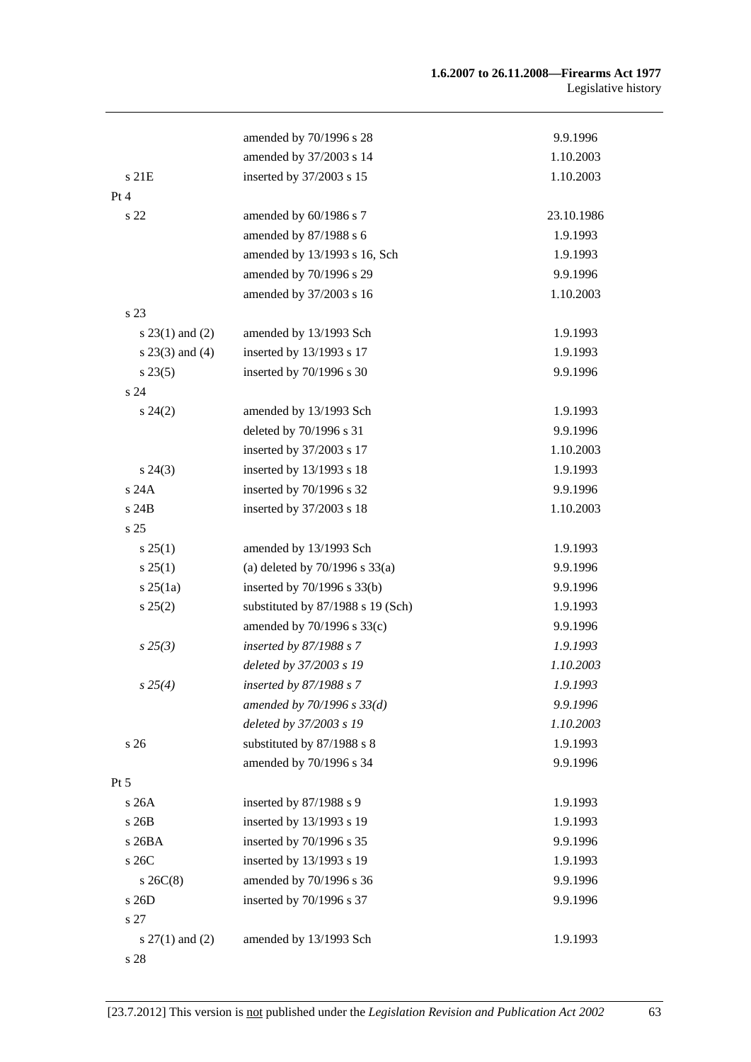| | | |
|---|---|---|
| | amended by 70/1996 s 28 | 9.9.1996 |
| | amended by 37/2003 s 14 | 1.10.2003 |
| s 21E | inserted by 37/2003 s 15 | 1.10.2003 |
| Pt 4 | | |
| s 22 | amended by 60/1986 s 7 | 23.10.1986 |
| | amended by 87/1988 s 6 | 1.9.1993 |
| | amended by 13/1993 s 16, Sch | 1.9.1993 |
| | amended by 70/1996 s 29 | 9.9.1996 |
| | amended by 37/2003 s 16 | 1.10.2003 |
| s 23 | | |
| s 23(1) and (2) | amended by 13/1993 Sch | 1.9.1993 |
| s 23(3) and (4) | inserted by 13/1993 s 17 | 1.9.1993 |
| s 23(5) | inserted by 70/1996 s 30 | 9.9.1996 |
| s 24 | | |
| s 24(2) | amended by 13/1993 Sch | 1.9.1993 |
| | deleted by 70/1996 s 31 | 9.9.1996 |
| | inserted by 37/2003 s 17 | 1.10.2003 |
| s 24(3) | inserted by 13/1993 s 18 | 1.9.1993 |
| s 24A | inserted by 70/1996 s 32 | 9.9.1996 |
| s 24B | inserted by 37/2003 s 18 | 1.10.2003 |
| s 25 | | |
| s 25(1) | amended by 13/1993 Sch | 1.9.1993 |
| s 25(1) | (a) deleted by 70/1996 s 33(a) | 9.9.1996 |
| s 25(1a) | inserted by 70/1996 s 33(b) | 9.9.1996 |
| s 25(2) | substituted by 87/1988 s 19 (Sch) | 1.9.1993 |
| | amended by 70/1996 s 33(c) | 9.9.1996 |
| *s 25(3)* | *inserted by 87/1988 s 7* | *1.9.1993* |
| | *deleted by 37/2003 s 19* | *1.10.2003* |
| *s 25(4)* | *inserted by 87/1988 s 7* | *1.9.1993* |
| | *amended by 70/1996 s 33(d)* | *9.9.1996* |
| | *deleted by 37/2003 s 19* | *1.10.2003* |
| s 26 | substituted by 87/1988 s 8 | 1.9.1993 |
| | amended by 70/1996 s 34 | 9.9.1996 |
| Pt 5 | | |
| s 26A | inserted by 87/1988 s 9 | 1.9.1993 |
| s 26B | inserted by 13/1993 s 19 | 1.9.1993 |
| s 26BA | inserted by 70/1996 s 35 | 9.9.1996 |
| s 26C | inserted by 13/1993 s 19 | 1.9.1993 |
| s 26C(8) | amended by 70/1996 s 36 | 9.9.1996 |
| s 26D | inserted by 70/1996 s 37 | 9.9.1996 |
| s 27 | | |
| s 27(1) and (2) | amended by 13/1993 Sch | 1.9.1993 |
| s 28 | | |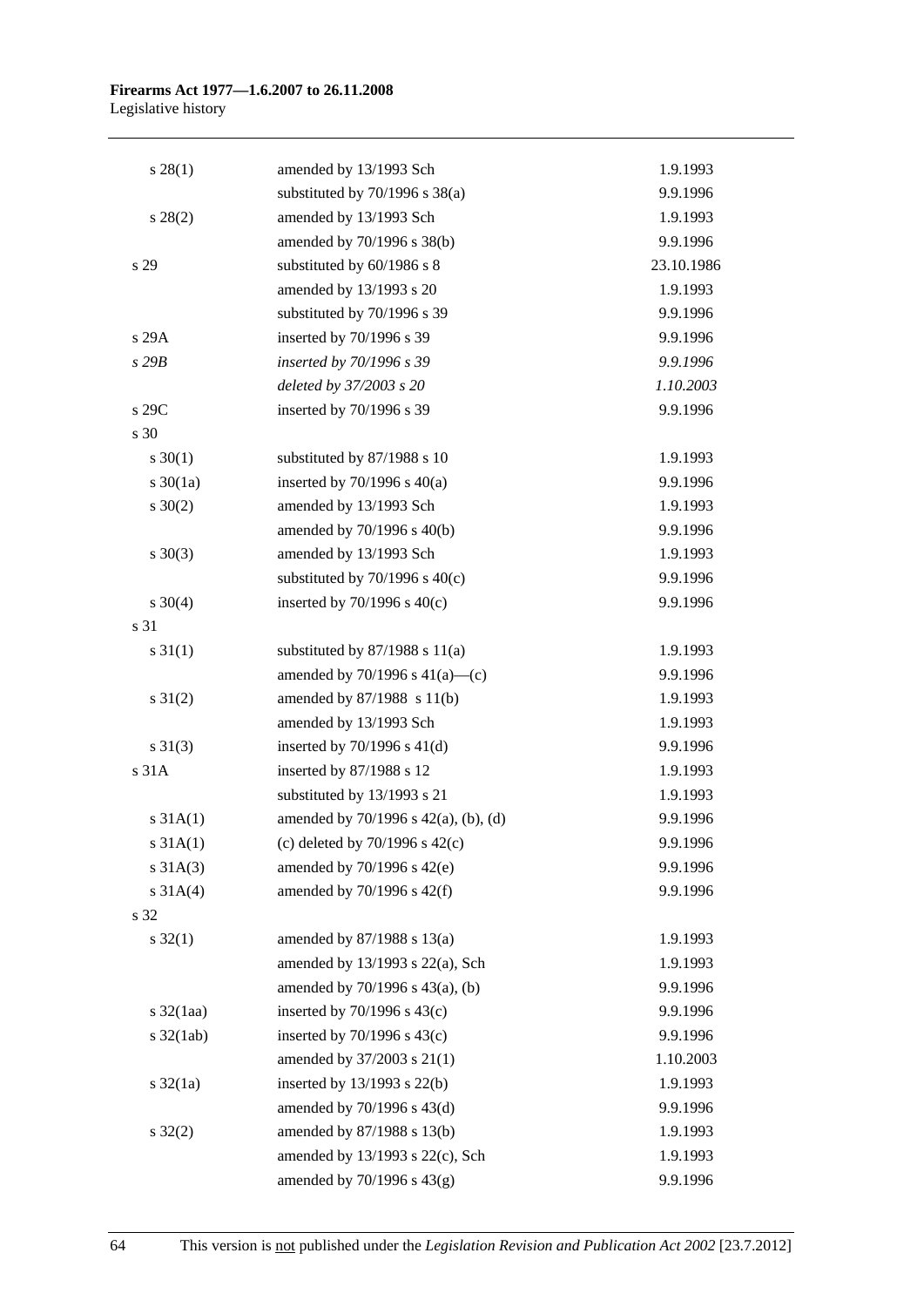| | | |
|---|---|---|
| s 28(1) | amended by 13/1993 Sch | 1.9.1993 |
| | substituted by 70/1996 s 38(a) | 9.9.1996 |
| s 28(2) | amended by 13/1993 Sch | 1.9.1993 |
| | amended by 70/1996 s 38(b) | 9.9.1996 |
| s 29 | substituted by 60/1986 s 8 | 23.10.1986 |
| | amended by 13/1993 s 20 | 1.9.1993 |
| | substituted by 70/1996 s 39 | 9.9.1996 |
| s 29A | inserted by 70/1996 s 39 | 9.9.1996 |
| *s 29B* | *inserted by 70/1996 s 39* | *9.9.1996* |
| | *deleted by 37/2003 s 20* | *1.10.2003* |
| s 29C | inserted by 70/1996 s 39 | 9.9.1996 |
| s 30 | | |
| s 30(1) | substituted by 87/1988 s 10 | 1.9.1993 |
| s 30(1a) | inserted by 70/1996 s 40(a) | 9.9.1996 |
| s 30(2) | amended by 13/1993 Sch | 1.9.1993 |
| | amended by 70/1996 s 40(b) | 9.9.1996 |
| s 30(3) | amended by 13/1993 Sch | 1.9.1993 |
| | substituted by 70/1996 s 40(c) | 9.9.1996 |
| s 30(4) | inserted by 70/1996 s 40(c) | 9.9.1996 |
| s 31 | | |
| s 31(1) | substituted by 87/1988 s 11(a) | 1.9.1993 |
| | amended by 70/1996 s 41(a)—(c) | 9.9.1996 |
| s 31(2) | amended by 87/1988 s 11(b) | 1.9.1993 |
| | amended by 13/1993 Sch | 1.9.1993 |
| s 31(3) | inserted by 70/1996 s 41(d) | 9.9.1996 |
| s 31A | inserted by 87/1988 s 12 | 1.9.1993 |
| | substituted by 13/1993 s 21 | 1.9.1993 |
| s 31A(1) | amended by 70/1996 s 42(a), (b), (d) | 9.9.1996 |
| s 31A(1) | (c) deleted by 70/1996 s 42(c) | 9.9.1996 |
| s 31A(3) | amended by 70/1996 s 42(e) | 9.9.1996 |
| s 31A(4) | amended by 70/1996 s 42(f) | 9.9.1996 |
| s 32 | | |
| s 32(1) | amended by 87/1988 s 13(a) | 1.9.1993 |
| | amended by 13/1993 s 22(a), Sch | 1.9.1993 |
| | amended by 70/1996 s 43(a), (b) | 9.9.1996 |
| s 32(1aa) | inserted by 70/1996 s 43(c) | 9.9.1996 |
| s 32(1ab) | inserted by 70/1996 s 43(c) | 9.9.1996 |
| | amended by 37/2003 s 21(1) | 1.10.2003 |
| s 32(1a) | inserted by 13/1993 s 22(b) | 1.9.1993 |
| | amended by 70/1996 s 43(d) | 9.9.1996 |
| s 32(2) | amended by 87/1988 s 13(b) | 1.9.1993 |
| | amended by 13/1993 s 22(c), Sch | 1.9.1993 |
| | amended by 70/1996 s 43(g) | 9.9.1996 |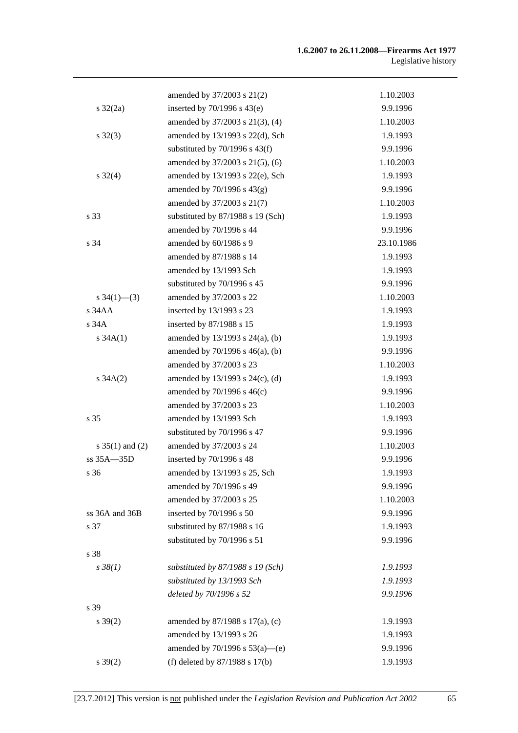| | | |
|---|---|---|
| | amended by 37/2003 s 21(2) | 1.10.2003 |
| s 32(2a) | inserted by 70/1996 s 43(e) | 9.9.1996 |
| | amended by 37/2003 s 21(3), (4) | 1.10.2003 |
| s 32(3) | amended by 13/1993 s 22(d), Sch | 1.9.1993 |
| | substituted by 70/1996 s 43(f) | 9.9.1996 |
| | amended by 37/2003 s 21(5), (6) | 1.10.2003 |
| s 32(4) | amended by 13/1993 s 22(e), Sch | 1.9.1993 |
| | amended by 70/1996 s 43(g) | 9.9.1996 |
| | amended by 37/2003 s 21(7) | 1.10.2003 |
| s 33 | substituted by 87/1988 s 19 (Sch) | 1.9.1993 |
| | amended by 70/1996 s 44 | 9.9.1996 |
| s 34 | amended by 60/1986 s 9 | 23.10.1986 |
| | amended by 87/1988 s 14 | 1.9.1993 |
| | amended by 13/1993 Sch | 1.9.1993 |
| | substituted by 70/1996 s 45 | 9.9.1996 |
| s 34(1)—(3) | amended by 37/2003 s 22 | 1.10.2003 |
| s 34AA | inserted by 13/1993 s 23 | 1.9.1993 |
| s 34A | inserted by 87/1988 s 15 | 1.9.1993 |
| s 34A(1) | amended by 13/1993 s 24(a), (b) | 1.9.1993 |
| | amended by 70/1996 s 46(a), (b) | 9.9.1996 |
| | amended by 37/2003 s 23 | 1.10.2003 |
| s 34A(2) | amended by 13/1993 s 24(c), (d) | 1.9.1993 |
| | amended by 70/1996 s 46(c) | 9.9.1996 |
| | amended by 37/2003 s 23 | 1.10.2003 |
| s 35 | amended by 13/1993 Sch | 1.9.1993 |
| | substituted by 70/1996 s 47 | 9.9.1996 |
| s 35(1) and (2) | amended by 37/2003 s 24 | 1.10.2003 |
| ss 35A—35D | inserted by 70/1996 s 48 | 9.9.1996 |
| s 36 | amended by 13/1993 s 25, Sch | 1.9.1993 |
| | amended by 70/1996 s 49 | 9.9.1996 |
| | amended by 37/2003 s 25 | 1.10.2003 |
| ss 36A and 36B | inserted by 70/1996 s 50 | 9.9.1996 |
| s 37 | substituted by 87/1988 s 16 | 1.9.1993 |
| | substituted by 70/1996 s 51 | 9.9.1996 |
| s 38 | | |
| *s 38(1)* | *substituted by 87/1988 s 19 (Sch)* | *1.9.1993* |
| | *substituted by 13/1993 Sch* | *1.9.1993* |
| | *deleted by 70/1996 s 52* | *9.9.1996* |
| s 39 | | |
| s 39(2) | amended by 87/1988 s 17(a), (c) | 1.9.1993 |
| | amended by 13/1993 s 26 | 1.9.1993 |
| | amended by 70/1996 s 53(a)—(e) | 9.9.1996 |
| s 39(2) | (f) deleted by 87/1988 s 17(b) | 1.9.1993 |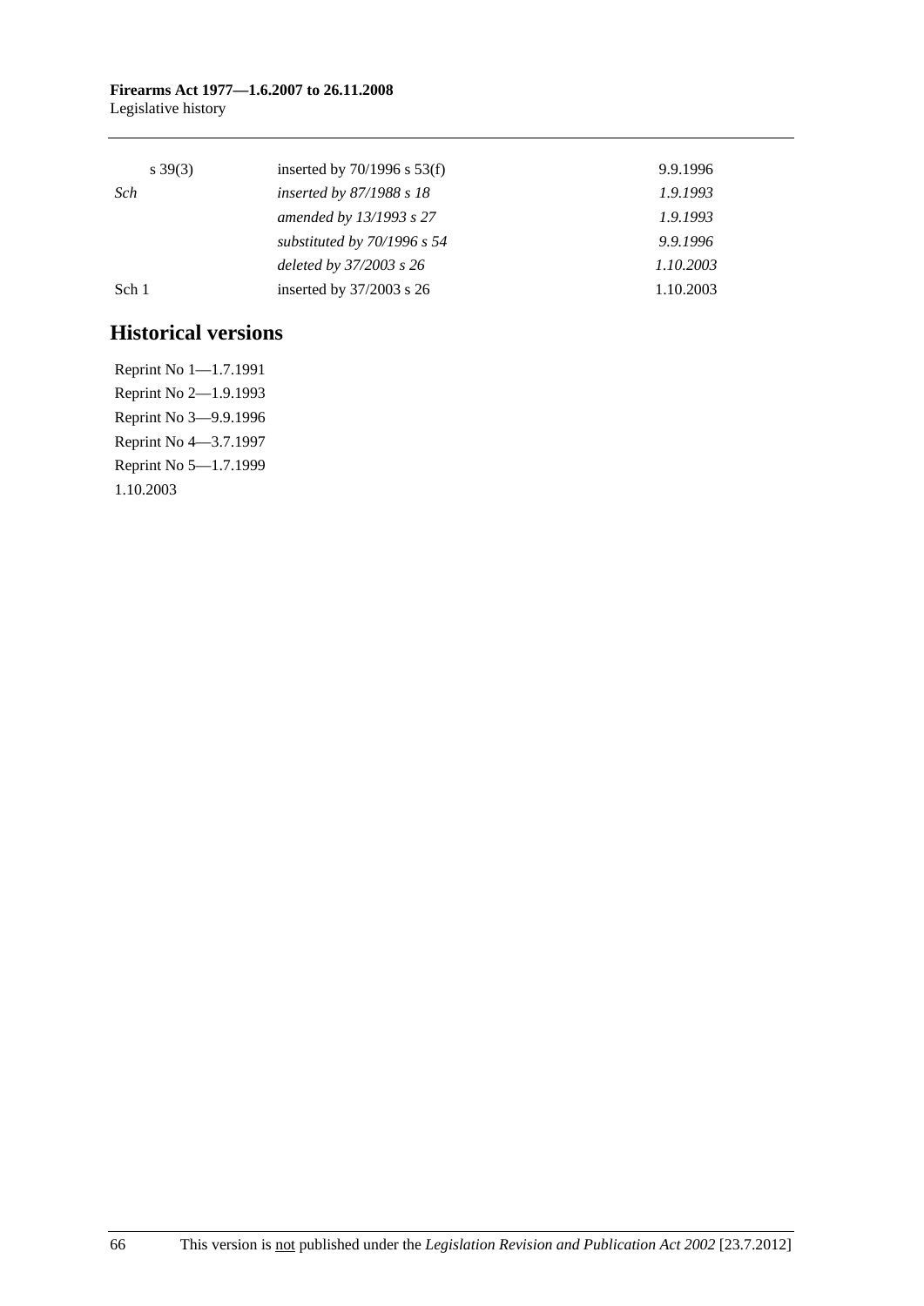| | | |
|---|---|---|
| s 39(3) | inserted by 70/1996 s 53(f) | 9.9.1996 |
| *Sch* | *inserted by 87/1988 s 18* | *1.9.1993* |
| | *amended by 13/1993 s 27* | *1.9.1993* |
| | *substituted by 70/1996 s 54* | *9.9.1996* |
| | *deleted by 37/2003 s 26* | *1.10.2003* |
| Sch 1 | inserted by 37/2003 s 26 | 1.10.2003 |

## Historical versions

Reprint No 1—1.7.1991

Reprint No 2—1.9.1993

Reprint No 3—9.9.1996

Reprint No 4—3.7.1997

Reprint No 5—1.7.1999

1.10.2003